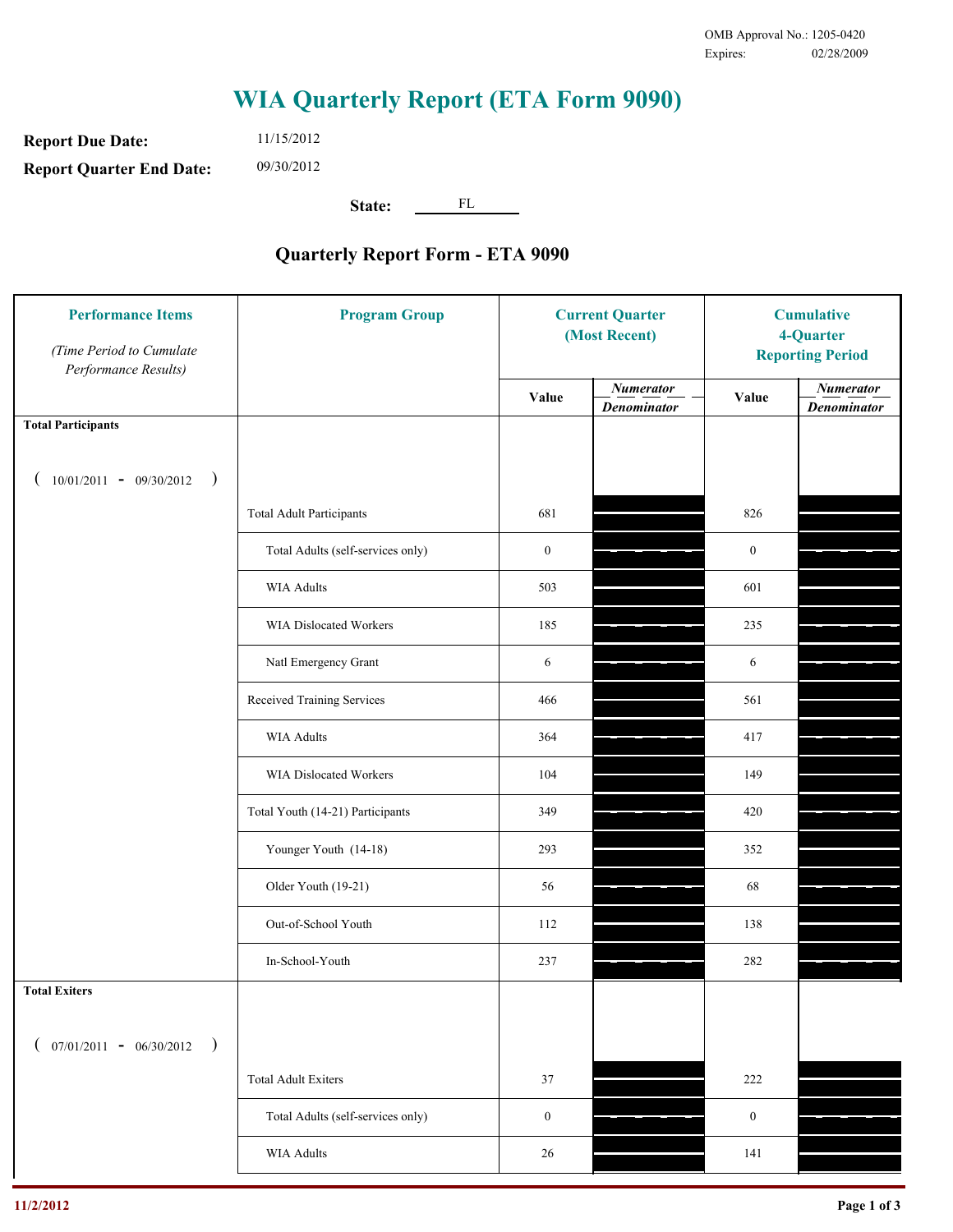OMB Approval No.: 1205-0420
Expires: 02/28/2009

# WIA Quarterly Report (ETA Form 9090)

**Report Due Date:** 11/15/2012

**Report Quarter End Date:** 09/30/2012

**State:** FL

## Quarterly Report Form - ETA 9090

| Performance Items *(Time Period to Cumulate Performance Results)* | Program Group | Current Quarter (Most Recent) Value | Current Quarter *Numerator / Denominator* | Cumulative 4-Quarter Reporting Period Value | Cumulative *Numerator / Denominator* |
|---|---|---|---|---|---|
| **Total Participants** ( 10/01/2011 - 09/30/2012 ) | | | | | |
| | Total Adult Participants | 681 | | 826 | |
| | Total Adults (self-services only) | 0 | | 0 | |
| | WIA Adults | 503 | | 601 | |
| | WIA Dislocated Workers | 185 | | 235 | |
| | Natl Emergency Grant | 6 | | 6 | |
| | Received Training Services | 466 | | 561 | |
| | WIA Adults | 364 | | 417 | |
| | WIA Dislocated Workers | 104 | | 149 | |
| | Total Youth (14-21) Participants | 349 | | 420 | |
| | Younger Youth (14-18) | 293 | | 352 | |
| | Older Youth (19-21) | 56 | | 68 | |
| | Out-of-School Youth | 112 | | 138 | |
| | In-School-Youth | 237 | | 282 | |
| **Total Exiters** ( 07/01/2011 - 06/30/2012 ) | | | | | |
| | Total Adult Exiters | 37 | | 222 | |
| | Total Adults (self-services only) | 0 | | 0 | |
| | WIA Adults | 26 | | 141 | |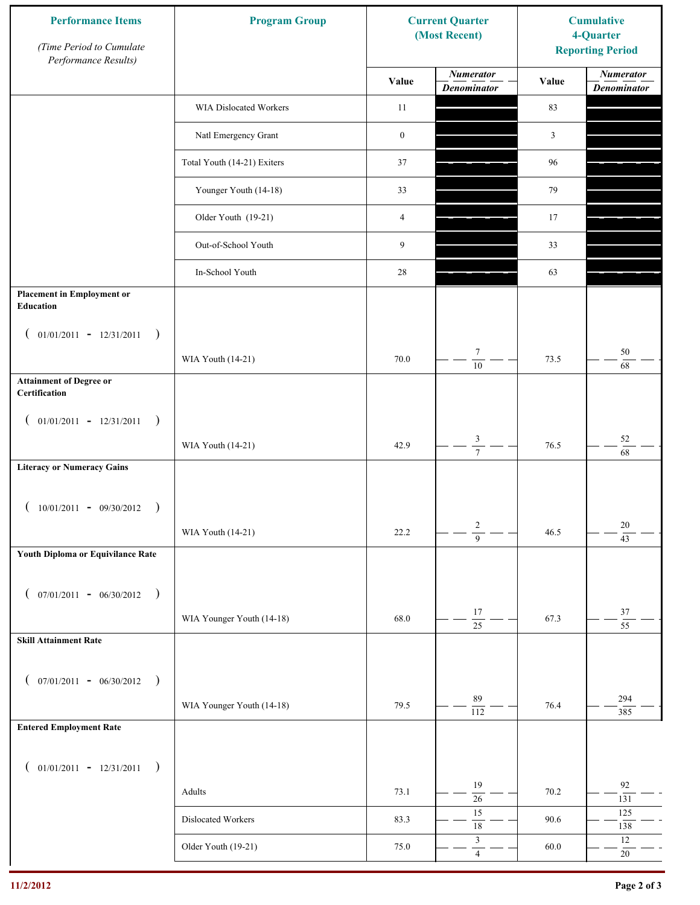| Performance Items<br>*(Time Period to Cumulate Performance Results)* | Program Group | Current Quarter (Most Recent) | | Cumulative 4-Quarter Reporting Period | |
|---|---|---|---|---|---|
| | | Value | *Numerator / Denominator* | Value | *Numerator / Denominator* |
| | WIA Dislocated Workers | 11 | | 83 | |
| | Natl Emergency Grant | 0 | | 3 | |
| | Total Youth (14-21) Exiters | 37 | | 96 | |
| | Younger Youth (14-18) | 33 | | 79 | |
| | Older Youth (19-21) | 4 | | 17 | |
| | Out-of-School Youth | 9 | | 33 | |
| | In-School Youth | 28 | | 63 | |
| **Placement in Employment or Education** ( 01/01/2011 - 12/31/2011 ) | WIA Youth (14-21) | 70.0 | 7 / 10 | 73.5 | 50 / 68 |
| **Attainment of Degree or Certification** ( 01/01/2011 - 12/31/2011 ) | WIA Youth (14-21) | 42.9 | 3 / 7 | 76.5 | 52 / 68 |
| **Literacy or Numeracy Gains** ( 10/01/2011 - 09/30/2012 ) | WIA Youth (14-21) | 22.2 | 2 / 9 | 46.5 | 20 / 43 |
| **Youth Diploma or Equivilance Rate** ( 07/01/2011 - 06/30/2012 ) | WIA Younger Youth (14-18) | 68.0 | 17 / 25 | 67.3 | 37 / 55 |
| **Skill Attainment Rate** ( 07/01/2011 - 06/30/2012 ) | WIA Younger Youth (14-18) | 79.5 | 89 / 112 | 76.4 | 294 / 385 |
| **Entered Employment Rate** ( 01/01/2011 - 12/31/2011 ) | Adults | 73.1 | 19 / 26 | 70.2 | 92 / 131 |
| | Dislocated Workers | 83.3 | 15 / 18 | 90.6 | 125 / 138 |
| | Older Youth (19-21) | 75.0 | 3 / 4 | 60.0 | 12 / 20 |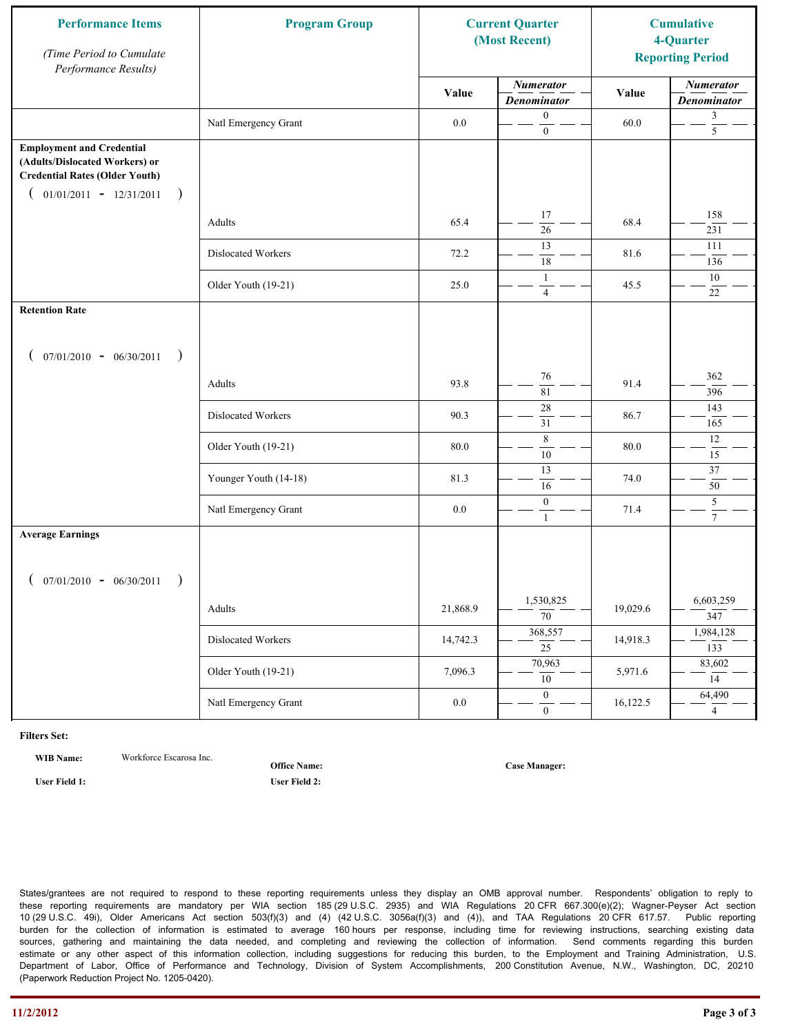| Performance Items *(Time Period to Cumulate Performance Results)* | Program Group | Current Quarter (Most Recent) | | Cumulative 4-Quarter Reporting Period | |
|---|---|---|---|---|---|
| | | Value | Numerator / Denominator | Value | Numerator / Denominator |
| | Natl Emergency Grant | 0.0 | 0 / 0 | 60.0 | 3 / 5 |
| **Employment and Credential (Adults/Dislocated Workers) or Credential Rates (Older Youth)** ( 01/01/2011 - 12/31/2011 ) | Adults | 65.4 | 17 / 26 | 68.4 | 158 / 231 |
| | Dislocated Workers | 72.2 | 13 / 18 | 81.6 | 111 / 136 |
| | Older Youth (19-21) | 25.0 | 1 / 4 | 45.5 | 10 / 22 |
| **Retention Rate** ( 07/01/2010 - 06/30/2011 ) | Adults | 93.8 | 76 / 81 | 91.4 | 362 / 396 |
| | Dislocated Workers | 90.3 | 28 / 31 | 86.7 | 143 / 165 |
| | Older Youth (19-21) | 80.0 | 8 / 10 | 80.0 | 12 / 15 |
| | Younger Youth (14-18) | 81.3 | 13 / 16 | 74.0 | 37 / 50 |
| | Natl Emergency Grant | 0.0 | 0 / 1 | 71.4 | 5 / 7 |
| **Average Earnings** ( 07/01/2010 - 06/30/2011 ) | Adults | 21,868.9 | 1,530,825 / 70 | 19,029.6 | 6,603,259 / 347 |
| | Dislocated Workers | 14,742.3 | 368,557 / 25 | 14,918.3 | 1,984,128 / 133 |
| | Older Youth (19-21) | 7,096.3 | 70,963 / 10 | 5,971.6 | 83,602 / 14 |
| | Natl Emergency Grant | 0.0 | 0 / 0 | 16,122.5 | 64,490 / 4 |

**Filters Set:**

**WIB Name:** Workforce Escarosa Inc. **Office Name:** **Case Manager:**

**User Field 1:** **User Field 2:**

States/grantees are not required to respond to these reporting requirements unless they display an OMB approval number. Respondents' obligation to reply to these reporting requirements are mandatory per WIA section 185 (29 U.S.C. 2935) and WIA Regulations 20 CFR 667.300(e)(2); Wagner-Peyser Act section 10 (29 U.S.C. 49i), Older Americans Act section 503(f)(3) and (4) (42 U.S.C. 3056a(f)(3) and (4)), and TAA Regulations 20 CFR 617.57. Public reporting burden for the collection of information is estimated to average 160 hours per response, including time for reviewing instructions, searching existing data sources, gathering and maintaining the data needed, and completing and reviewing the collection of information. Send comments regarding this burden estimate or any other aspect of this information collection, including suggestions for reducing this burden, to the Employment and Training Administration, U.S. Department of Labor, Office of Performance and Technology, Division of System Accomplishments, 200 Constitution Avenue, N.W., Washington, DC, 20210 (Paperwork Reduction Project No. 1205-0420).

11/2/2012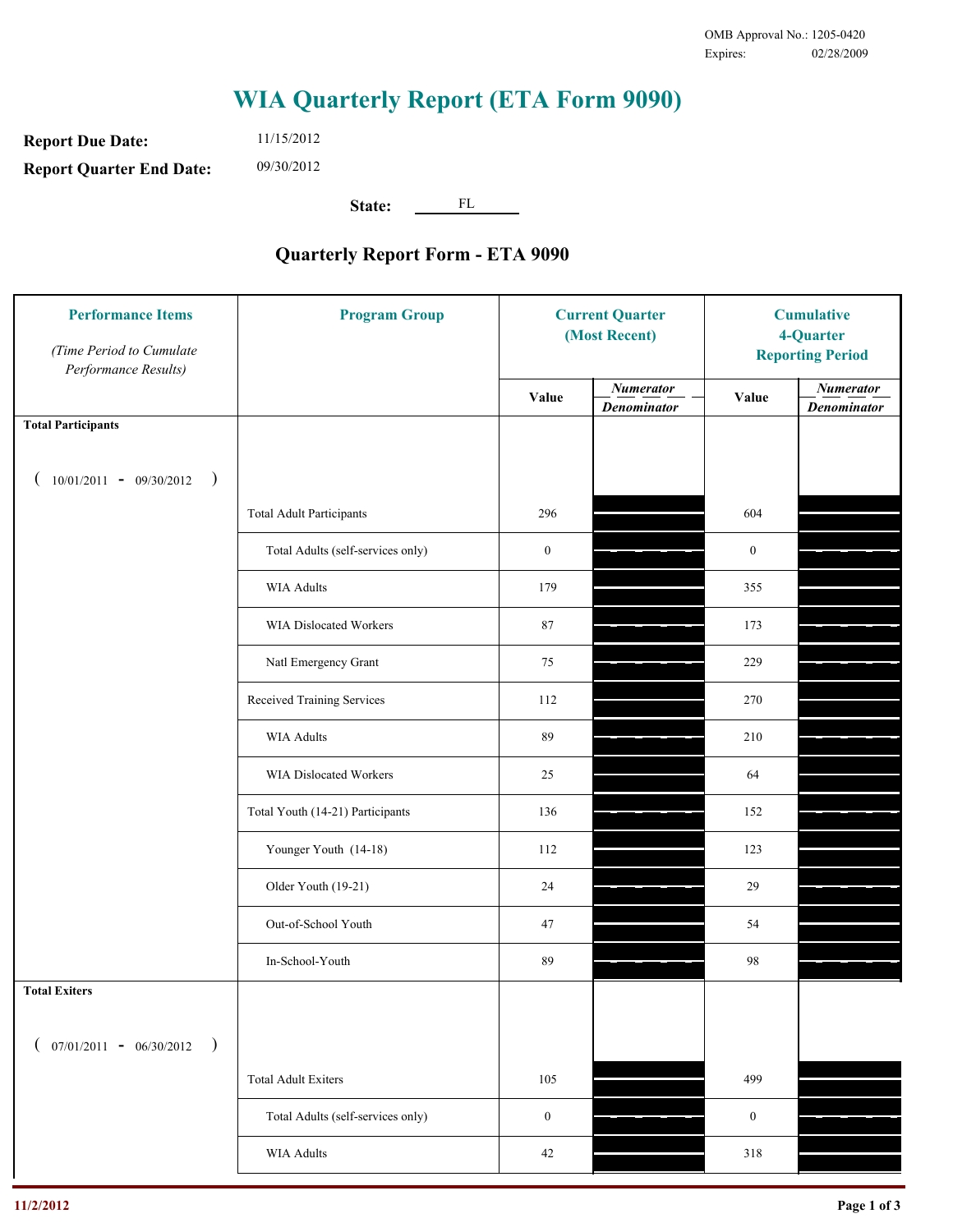OMB Approval No.: 1205-0420
Expires: 02/28/2009

# WIA Quarterly Report (ETA Form 9090)

**Report Due Date:** 11/15/2012

**Report Quarter End Date:** 09/30/2012

**State:** FL

## Quarterly Report Form - ETA 9090

| Performance Items *(Time Period to Cumulate Performance Results)* | Program Group | Current Quarter (Most Recent) Value | Current Quarter *Numerator / Denominator* | Cumulative 4-Quarter Reporting Period Value | Cumulative 4-Quarter *Numerator / Denominator* |
|---|---|---|---|---|---|
| **Total Participants** ( 10/01/2011 - 09/30/2012 ) | | | | | |
| | Total Adult Participants | 296 | | 604 | |
| | Total Adults (self-services only) | 0 | | 0 | |
| | WIA Adults | 179 | | 355 | |
| | WIA Dislocated Workers | 87 | | 173 | |
| | Natl Emergency Grant | 75 | | 229 | |
| | Received Training Services | 112 | | 270 | |
| | WIA Adults | 89 | | 210 | |
| | WIA Dislocated Workers | 25 | | 64 | |
| | Total Youth (14-21) Participants | 136 | | 152 | |
| | Younger Youth (14-18) | 112 | | 123 | |
| | Older Youth (19-21) | 24 | | 29 | |
| | Out-of-School Youth | 47 | | 54 | |
| | In-School-Youth | 89 | | 98 | |
| **Total Exiters** ( 07/01/2011 - 06/30/2012 ) | | | | | |
| | Total Adult Exiters | 105 | | 499 | |
| | Total Adults (self-services only) | 0 | | 0 | |
| | WIA Adults | 42 | | 318 | |

11/2/2012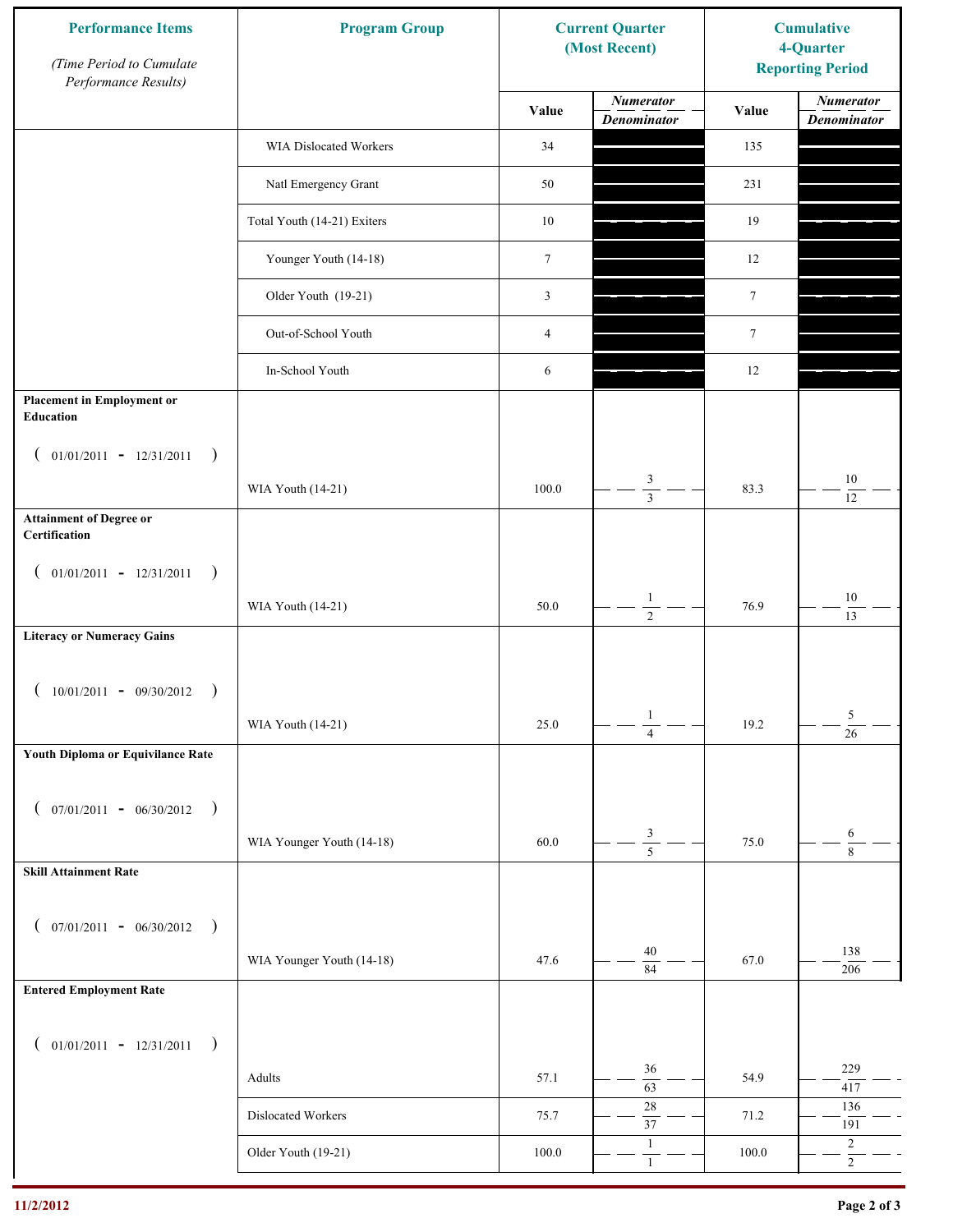| Performance Items<br>*(Time Period to Cumulate Performance Results)* | Program Group | Current Quarter (Most Recent) | | Cumulative 4-Quarter Reporting Period | |
|---|---|---|---|---|---|
| | | Value | *Numerator* / *Denominator* | Value | *Numerator* / *Denominator* |
| | WIA Dislocated Workers | 34 | | 135 | |
| | Natl Emergency Grant | 50 | | 231 | |
| | Total Youth (14-21) Exiters | 10 | | 19 | |
| | Younger Youth (14-18) | 7 | | 12 | |
| | Older Youth (19-21) | 3 | | 7 | |
| | Out-of-School Youth | 4 | | 7 | |
| | In-School Youth | 6 | | 12 | |
| **Placement in Employment or Education** ( 01/01/2011 - 12/31/2011 ) | WIA Youth (14-21) | 100.0 | 3 / 3 | 83.3 | 10 / 12 |
| **Attainment of Degree or Certification** ( 01/01/2011 - 12/31/2011 ) | WIA Youth (14-21) | 50.0 | 1 / 2 | 76.9 | 10 / 13 |
| **Literacy or Numeracy Gains** ( 10/01/2011 - 09/30/2012 ) | WIA Youth (14-21) | 25.0 | 1 / 4 | 19.2 | 5 / 26 |
| **Youth Diploma or Equivilance Rate** ( 07/01/2011 - 06/30/2012 ) | WIA Younger Youth (14-18) | 60.0 | 3 / 5 | 75.0 | 6 / 8 |
| **Skill Attainment Rate** ( 07/01/2011 - 06/30/2012 ) | WIA Younger Youth (14-18) | 47.6 | 40 / 84 | 67.0 | 138 / 206 |
| **Entered Employment Rate** ( 01/01/2011 - 12/31/2011 ) | Adults | 57.1 | 36 / 63 | 54.9 | 229 / 417 |
| | Dislocated Workers | 75.7 | 28 / 37 | 71.2 | 136 / 191 |
| | Older Youth (19-21) | 100.0 | 1 / 1 | 100.0 | 2 / 2 |

11/2/2012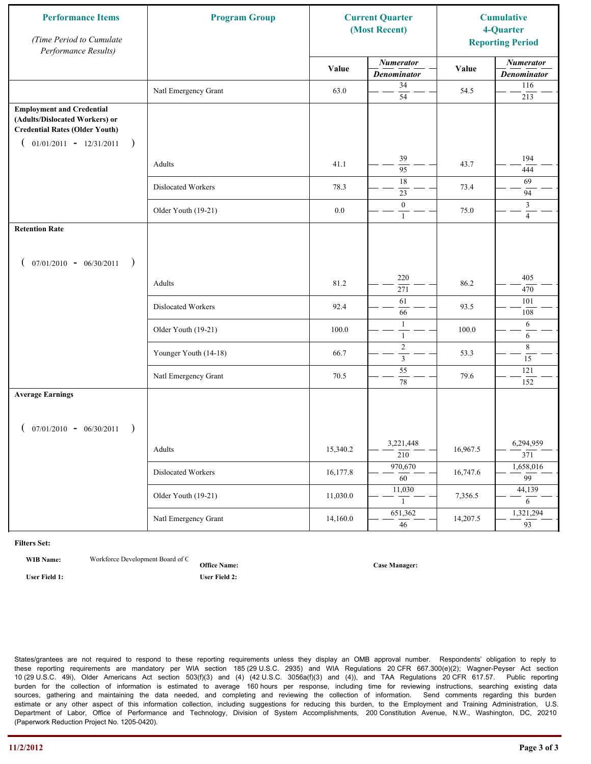| Performance Items<br>*(Time Period to Cumulate Performance Results)* | Program Group | Current Quarter (Most Recent) | | Cumulative 4-Quarter Reporting Period | |
|---|---|---|---|---|---|
| | | Value | *Numerator* / *Denominator* | Value | *Numerator* / *Denominator* |
| | Natl Emergency Grant | 63.0 | 34 / 54 | 54.5 | 116 / 213 |
| **Employment and Credential (Adults/Dislocated Workers) or Credential Rates (Older Youth)** ( 01/01/2011 - 12/31/2011 ) | Adults | 41.1 | 39 / 95 | 43.7 | 194 / 444 |
| | Dislocated Workers | 78.3 | 18 / 23 | 73.4 | 69 / 94 |
| | Older Youth (19-21) | 0.0 | 0 / 1 | 75.0 | 3 / 4 |
| **Retention Rate** ( 07/01/2010 - 06/30/2011 ) | Adults | 81.2 | 220 / 271 | 86.2 | 405 / 470 |
| | Dislocated Workers | 92.4 | 61 / 66 | 93.5 | 101 / 108 |
| | Older Youth (19-21) | 100.0 | 1 / 1 | 100.0 | 6 / 6 |
| | Younger Youth (14-18) | 66.7 | 2 / 3 | 53.3 | 8 / 15 |
| | Natl Emergency Grant | 70.5 | 55 / 78 | 79.6 | 121 / 152 |
| **Average Earnings** ( 07/01/2010 - 06/30/2011 ) | Adults | 15,340.2 | 3,221,448 / 210 | 16,967.5 | 6,294,959 / 371 |
| | Dislocated Workers | 16,177.8 | 970,670 / 60 | 16,747.6 | 1,658,016 / 99 |
| | Older Youth (19-21) | 11,030.0 | 11,030 / 1 | 7,356.5 | 44,139 / 6 |
| | Natl Emergency Grant | 14,160.0 | 651,362 / 46 | 14,207.5 | 1,321,294 / 93 |

**Filters Set:**

**WIB Name:** Workforce Development Board of C **Office Name:** **Case Manager:**

**User Field 1:** **User Field 2:**

States/grantees are not required to respond to these reporting requirements unless they display an OMB approval number. Respondents' obligation to reply to these reporting requirements are mandatory per WIA section 185 (29 U.S.C. 2935) and WIA Regulations 20 CFR 667.300(e)(2); Wagner-Peyser Act section 10 (29 U.S.C. 49i), Older Americans Act section 503(f)(3) and (4) (42 U.S.C. 3056a(f)(3) and (4)), and TAA Regulations 20 CFR 617.57. Public reporting burden for the collection of information is estimated to average 160 hours per response, including time for reviewing instructions, searching existing data sources, gathering and maintaining the data needed, and completing and reviewing the collection of information. Send comments regarding this burden estimate or any other aspect of this information collection, including suggestions for reducing this burden, to the Employment and Training Administration, U.S. Department of Labor, Office of Performance and Technology, Division of System Accomplishments, 200 Constitution Avenue, N.W., Washington, DC, 20210 (Paperwork Reduction Project No. 1205-0420).

11/2/2012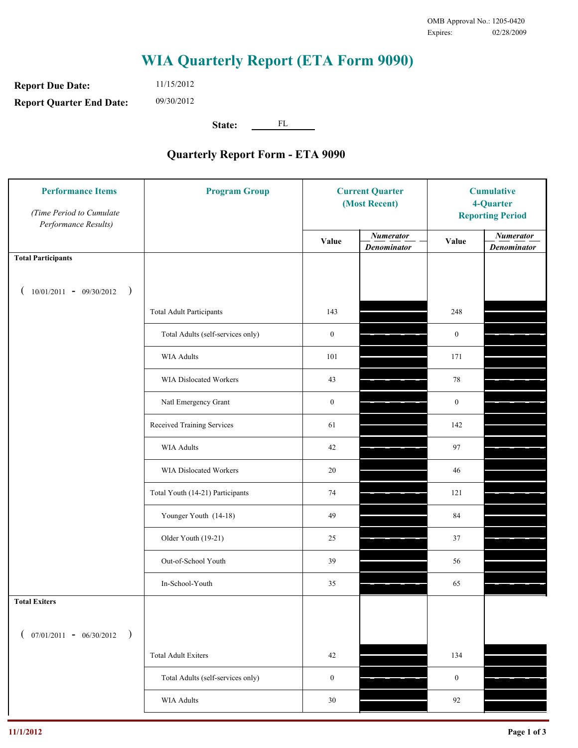OMB Approval No.: 1205-0420
Expires: 02/28/2009

# WIA Quarterly Report (ETA Form 9090)

**Report Due Date:** 11/15/2012

**Report Quarter End Date:** 09/30/2012

**State:** FL

## Quarterly Report Form - ETA 9090

| Performance Items *(Time Period to Cumulate Performance Results)* | Program Group | Current Quarter (Most Recent) Value | Current Quarter *Numerator / Denominator* | Cumulative 4-Quarter Reporting Period Value | Cumulative 4-Quarter *Numerator / Denominator* |
|---|---|---|---|---|---|
| **Total Participants** ( 10/01/2011 - 09/30/2012 ) | | | | | |
| | Total Adult Participants | 143 | | 248 | |
| | Total Adults (self-services only) | 0 | | 0 | |
| | WIA Adults | 101 | | 171 | |
| | WIA Dislocated Workers | 43 | | 78 | |
| | Natl Emergency Grant | 0 | | 0 | |
| | Received Training Services | 61 | | 142 | |
| | WIA Adults | 42 | | 97 | |
| | WIA Dislocated Workers | 20 | | 46 | |
| | Total Youth (14-21) Participants | 74 | | 121 | |
| | Younger Youth (14-18) | 49 | | 84 | |
| | Older Youth (19-21) | 25 | | 37 | |
| | Out-of-School Youth | 39 | | 56 | |
| | In-School-Youth | 35 | | 65 | |
| **Total Exiters** ( 07/01/2011 - 06/30/2012 ) | | | | | |
| | Total Adult Exiters | 42 | | 134 | |
| | Total Adults (self-services only) | 0 | | 0 | |
| | WIA Adults | 30 | | 92 | |

11/1/2012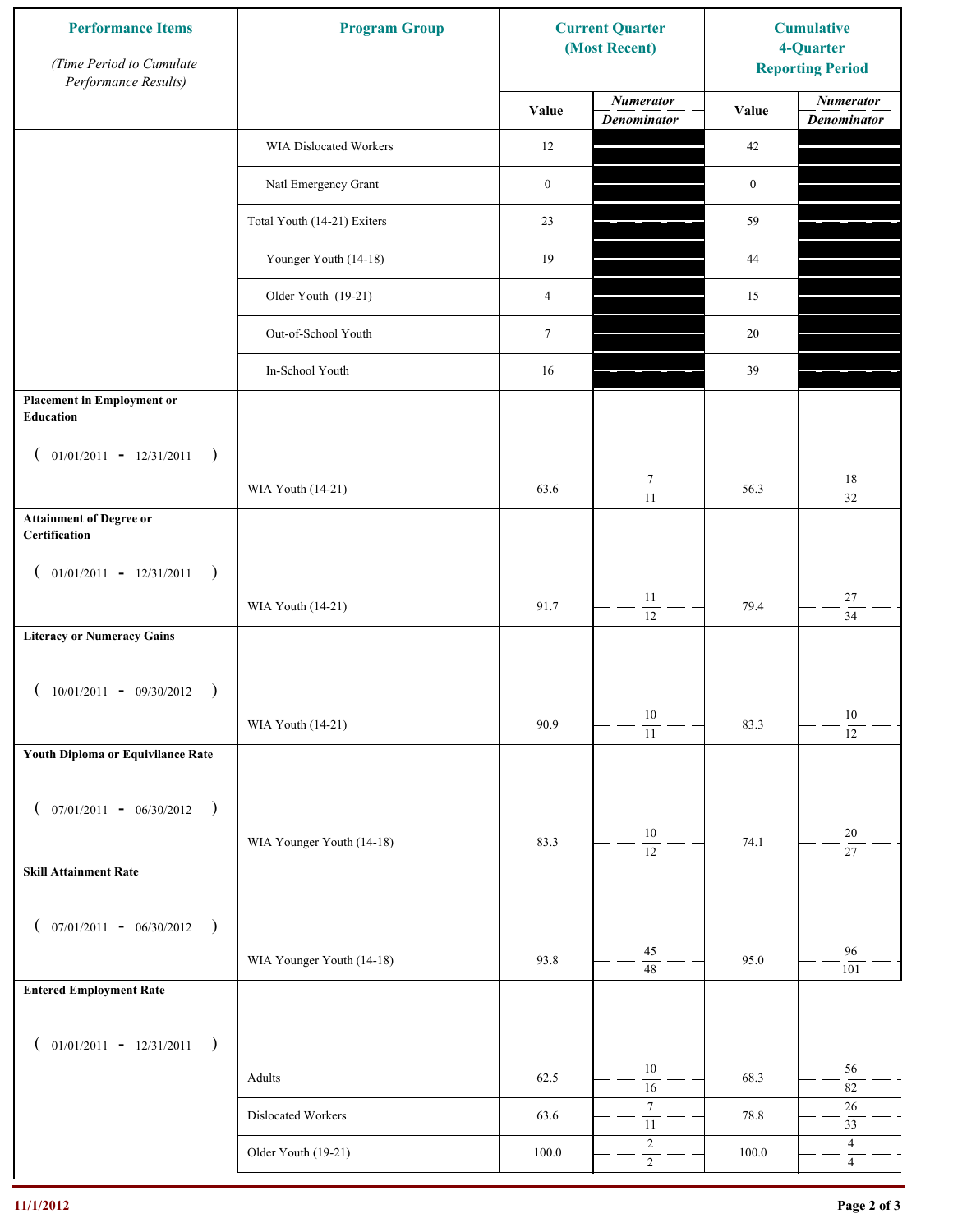| Performance Items *(Time Period to Cumulate Performance Results)* | Program Group | Current Quarter (Most Recent) Value | Current Quarter Numerator / Denominator | Cumulative 4-Quarter Reporting Period Value | Cumulative Numerator / Denominator |
|---|---|---|---|---|---|
| | WIA Dislocated Workers | 12 | | 42 | |
| | Natl Emergency Grant | 0 | | 0 | |
| | Total Youth (14-21) Exiters | 23 | | 59 | |
| | Younger Youth (14-18) | 19 | | 44 | |
| | Older Youth (19-21) | 4 | | 15 | |
| | Out-of-School Youth | 7 | | 20 | |
| | In-School Youth | 16 | | 39 | |
| **Placement in Employment or Education** ( 01/01/2011 - 12/31/2011 ) | WIA Youth (14-21) | 63.6 | 7 / 11 | 56.3 | 18 / 32 |
| **Attainment of Degree or Certification** ( 01/01/2011 - 12/31/2011 ) | WIA Youth (14-21) | 91.7 | 11 / 12 | 79.4 | 27 / 34 |
| **Literacy or Numeracy Gains** ( 10/01/2011 - 09/30/2012 ) | WIA Youth (14-21) | 90.9 | 10 / 11 | 83.3 | 10 / 12 |
| **Youth Diploma or Equivilance Rate** ( 07/01/2011 - 06/30/2012 ) | WIA Younger Youth (14-18) | 83.3 | 10 / 12 | 74.1 | 20 / 27 |
| **Skill Attainment Rate** ( 07/01/2011 - 06/30/2012 ) | WIA Younger Youth (14-18) | 93.8 | 45 / 48 | 95.0 | 96 / 101 |
| **Entered Employment Rate** ( 01/01/2011 - 12/31/2011 ) | Adults | 62.5 | 10 / 16 | 68.3 | 56 / 82 |
| | Dislocated Workers | 63.6 | 7 / 11 | 78.8 | 26 / 33 |
| | Older Youth (19-21) | 100.0 | 2 / 2 | 100.0 | 4 / 4 |

11/1/2012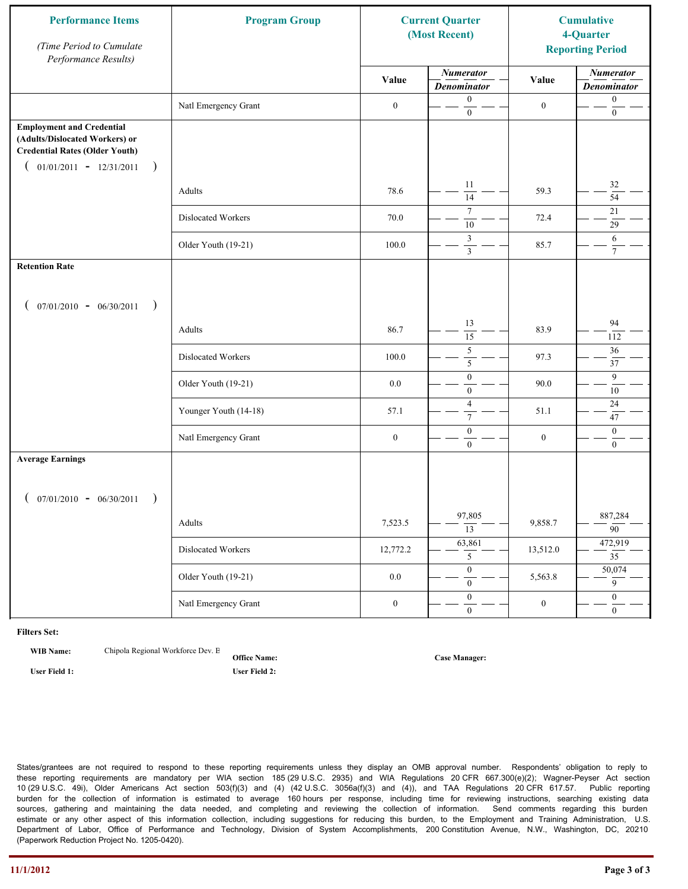| Performance Items *(Time Period to Cumulate Performance Results)* | Program Group | Current Quarter (Most Recent) | | Cumulative 4-Quarter Reporting Period | |
|---|---|---|---|---|---|
| | | Value | *Numerator* / *Denominator* | Value | *Numerator* / *Denominator* |
| | Natl Emergency Grant | 0 | 0 / 0 | 0 | 0 / 0 |
| **Employment and Credential (Adults/Dislocated Workers) or Credential Rates (Older Youth)** ( 01/01/2011 - 12/31/2011 ) | | | | | |
| | Adults | 78.6 | 11 / 14 | 59.3 | 32 / 54 |
| | Dislocated Workers | 70.0 | 7 / 10 | 72.4 | 21 / 29 |
| | Older Youth (19-21) | 100.0 | 3 / 3 | 85.7 | 6 / 7 |
| **Retention Rate** ( 07/01/2010 - 06/30/2011 ) | | | | | |
| | Adults | 86.7 | 13 / 15 | 83.9 | 94 / 112 |
| | Dislocated Workers | 100.0 | 5 / 5 | 97.3 | 36 / 37 |
| | Older Youth (19-21) | 0.0 | 0 / 0 | 90.0 | 9 / 10 |
| | Younger Youth (14-18) | 57.1 | 4 / 7 | 51.1 | 24 / 47 |
| | Natl Emergency Grant | 0 | 0 / 0 | 0 | 0 / 0 |
| **Average Earnings** ( 07/01/2010 - 06/30/2011 ) | | | | | |
| | Adults | 7,523.5 | 97,805 / 13 | 9,858.7 | 887,284 / 90 |
| | Dislocated Workers | 12,772.2 | 63,861 / 5 | 13,512.0 | 472,919 / 35 |
| | Older Youth (19-21) | 0.0 | 0 / 0 | 5,563.8 | 50,074 / 9 |
| | Natl Emergency Grant | 0 | 0 / 0 | 0 | 0 / 0 |

**Filters Set:**

**WIB Name:** Chipola Regional Workforce Dev. B **Office Name:** **Case Manager:**

**User Field 1:** **User Field 2:**

States/grantees are not required to respond to these reporting requirements unless they display an OMB approval number. Respondents' obligation to reply to these reporting requirements are mandatory per WIA section 185 (29 U.S.C. 2935) and WIA Regulations 20 CFR 667.300(e)(2); Wagner-Peyser Act section 10 (29 U.S.C. 49i), Older Americans Act section 503(f)(3) and (4) (42 U.S.C. 3056a(f)(3) and (4)), and TAA Regulations 20 CFR 617.57. Public reporting burden for the collection of information is estimated to average 160 hours per response, including time for reviewing instructions, searching existing data sources, gathering and maintaining the data needed, and completing and reviewing the collection of information. Send comments regarding this burden estimate or any other aspect of this information collection, including suggestions for reducing this burden, to the Employment and Training Administration, U.S. Department of Labor, Office of Performance and Technology, Division of System Accomplishments, 200 Constitution Avenue, N.W., Washington, DC, 20210 (Paperwork Reduction Project No. 1205-0420).

11/1/2012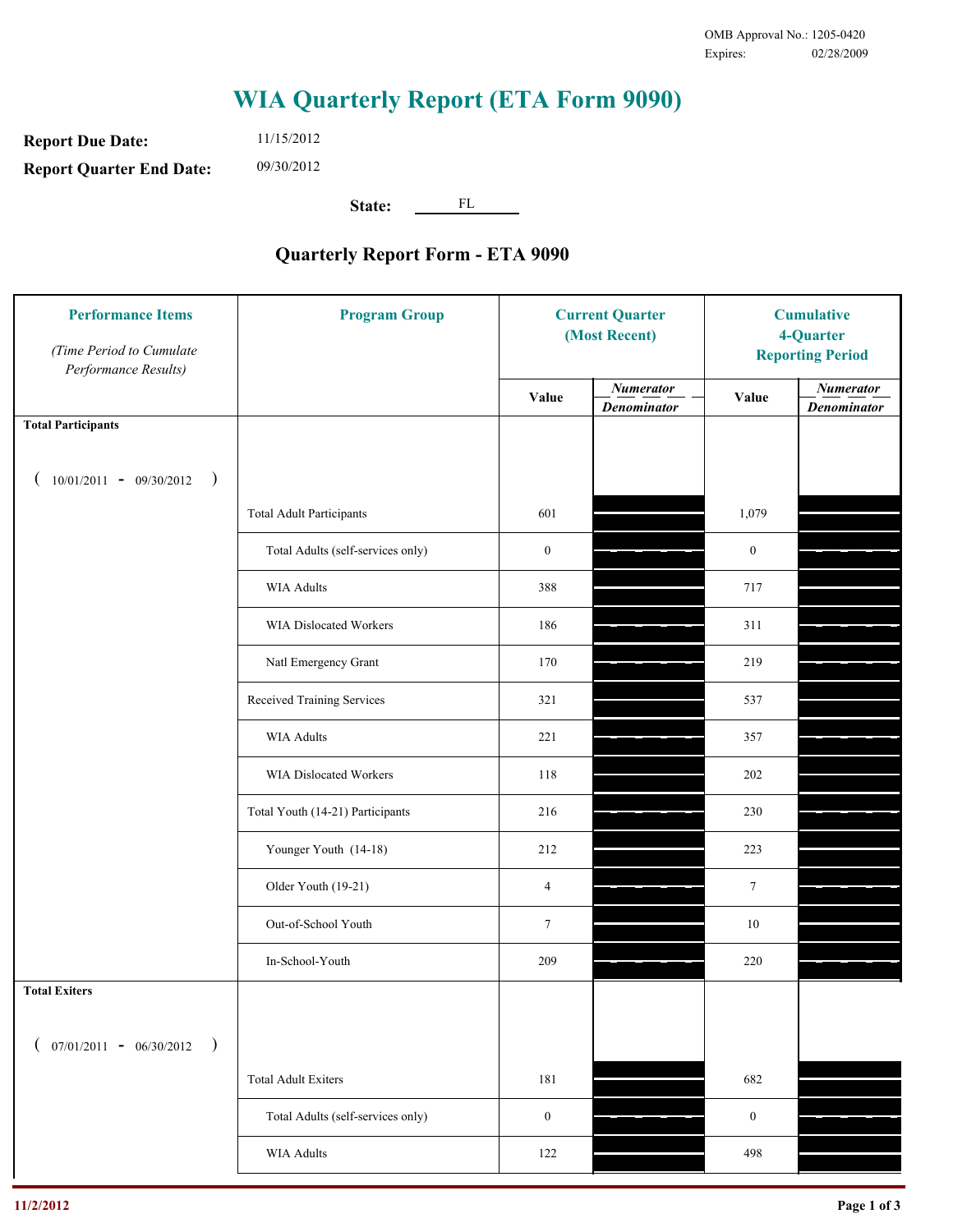OMB Approval No.: 1205-0420
Expires: 02/28/2009

# WIA Quarterly Report (ETA Form 9090)

**Report Due Date:** 11/15/2012

**Report Quarter End Date:** 09/30/2012

**State:** FL

## Quarterly Report Form - ETA 9090

| Performance Items *(Time Period to Cumulate Performance Results)* | Program Group | Current Quarter (Most Recent) Value | Current Quarter *Numerator / Denominator* | Cumulative 4-Quarter Reporting Period Value | Cumulative *Numerator / Denominator* |
|---|---|---|---|---|---|
| **Total Participants** ( 10/01/2011 - 09/30/2012 ) | | | | | |
| | Total Adult Participants | 601 | | 1,079 | |
| | Total Adults (self-services only) | 0 | | 0 | |
| | WIA Adults | 388 | | 717 | |
| | WIA Dislocated Workers | 186 | | 311 | |
| | Natl Emergency Grant | 170 | | 219 | |
| | Received Training Services | 321 | | 537 | |
| | WIA Adults | 221 | | 357 | |
| | WIA Dislocated Workers | 118 | | 202 | |
| | Total Youth (14-21) Participants | 216 | | 230 | |
| | Younger Youth (14-18) | 212 | | 223 | |
| | Older Youth (19-21) | 4 | | 7 | |
| | Out-of-School Youth | 7 | | 10 | |
| | In-School-Youth | 209 | | 220 | |
| **Total Exiters** ( 07/01/2011 - 06/30/2012 ) | | | | | |
| | Total Adult Exiters | 181 | | 682 | |
| | Total Adults (self-services only) | 0 | | 0 | |
| | WIA Adults | 122 | | 498 | |

11/2/2012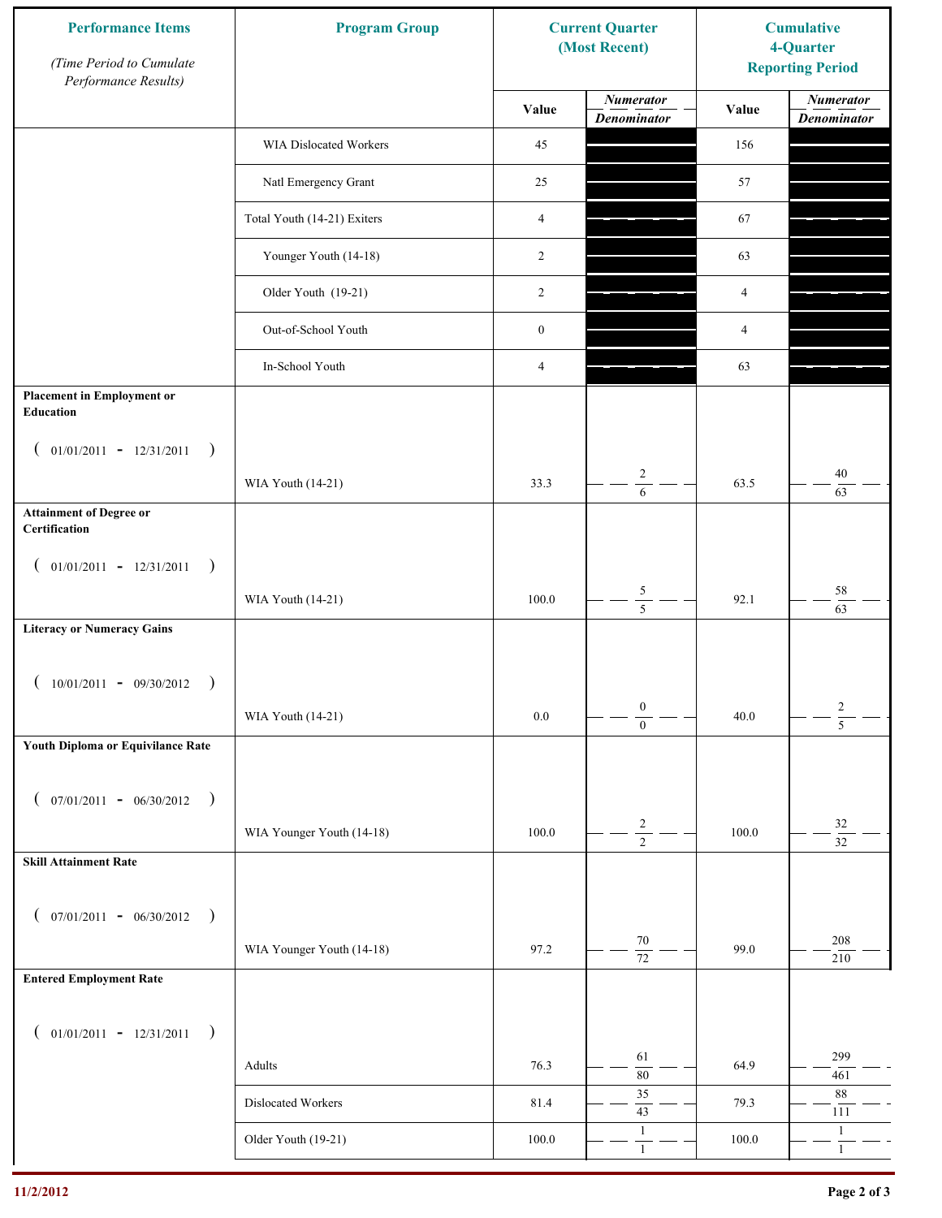| Performance Items *(Time Period to Cumulate Performance Results)* | Program Group | Current Quarter (Most Recent) | | Cumulative 4-Quarter Reporting Period | |
|---|---|---|---|---|---|
| | | Value | *Numerator* / *Denominator* | Value | *Numerator* / *Denominator* |
| | WIA Dislocated Workers | 45 | | 156 | |
| | Natl Emergency Grant | 25 | | 57 | |
| | Total Youth (14-21) Exiters | 4 | | 67 | |
| | Younger Youth (14-18) | 2 | | 63 | |
| | Older Youth (19-21) | 2 | | 4 | |
| | Out-of-School Youth | 0 | | 4 | |
| | In-School Youth | 4 | | 63 | |
| **Placement in Employment or Education** ( 01/01/2011 - 12/31/2011 ) | WIA Youth (14-21) | 33.3 | 2 / 6 | 63.5 | 40 / 63 |
| **Attainment of Degree or Certification** ( 01/01/2011 - 12/31/2011 ) | WIA Youth (14-21) | 100.0 | 5 / 5 | 92.1 | 58 / 63 |
| **Literacy or Numeracy Gains** ( 10/01/2011 - 09/30/2012 ) | WIA Youth (14-21) | 0.0 | 0 / 0 | 40.0 | 2 / 5 |
| **Youth Diploma or Equivilance Rate** ( 07/01/2011 - 06/30/2012 ) | WIA Younger Youth (14-18) | 100.0 | 2 / 2 | 100.0 | 32 / 32 |
| **Skill Attainment Rate** ( 07/01/2011 - 06/30/2012 ) | WIA Younger Youth (14-18) | 97.2 | 70 / 72 | 99.0 | 208 / 210 |
| **Entered Employment Rate** ( 01/01/2011 - 12/31/2011 ) | Adults | 76.3 | 61 / 80 | 64.9 | 299 / 461 |
| | Dislocated Workers | 81.4 | 35 / 43 | 79.3 | 88 / 111 |
| | Older Youth (19-21) | 100.0 | 1 / 1 | 100.0 | 1 / 1 |

11/2/2012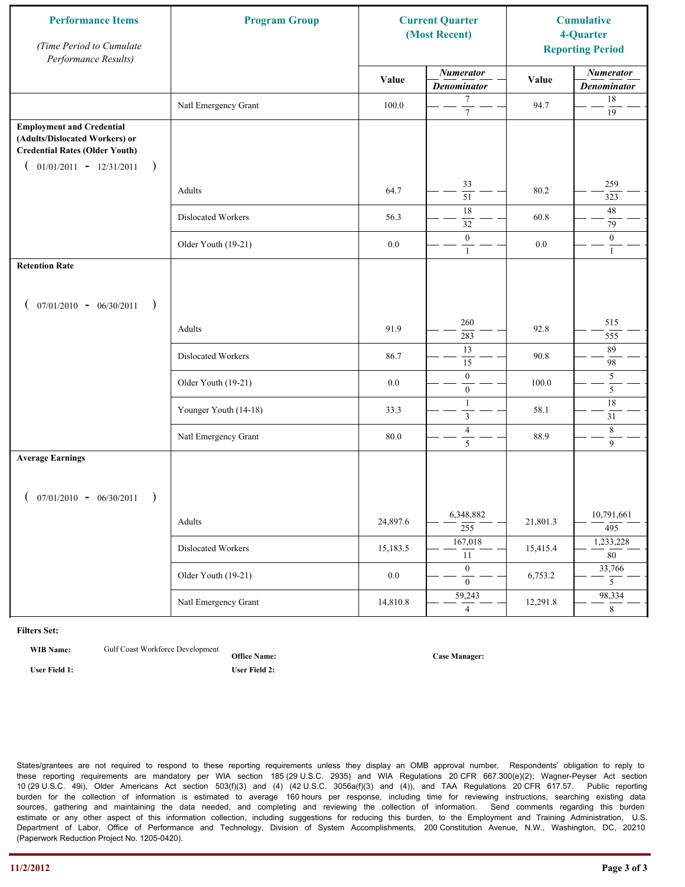| Performance Items *(Time Period to Cumulate Performance Results)* | Program Group | Current Quarter (Most Recent) Value | Numerator / Denominator | Cumulative 4-Quarter Reporting Period Value | Numerator / Denominator |
|---|---|---|---|---|---|
| | Natl Emergency Grant | 100.0 | 7 / 7 | 94.7 | 18 / 19 |
| **Employment and Credential (Adults/Dislocated Workers) or Credential Rates (Older Youth)** ( 01/01/2011 - 12/31/2011 ) | Adults | 64.7 | 33 / 51 | 80.2 | 259 / 323 |
| | Dislocated Workers | 56.3 | 18 / 32 | 60.8 | 48 / 79 |
| | Older Youth (19-21) | 0.0 | 0 / 1 | 0.0 | 0 / 1 |
| **Retention Rate** ( 07/01/2010 - 06/30/2011 ) | Adults | 91.9 | 260 / 283 | 92.8 | 515 / 555 |
| | Dislocated Workers | 86.7 | 13 / 15 | 90.8 | 89 / 98 |
| | Older Youth (19-21) | 0.0 | 0 / 0 | 100.0 | 5 / 5 |
| | Younger Youth (14-18) | 33.3 | 1 / 3 | 58.1 | 18 / 31 |
| | Natl Emergency Grant | 80.0 | 4 / 5 | 88.9 | 8 / 9 |
| **Average Earnings** ( 07/01/2010 - 06/30/2011 ) | Adults | 24,897.6 | 6,348,882 / 255 | 21,801.3 | 10,791,661 / 495 |
| | Dislocated Workers | 15,183.5 | 167,018 / 11 | 15,415.4 | 1,233,228 / 80 |
| | Older Youth (19-21) | 0.0 | 0 / 0 | 6,753.2 | 33,766 / 5 |
| | Natl Emergency Grant | 14,810.8 | 59,243 / 4 | 12,291.8 | 98,334 / 8 |

**Filters Set:**

**WIB Name:** Gulf Coast Workforce Development

**Office Name:**

**Case Manager:**

**User Field 1:**

**User Field 2:**

States/grantees are not required to respond to these reporting requirements unless they display an OMB approval number. Respondents' obligation to reply to these reporting requirements are mandatory per WIA section 185 (29 U.S.C. 2935) and WIA Regulations 20 CFR 667.300(e)(2); Wagner-Peyser Act section 10 (29 U.S.C. 49i), Older Americans Act section 503(f)(3) and (4) (42 U.S.C. 3056a(f)(3) and (4)), and TAA Regulations 20 CFR 617.57. Public reporting burden for the collection of information is estimated to average 160 hours per response, including time for reviewing instructions, searching existing data sources, gathering and maintaining the data needed, and completing and reviewing the collection of information. Send comments regarding this burden estimate or any other aspect of this information collection, including suggestions for reducing this burden, to the Employment and Training Administration, U.S. Department of Labor, Office of Performance and Technology, Division of System Accomplishments, 200 Constitution Avenue, N.W., Washington, DC, 20210 (Paperwork Reduction Project No. 1205-0420).

11/2/2012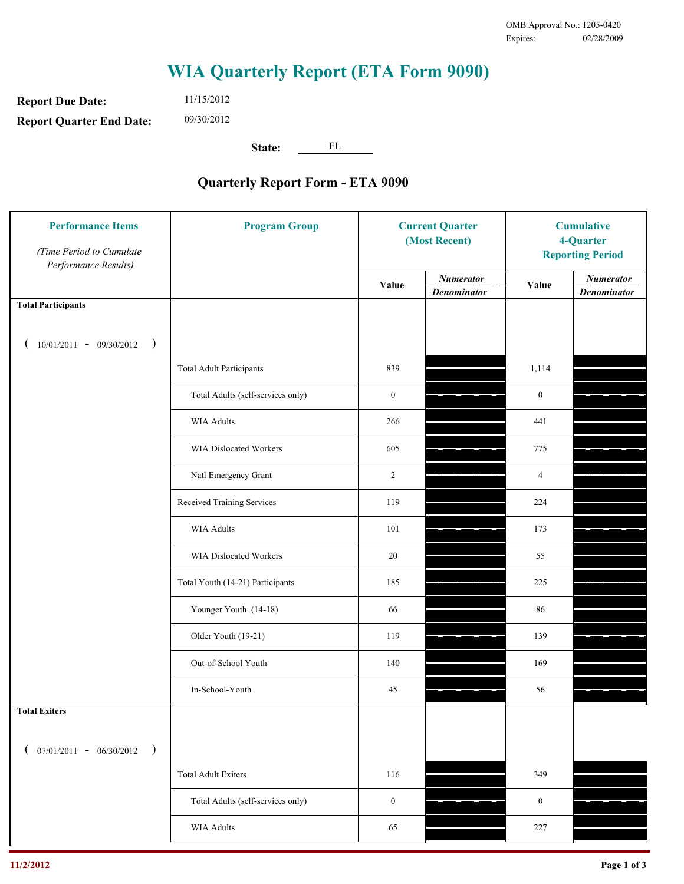OMB Approval No.: 1205-0420
Expires: 02/28/2009

# WIA Quarterly Report (ETA Form 9090)

**Report Due Date:** 11/15/2012

**Report Quarter End Date:** 09/30/2012

**State:** FL

## Quarterly Report Form - ETA 9090

| Performance Items *(Time Period to Cumulate Performance Results)* | Program Group | Current Quarter (Most Recent) Value | Current Quarter *Numerator / Denominator* | Cumulative 4-Quarter Reporting Period Value | Cumulative *Numerator / Denominator* |
|---|---|---|---|---|---|
| **Total Participants** ( 10/01/2011 - 09/30/2012 ) | | | | | |
| | Total Adult Participants | 839 | | 1,114 | |
| | Total Adults (self-services only) | 0 | | 0 | |
| | WIA Adults | 266 | | 441 | |
| | WIA Dislocated Workers | 605 | | 775 | |
| | Natl Emergency Grant | 2 | | 4 | |
| | Received Training Services | 119 | | 224 | |
| | WIA Adults | 101 | | 173 | |
| | WIA Dislocated Workers | 20 | | 55 | |
| | Total Youth (14-21) Participants | 185 | | 225 | |
| | Younger Youth (14-18) | 66 | | 86 | |
| | Older Youth (19-21) | 119 | | 139 | |
| | Out-of-School Youth | 140 | | 169 | |
| | In-School-Youth | 45 | | 56 | |
| **Total Exiters** ( 07/01/2011 - 06/30/2012 ) | | | | | |
| | Total Adult Exiters | 116 | | 349 | |
| | Total Adults (self-services only) | 0 | | 0 | |
| | WIA Adults | 65 | | 227 | |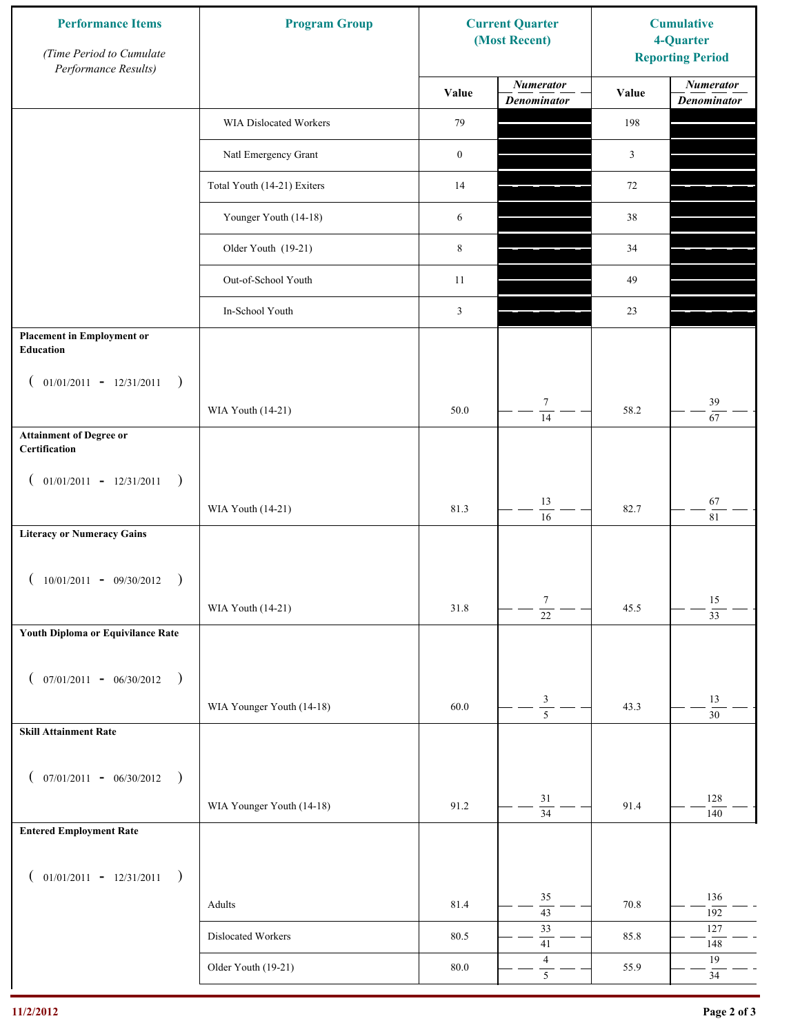| Performance Items (Time Period to Cumulate Performance Results) | Program Group | Current Quarter (Most Recent) Value | Current Quarter Numerator / Denominator | Cumulative 4-Quarter Reporting Period Value | Cumulative Numerator / Denominator |
|---|---|---|---|---|---|
| | WIA Dislocated Workers | 79 | | 198 | |
| | Natl Emergency Grant | 0 | | 3 | |
| | Total Youth (14-21) Exiters | 14 | | 72 | |
| | Younger Youth (14-18) | 6 | | 38 | |
| | Older Youth (19-21) | 8 | | 34 | |
| | Out-of-School Youth | 11 | | 49 | |
| | In-School Youth | 3 | | 23 | |
| **Placement in Employment or Education** ( 01/01/2011 - 12/31/2011 ) | WIA Youth (14-21) | 50.0 | 7 / 14 | 58.2 | 39 / 67 |
| **Attainment of Degree or Certification** ( 01/01/2011 - 12/31/2011 ) | WIA Youth (14-21) | 81.3 | 13 / 16 | 82.7 | 67 / 81 |
| **Literacy or Numeracy Gains** ( 10/01/2011 - 09/30/2012 ) | WIA Youth (14-21) | 31.8 | 7 / 22 | 45.5 | 15 / 33 |
| **Youth Diploma or Equivilance Rate** ( 07/01/2011 - 06/30/2012 ) | WIA Younger Youth (14-18) | 60.0 | 3 / 5 | 43.3 | 13 / 30 |
| **Skill Attainment Rate** ( 07/01/2011 - 06/30/2012 ) | WIA Younger Youth (14-18) | 91.2 | 31 / 34 | 91.4 | 128 / 140 |
| **Entered Employment Rate** ( 01/01/2011 - 12/31/2011 ) | Adults | 81.4 | 35 / 43 | 70.8 | 136 / 192 |
| | Dislocated Workers | 80.5 | 33 / 41 | 85.8 | 127 / 148 |
| | Older Youth (19-21) | 80.0 | 4 / 5 | 55.9 | 19 / 34 |

11/2/2012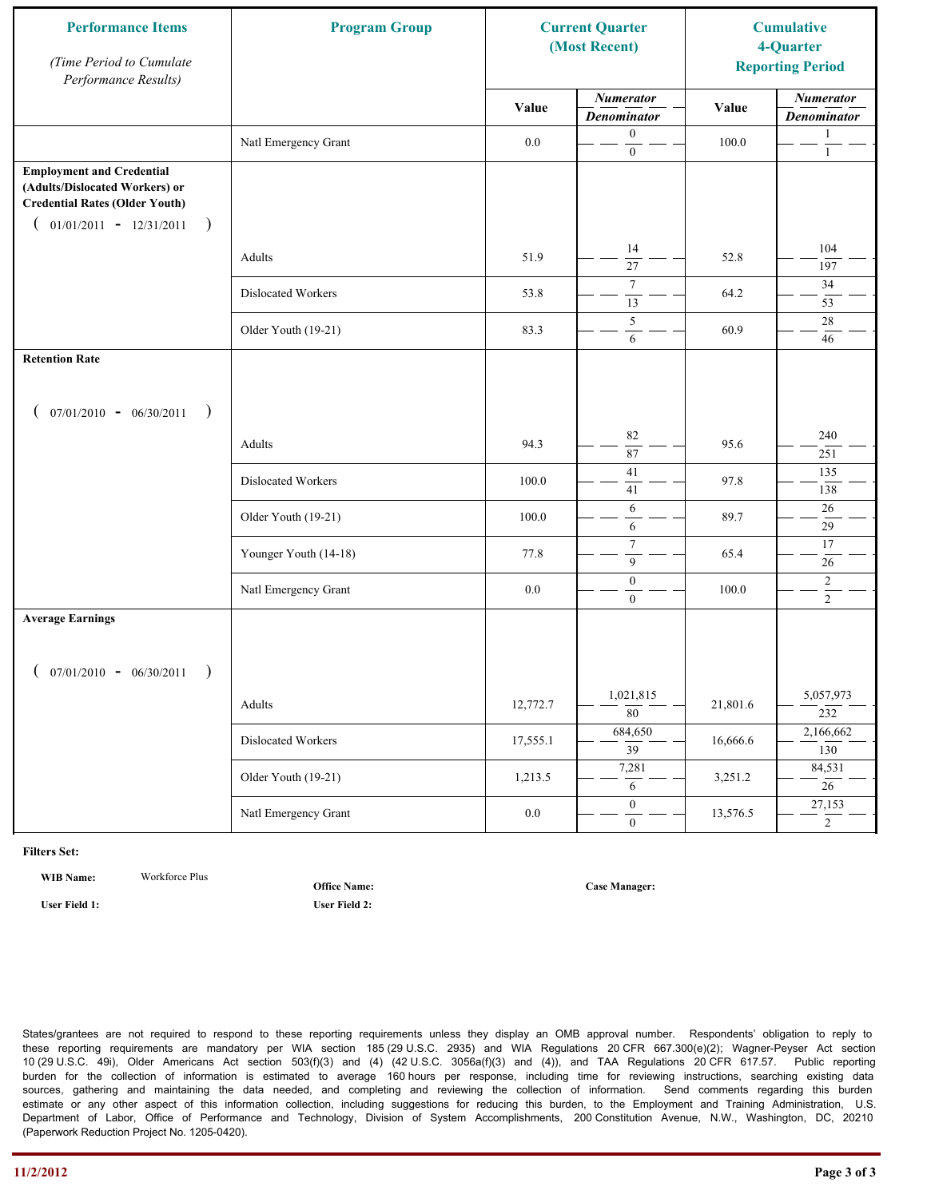| Performance Items<br>*(Time Period to Cumulate Performance Results)* | Program Group | Current Quarter (Most Recent) | | Cumulative 4-Quarter Reporting Period | |
|---|---|---|---|---|---|
| | | Value | *Numerator / Denominator* | Value | *Numerator / Denominator* |
| | Natl Emergency Grant | 0.0 | 0 / 0 | 100.0 | 1 / 1 |
| **Employment and Credential (Adults/Dislocated Workers) or Credential Rates (Older Youth)** ( 01/01/2011 - 12/31/2011 ) | Adults | 51.9 | 14 / 27 | 52.8 | 104 / 197 |
| | Dislocated Workers | 53.8 | 7 / 13 | 64.2 | 34 / 53 |
| | Older Youth (19-21) | 83.3 | 5 / 6 | 60.9 | 28 / 46 |
| **Retention Rate** ( 07/01/2010 - 06/30/2011 ) | Adults | 94.3 | 82 / 87 | 95.6 | 240 / 251 |
| | Dislocated Workers | 100.0 | 41 / 41 | 97.8 | 135 / 138 |
| | Older Youth (19-21) | 100.0 | 6 / 6 | 89.7 | 26 / 29 |
| | Younger Youth (14-18) | 77.8 | 7 / 9 | 65.4 | 17 / 26 |
| | Natl Emergency Grant | 0.0 | 0 / 0 | 100.0 | 2 / 2 |
| **Average Earnings** ( 07/01/2010 - 06/30/2011 ) | Adults | 12,772.7 | 1,021,815 / 80 | 21,801.6 | 5,057,973 / 232 |
| | Dislocated Workers | 17,555.1 | 684,650 / 39 | 16,666.6 | 2,166,662 / 130 |
| | Older Youth (19-21) | 1,213.5 | 7,281 / 6 | 3,251.2 | 84,531 / 26 |
| | Natl Emergency Grant | 0.0 | 0 / 0 | 13,576.5 | 27,153 / 2 |

**Filters Set:**

**WIB Name:** Workforce Plus  **Office Name:**  **Case Manager:**

**User Field 1:**  **User Field 2:**

States/grantees are not required to respond to these reporting requirements unless they display an OMB approval number. Respondents' obligation to reply to these reporting requirements are mandatory per WIA section 185 (29 U.S.C. 2935) and WIA Regulations 20 CFR 667.300(e)(2); Wagner-Peyser Act section 10 (29 U.S.C. 49i), Older Americans Act section 503(f)(3) and (4) (42 U.S.C. 3056a(f)(3) and (4)), and TAA Regulations 20 CFR 617.57. Public reporting burden for the collection of information is estimated to average 160 hours per response, including time for reviewing instructions, searching existing data sources, gathering and maintaining the data needed, and completing and reviewing the collection of information. Send comments regarding this burden estimate or any other aspect of this information collection, including suggestions for reducing this burden, to the Employment and Training Administration, U.S. Department of Labor, Office of Performance and Technology, Division of System Accomplishments, 200 Constitution Avenue, N.W., Washington, DC, 20210 (Paperwork Reduction Project No. 1205-0420).

11/2/2012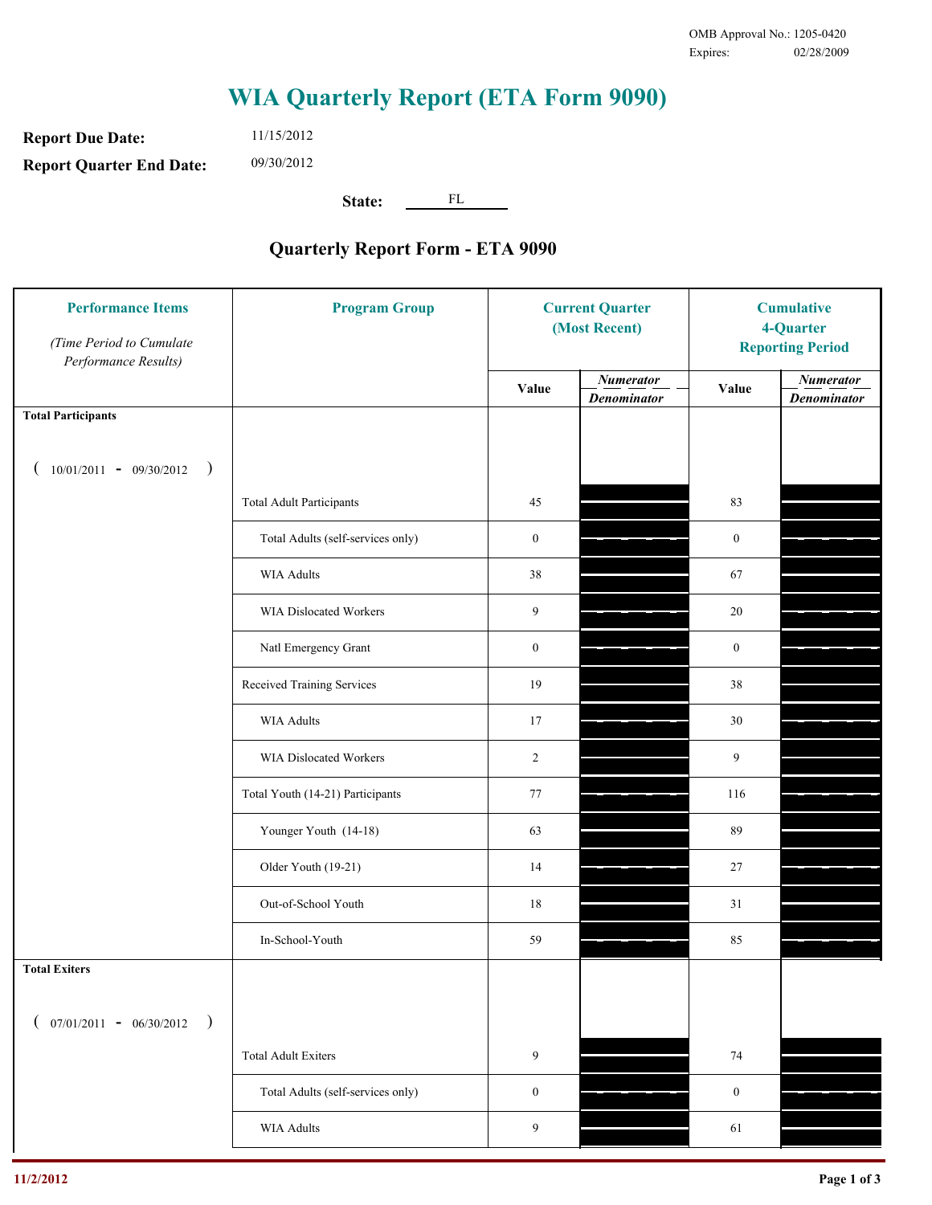OMB Approval No.: 1205-0420
Expires: 02/28/2009

# WIA Quarterly Report (ETA Form 9090)

**Report Due Date:** 11/15/2012

**Report Quarter End Date:** 09/30/2012

**State:** FL

## Quarterly Report Form - ETA 9090

| Performance Items *(Time Period to Cumulate Performance Results)* | Program Group | Current Quarter (Most Recent) Value | Current Quarter *Numerator / Denominator* | Cumulative 4-Quarter Reporting Period Value | Cumulative *Numerator / Denominator* |
|---|---|---|---|---|---|
| **Total Participants** ( 10/01/2011 - 09/30/2012 ) | | | | | |
| | Total Adult Participants | 45 | | 83 | |
| | Total Adults (self-services only) | 0 | | 0 | |
| | WIA Adults | 38 | | 67 | |
| | WIA Dislocated Workers | 9 | | 20 | |
| | Natl Emergency Grant | 0 | | 0 | |
| | Received Training Services | 19 | | 38 | |
| | WIA Adults | 17 | | 30 | |
| | WIA Dislocated Workers | 2 | | 9 | |
| | Total Youth (14-21) Participants | 77 | | 116 | |
| | Younger Youth (14-18) | 63 | | 89 | |
| | Older Youth (19-21) | 14 | | 27 | |
| | Out-of-School Youth | 18 | | 31 | |
| | In-School-Youth | 59 | | 85 | |
| **Total Exiters** ( 07/01/2011 - 06/30/2012 ) | | | | | |
| | Total Adult Exiters | 9 | | 74 | |
| | Total Adults (self-services only) | 0 | | 0 | |
| | WIA Adults | 9 | | 61 | |

11/2/2012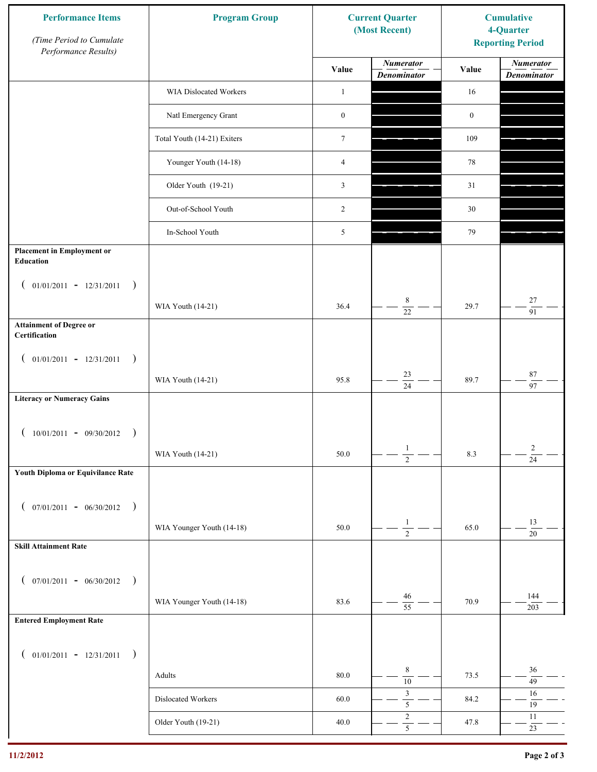| Performance Items *(Time Period to Cumulate Performance Results)* | Program Group | Current Quarter (Most Recent) | | Cumulative 4-Quarter Reporting Period | |
|---|---|---|---|---|---|
| | | Value | *Numerator* / *Denominator* | Value | *Numerator* / *Denominator* |
| | WIA Dislocated Workers | 1 | | 16 | |
| | Natl Emergency Grant | 0 | | 0 | |
| | Total Youth (14-21) Exiters | 7 | | 109 | |
| | Younger Youth (14-18) | 4 | | 78 | |
| | Older Youth (19-21) | 3 | | 31 | |
| | Out-of-School Youth | 2 | | 30 | |
| | In-School Youth | 5 | | 79 | |
| **Placement in Employment or Education** ( 01/01/2011 - 12/31/2011 ) | WIA Youth (14-21) | 36.4 | 8 / 22 | 29.7 | 27 / 91 |
| **Attainment of Degree or Certification** ( 01/01/2011 - 12/31/2011 ) | WIA Youth (14-21) | 95.8 | 23 / 24 | 89.7 | 87 / 97 |
| **Literacy or Numeracy Gains** ( 10/01/2011 - 09/30/2012 ) | WIA Youth (14-21) | 50.0 | 1 / 2 | 8.3 | 2 / 24 |
| **Youth Diploma or Equivilance Rate** ( 07/01/2011 - 06/30/2012 ) | WIA Younger Youth (14-18) | 50.0 | 1 / 2 | 65.0 | 13 / 20 |
| **Skill Attainment Rate** ( 07/01/2011 - 06/30/2012 ) | WIA Younger Youth (14-18) | 83.6 | 46 / 55 | 70.9 | 144 / 203 |
| **Entered Employment Rate** ( 01/01/2011 - 12/31/2011 ) | Adults | 80.0 | 8 / 10 | 73.5 | 36 / 49 |
| | Dislocated Workers | 60.0 | 3 / 5 | 84.2 | 16 / 19 |
| | Older Youth (19-21) | 40.0 | 2 / 5 | 47.8 | 11 / 23 |

11/2/2012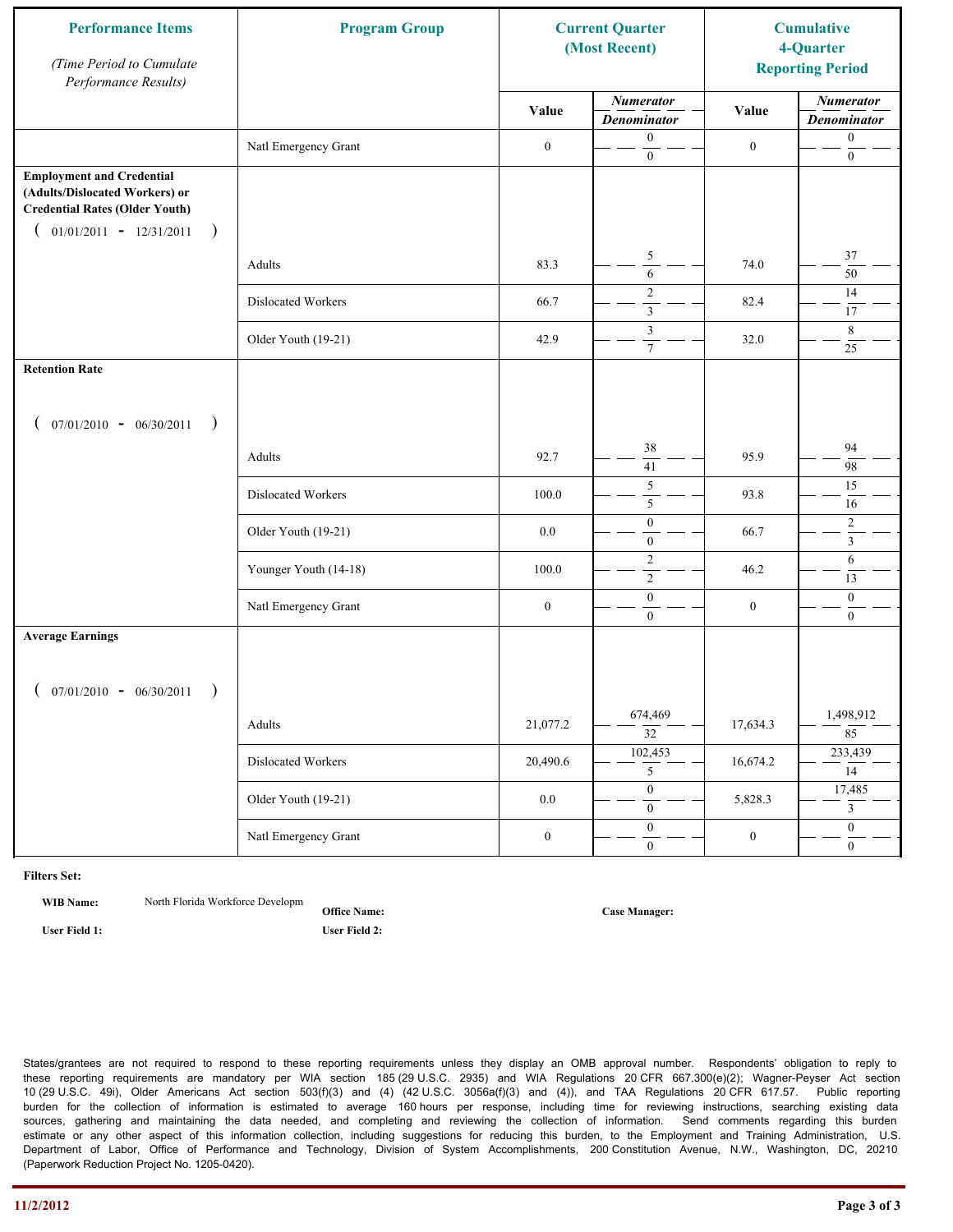| Performance Items *(Time Period to Cumulate Performance Results)* | Program Group | Current Quarter (Most Recent) | | Cumulative 4-Quarter Reporting Period | |
|---|---|---|---|---|---|
| | | Value | *Numerator / Denominator* | Value | *Numerator / Denominator* |
| | Natl Emergency Grant | 0 | 0 / 0 | 0 | 0 / 0 |
| **Employment and Credential (Adults/Dislocated Workers) or Credential Rates (Older Youth)** ( 01/01/2011 - 12/31/2011 ) | | | | | |
| | Adults | 83.3 | 5 / 6 | 74.0 | 37 / 50 |
| | Dislocated Workers | 66.7 | 2 / 3 | 82.4 | 14 / 17 |
| | Older Youth (19-21) | 42.9 | 3 / 7 | 32.0 | 8 / 25 |
| **Retention Rate** ( 07/01/2010 - 06/30/2011 ) | | | | | |
| | Adults | 92.7 | 38 / 41 | 95.9 | 94 / 98 |
| | Dislocated Workers | 100.0 | 5 / 5 | 93.8 | 15 / 16 |
| | Older Youth (19-21) | 0.0 | 0 / 0 | 66.7 | 2 / 3 |
| | Younger Youth (14-18) | 100.0 | 2 / 2 | 46.2 | 6 / 13 |
| | Natl Emergency Grant | 0 | 0 / 0 | 0 | 0 / 0 |
| **Average Earnings** ( 07/01/2010 - 06/30/2011 ) | | | | | |
| | Adults | 21,077.2 | 674,469 / 32 | 17,634.3 | 1,498,912 / 85 |
| | Dislocated Workers | 20,490.6 | 102,453 / 5 | 16,674.2 | 233,439 / 14 |
| | Older Youth (19-21) | 0.0 | 0 / 0 | 5,828.3 | 17,485 / 3 |
| | Natl Emergency Grant | 0 | 0 / 0 | 0 | 0 / 0 |

**Filters Set:**

**WIB Name:** North Florida Workforce Developm

**Office Name:**

**Case Manager:**

**User Field 1:**

**User Field 2:**

States/grantees are not required to respond to these reporting requirements unless they display an OMB approval number. Respondents' obligation to reply to these reporting requirements are mandatory per WIA section 185 (29 U.S.C. 2935) and WIA Regulations 20 CFR 667.300(e)(2); Wagner-Peyser Act section 10 (29 U.S.C. 49i), Older Americans Act section 503(f)(3) and (4) (42 U.S.C. 3056a(f)(3) and (4)), and TAA Regulations 20 CFR 617.57. Public reporting burden for the collection of information is estimated to average 160 hours per response, including time for reviewing instructions, searching existing data sources, gathering and maintaining the data needed, and completing and reviewing the collection of information. Send comments regarding this burden estimate or any other aspect of this information collection, including suggestions for reducing this burden, to the Employment and Training Administration, U.S. Department of Labor, Office of Performance and Technology, Division of System Accomplishments, 200 Constitution Avenue, N.W., Washington, DC, 20210 (Paperwork Reduction Project No. 1205-0420).

11/2/2012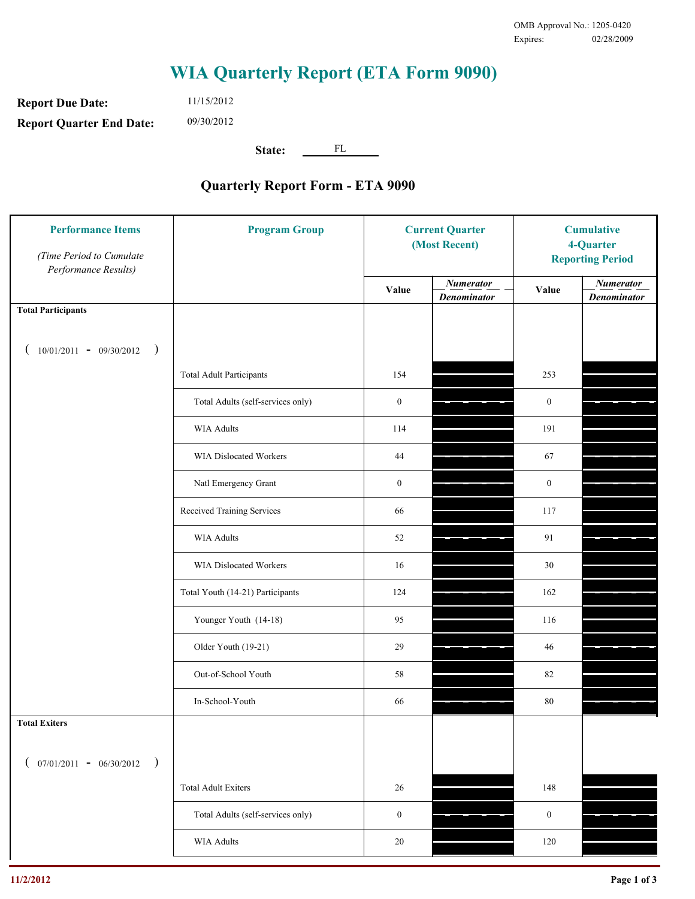OMB Approval No.: 1205-0420
Expires: 02/28/2009

# WIA Quarterly Report (ETA Form 9090)

**Report Due Date:** 11/15/2012

**Report Quarter End Date:** 09/30/2012

**State:** FL

## Quarterly Report Form - ETA 9090

| Performance Items *(Time Period to Cumulate Performance Results)* | Program Group | Current Quarter (Most Recent) Value | Current Quarter Numerator / Denominator | Cumulative 4-Quarter Reporting Period Value | Cumulative Numerator / Denominator |
|---|---|---|---|---|---|
| **Total Participants** ( 10/01/2011 - 09/30/2012 ) | | | | | |
| | Total Adult Participants | 154 | | 253 | |
| | Total Adults (self-services only) | 0 | | 0 | |
| | WIA Adults | 114 | | 191 | |
| | WIA Dislocated Workers | 44 | | 67 | |
| | Natl Emergency Grant | 0 | | 0 | |
| | Received Training Services | 66 | | 117 | |
| | WIA Adults | 52 | | 91 | |
| | WIA Dislocated Workers | 16 | | 30 | |
| | Total Youth (14-21) Participants | 124 | | 162 | |
| | Younger Youth (14-18) | 95 | | 116 | |
| | Older Youth (19-21) | 29 | | 46 | |
| | Out-of-School Youth | 58 | | 82 | |
| | In-School-Youth | 66 | | 80 | |
| **Total Exiters** ( 07/01/2011 - 06/30/2012 ) | | | | | |
| | Total Adult Exiters | 26 | | 148 | |
| | Total Adults (self-services only) | 0 | | 0 | |
| | WIA Adults | 20 | | 120 | |

11/2/2012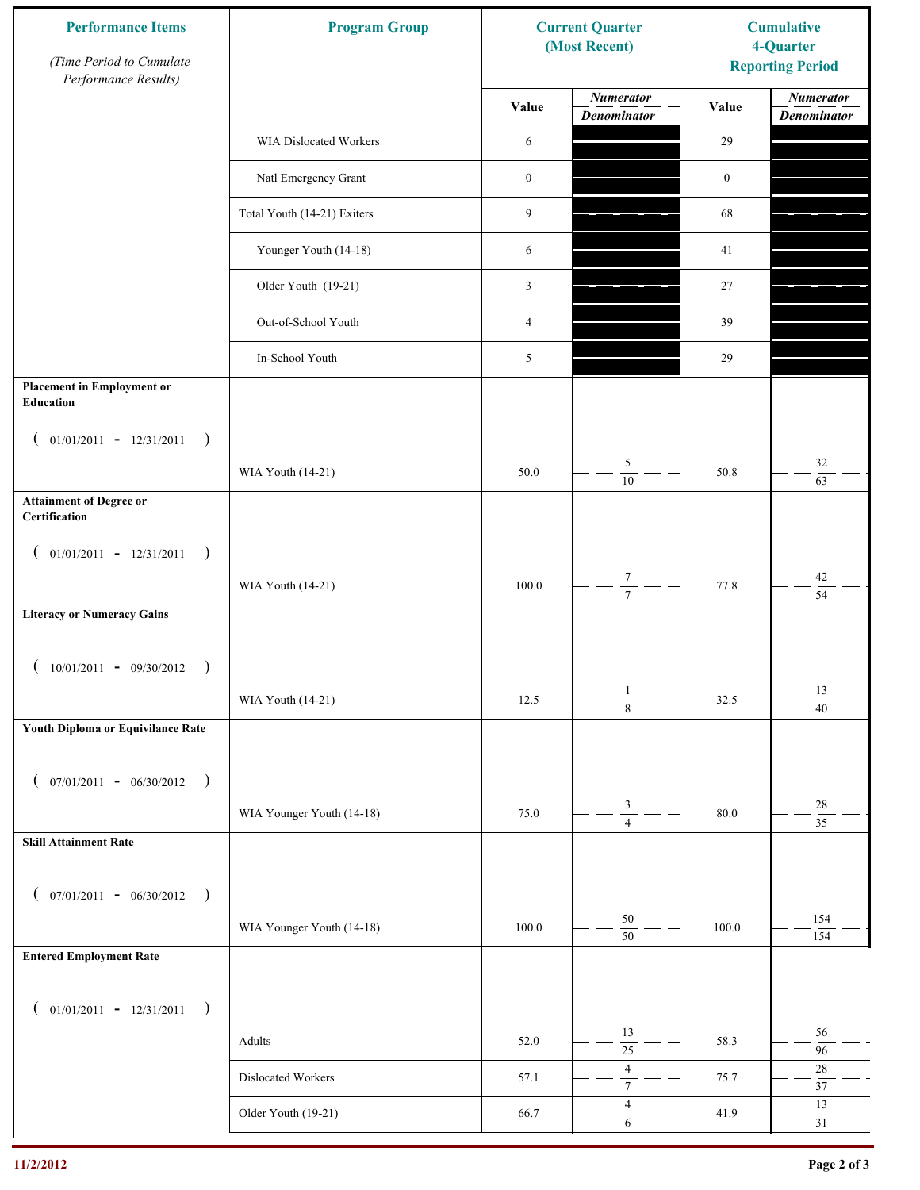| Performance Items<br>*(Time Period to Cumulate Performance Results)* | Program Group | Current Quarter (Most Recent) | | Cumulative 4-Quarter Reporting Period | |
|---|---|---|---|---|---|
| | | Value | *Numerator* / *Denominator* | Value | *Numerator* / *Denominator* |
| | WIA Dislocated Workers | 6 | | 29 | |
| | Natl Emergency Grant | 0 | | 0 | |
| | Total Youth (14-21) Exiters | 9 | | 68 | |
| | Younger Youth (14-18) | 6 | | 41 | |
| | Older Youth (19-21) | 3 | | 27 | |
| | Out-of-School Youth | 4 | | 39 | |
| | In-School Youth | 5 | | 29 | |
| **Placement in Employment or Education** ( 01/01/2011 - 12/31/2011 ) | WIA Youth (14-21) | 50.0 | 5 / 10 | 50.8 | 32 / 63 |
| **Attainment of Degree or Certification** ( 01/01/2011 - 12/31/2011 ) | WIA Youth (14-21) | 100.0 | 7 / 7 | 77.8 | 42 / 54 |
| **Literacy or Numeracy Gains** ( 10/01/2011 - 09/30/2012 ) | WIA Youth (14-21) | 12.5 | 1 / 8 | 32.5 | 13 / 40 |
| **Youth Diploma or Equivilance Rate** ( 07/01/2011 - 06/30/2012 ) | WIA Younger Youth (14-18) | 75.0 | 3 / 4 | 80.0 | 28 / 35 |
| **Skill Attainment Rate** ( 07/01/2011 - 06/30/2012 ) | WIA Younger Youth (14-18) | 100.0 | 50 / 50 | 100.0 | 154 / 154 |
| **Entered Employment Rate** ( 01/01/2011 - 12/31/2011 ) | Adults | 52.0 | 13 / 25 | 58.3 | 56 / 96 |
| | Dislocated Workers | 57.1 | 4 / 7 | 75.7 | 28 / 37 |
| | Older Youth (19-21) | 66.7 | 4 / 6 | 41.9 | 13 / 31 |

11/2/2012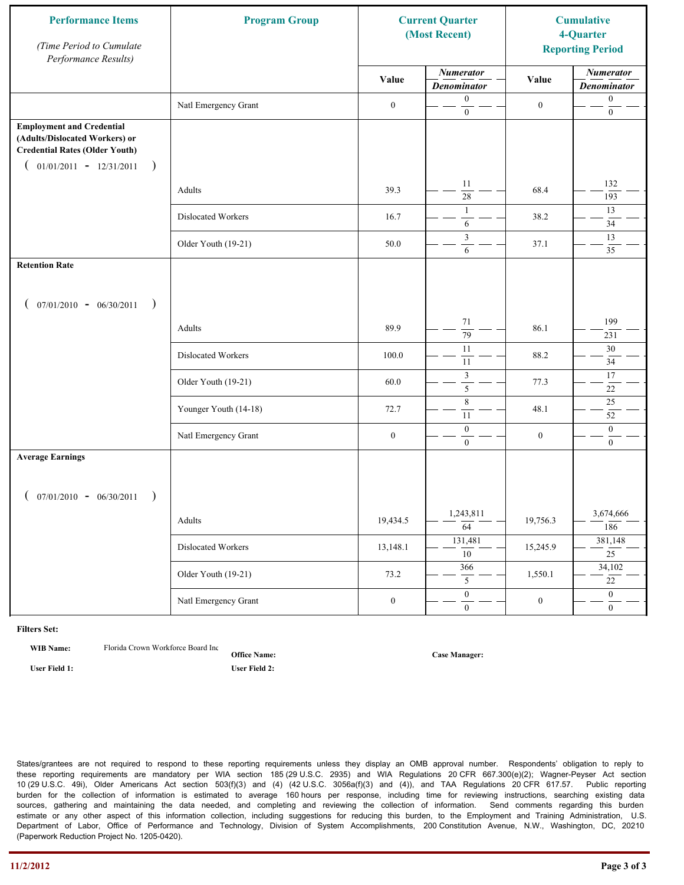| Performance Items *(Time Period to Cumulate Performance Results)* | Program Group | Current Quarter (Most Recent) | | Cumulative 4-Quarter Reporting Period | |
|---|---|---|---|---|---|
| | | Value | *Numerator* / *Denominator* | Value | *Numerator* / *Denominator* |
| | Natl Emergency Grant | 0 | 0 / 0 | 0 | 0 / 0 |
| **Employment and Credential (Adults/Dislocated Workers) or Credential Rates (Older Youth)** ( 01/01/2011 - 12/31/2011 ) | | | | | |
| | Adults | 39.3 | 11 / 28 | 68.4 | 132 / 193 |
| | Dislocated Workers | 16.7 | 1 / 6 | 38.2 | 13 / 34 |
| | Older Youth (19-21) | 50.0 | 3 / 6 | 37.1 | 13 / 35 |
| **Retention Rate** ( 07/01/2010 - 06/30/2011 ) | | | | | |
| | Adults | 89.9 | 71 / 79 | 86.1 | 199 / 231 |
| | Dislocated Workers | 100.0 | 11 / 11 | 88.2 | 30 / 34 |
| | Older Youth (19-21) | 60.0 | 3 / 5 | 77.3 | 17 / 22 |
| | Younger Youth (14-18) | 72.7 | 8 / 11 | 48.1 | 25 / 52 |
| | Natl Emergency Grant | 0 | 0 / 0 | 0 | 0 / 0 |
| **Average Earnings** ( 07/01/2010 - 06/30/2011 ) | | | | | |
| | Adults | 19,434.5 | 1,243,811 / 64 | 19,756.3 | 3,674,666 / 186 |
| | Dislocated Workers | 13,148.1 | 131,481 / 10 | 15,245.9 | 381,148 / 25 |
| | Older Youth (19-21) | 73.2 | 366 / 5 | 1,550.1 | 34,102 / 22 |
| | Natl Emergency Grant | 0 | 0 / 0 | 0 | 0 / 0 |

**Filters Set:**

**WIB Name:** Florida Crown Workforce Board Inc

**Office Name:**

**Case Manager:**

**User Field 1:**

**User Field 2:**

States/grantees are not required to respond to these reporting requirements unless they display an OMB approval number. Respondents' obligation to reply to these reporting requirements are mandatory per WIA section 185 (29 U.S.C. 2935) and WIA Regulations 20 CFR 667.300(e)(2); Wagner-Peyser Act section 10 (29 U.S.C. 49i), Older Americans Act section 503(f)(3) and (4) (42 U.S.C. 3056a(f)(3) and (4)), and TAA Regulations 20 CFR 617.57. Public reporting burden for the collection of information is estimated to average 160 hours per response, including time for reviewing instructions, searching existing data sources, gathering and maintaining the data needed, and completing and reviewing the collection of information. Send comments regarding this burden estimate or any other aspect of this information collection, including suggestions for reducing this burden, to the Employment and Training Administration, U.S. Department of Labor, Office of Performance and Technology, Division of System Accomplishments, 200 Constitution Avenue, N.W., Washington, DC, 20210 (Paperwork Reduction Project No. 1205-0420).

11/2/2012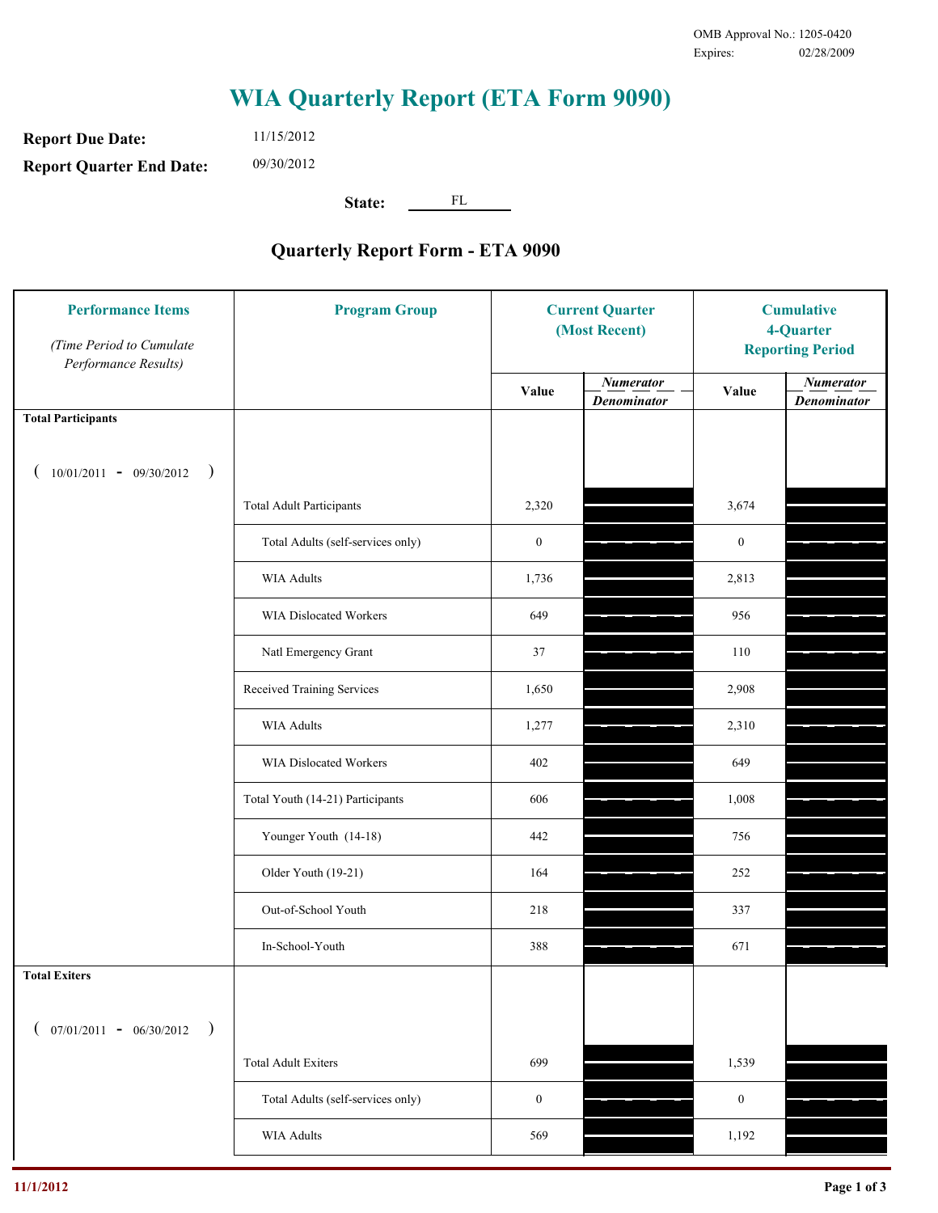OMB Approval No.: 1205-0420
Expires: 02/28/2009

# WIA Quarterly Report (ETA Form 9090)

**Report Due Date:** 11/15/2012

**Report Quarter End Date:** 09/30/2012

**State:** FL

## Quarterly Report Form - ETA 9090

| Performance Items *(Time Period to Cumulate Performance Results)* | Program Group | Current Quarter (Most Recent) Value | Current Quarter *Numerator / Denominator* | Cumulative 4-Quarter Reporting Period Value | Cumulative 4-Quarter *Numerator / Denominator* |
|---|---|---|---|---|---|
| **Total Participants** ( 10/01/2011 - 09/30/2012 ) | | | | | |
| | Total Adult Participants | 2,320 | | 3,674 | |
| | Total Adults (self-services only) | 0 | | 0 | |
| | WIA Adults | 1,736 | | 2,813 | |
| | WIA Dislocated Workers | 649 | | 956 | |
| | Natl Emergency Grant | 37 | | 110 | |
| | Received Training Services | 1,650 | | 2,908 | |
| | WIA Adults | 1,277 | | 2,310 | |
| | WIA Dislocated Workers | 402 | | 649 | |
| | Total Youth (14-21) Participants | 606 | | 1,008 | |
| | Younger Youth (14-18) | 442 | | 756 | |
| | Older Youth (19-21) | 164 | | 252 | |
| | Out-of-School Youth | 218 | | 337 | |
| | In-School-Youth | 388 | | 671 | |
| **Total Exiters** ( 07/01/2011 - 06/30/2012 ) | | | | | |
| | Total Adult Exiters | 699 | | 1,539 | |
| | Total Adults (self-services only) | 0 | | 0 | |
| | WIA Adults | 569 | | 1,192 | |

11/1/2012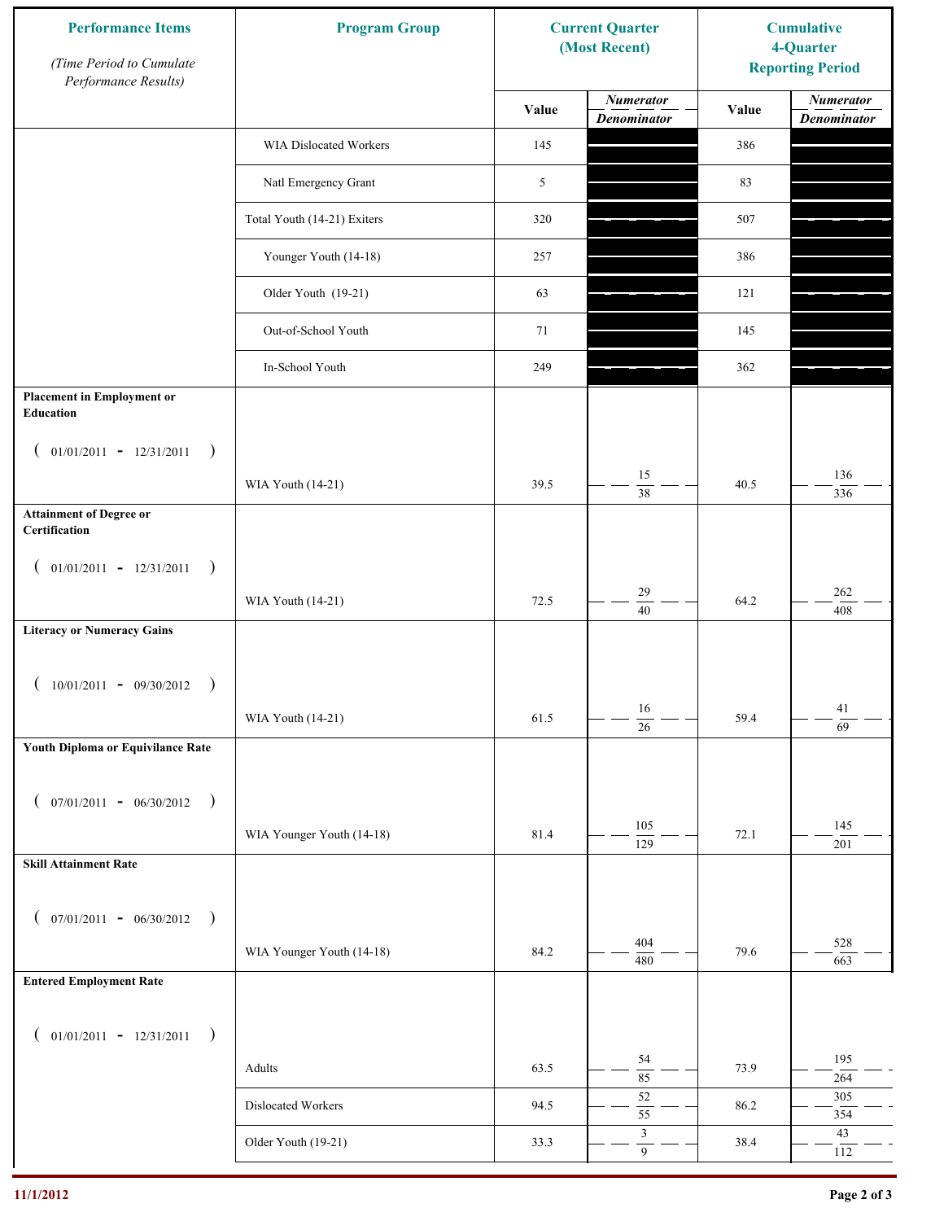| Performance Items *(Time Period to Cumulate Performance Results)* | Program Group | Current Quarter (Most Recent) Value | Current Quarter *Numerator / Denominator* | Cumulative 4-Quarter Reporting Period Value | Cumulative 4-Quarter *Numerator / Denominator* |
|---|---|---|---|---|---|
| | WIA Dislocated Workers | 145 | | 386 | |
| | Natl Emergency Grant | 5 | | 83 | |
| | Total Youth (14-21) Exiters | 320 | | 507 | |
| | Younger Youth (14-18) | 257 | | 386 | |
| | Older Youth (19-21) | 63 | | 121 | |
| | Out-of-School Youth | 71 | | 145 | |
| | In-School Youth | 249 | | 362 | |
| **Placement in Employment or Education** ( 01/01/2011 - 12/31/2011 ) | WIA Youth (14-21) | 39.5 | 15 / 38 | 40.5 | 136 / 336 |
| **Attainment of Degree or Certification** ( 01/01/2011 - 12/31/2011 ) | WIA Youth (14-21) | 72.5 | 29 / 40 | 64.2 | 262 / 408 |
| **Literacy or Numeracy Gains** ( 10/01/2011 - 09/30/2012 ) | WIA Youth (14-21) | 61.5 | 16 / 26 | 59.4 | 41 / 69 |
| **Youth Diploma or Equivilance Rate** ( 07/01/2011 - 06/30/2012 ) | WIA Younger Youth (14-18) | 81.4 | 105 / 129 | 72.1 | 145 / 201 |
| **Skill Attainment Rate** ( 07/01/2011 - 06/30/2012 ) | WIA Younger Youth (14-18) | 84.2 | 404 / 480 | 79.6 | 528 / 663 |
| **Entered Employment Rate** ( 01/01/2011 - 12/31/2011 ) | Adults | 63.5 | 54 / 85 | 73.9 | 195 / 264 |
| | Dislocated Workers | 94.5 | 52 / 55 | 86.2 | 305 / 354 |
| | Older Youth (19-21) | 33.3 | 3 / 9 | 38.4 | 43 / 112 |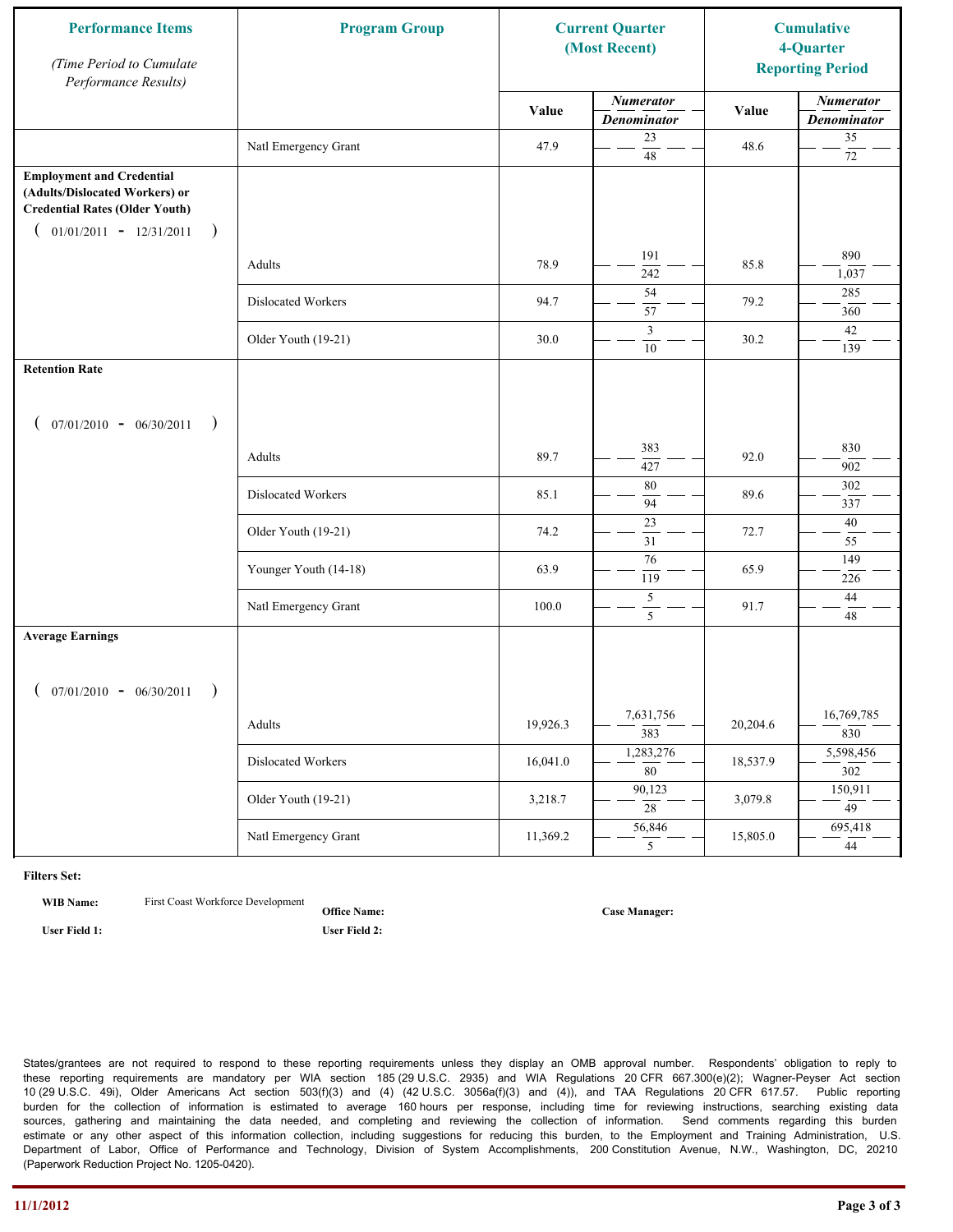| Performance Items *(Time Period to Cumulate Performance Results)* | Program Group | Current Quarter (Most Recent) | | Cumulative 4-Quarter Reporting Period | |
|---|---|---|---|---|---|
| | | Value | *Numerator* / *Denominator* | Value | *Numerator* / *Denominator* |
| | Natl Emergency Grant | 47.9 | 23 / 48 | 48.6 | 35 / 72 |
| **Employment and Credential (Adults/Dislocated Workers) or Credential Rates (Older Youth)** ( 01/01/2011 - 12/31/2011 ) | Adults | 78.9 | 191 / 242 | 85.8 | 890 / 1,037 |
| | Dislocated Workers | 94.7 | 54 / 57 | 79.2 | 285 / 360 |
| | Older Youth (19-21) | 30.0 | 3 / 10 | 30.2 | 42 / 139 |
| **Retention Rate** ( 07/01/2010 - 06/30/2011 ) | Adults | 89.7 | 383 / 427 | 92.0 | 830 / 902 |
| | Dislocated Workers | 85.1 | 80 / 94 | 89.6 | 302 / 337 |
| | Older Youth (19-21) | 74.2 | 23 / 31 | 72.7 | 40 / 55 |
| | Younger Youth (14-18) | 63.9 | 76 / 119 | 65.9 | 149 / 226 |
| | Natl Emergency Grant | 100.0 | 5 / 5 | 91.7 | 44 / 48 |
| **Average Earnings** ( 07/01/2010 - 06/30/2011 ) | Adults | 19,926.3 | 7,631,756 / 383 | 20,204.6 | 16,769,785 / 830 |
| | Dislocated Workers | 16,041.0 | 1,283,276 / 80 | 18,537.9 | 5,598,456 / 302 |
| | Older Youth (19-21) | 3,218.7 | 90,123 / 28 | 3,079.8 | 150,911 / 49 |
| | Natl Emergency Grant | 11,369.2 | 56,846 / 5 | 15,805.0 | 695,418 / 44 |

**Filters Set:**

**WIB Name:** First Coast Workforce Development **Office Name:** **Case Manager:**

**User Field 1:** **User Field 2:**

States/grantees are not required to respond to these reporting requirements unless they display an OMB approval number. Respondents' obligation to reply to these reporting requirements are mandatory per WIA section 185 (29 U.S.C. 2935) and WIA Regulations 20 CFR 667.300(e)(2); Wagner-Peyser Act section 10 (29 U.S.C. 49i), Older Americans Act section 503(f)(3) and (4) (42 U.S.C. 3056a(f)(3) and (4)), and TAA Regulations 20 CFR 617.57. Public reporting burden for the collection of information is estimated to average 160 hours per response, including time for reviewing instructions, searching existing data sources, gathering and maintaining the data needed, and completing and reviewing the collection of information. Send comments regarding this burden estimate or any other aspect of this information collection, including suggestions for reducing this burden, to the Employment and Training Administration, U.S. Department of Labor, Office of Performance and Technology, Division of System Accomplishments, 200 Constitution Avenue, N.W., Washington, DC, 20210 (Paperwork Reduction Project No. 1205-0420).

11/1/2012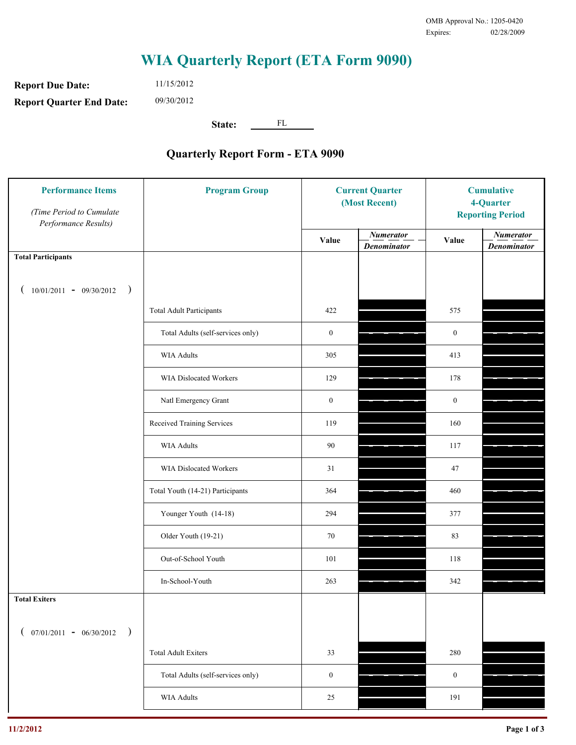OMB Approval No.: 1205-0420
Expires: 02/28/2009

# WIA Quarterly Report (ETA Form 9090)

**Report Due Date:** 11/15/2012

**Report Quarter End Date:** 09/30/2012

**State:** FL

## Quarterly Report Form - ETA 9090

| Performance Items *(Time Period to Cumulate Performance Results)* | Program Group | Current Quarter (Most Recent) Value | Current Quarter *Numerator / Denominator* | Cumulative 4-Quarter Reporting Period Value | Cumulative 4-Quarter *Numerator / Denominator* |
|---|---|---|---|---|---|
| **Total Participants** ( 10/01/2011 - 09/30/2012 ) | | | | | |
| | Total Adult Participants | 422 | | 575 | |
| | Total Adults (self-services only) | 0 | | 0 | |
| | WIA Adults | 305 | | 413 | |
| | WIA Dislocated Workers | 129 | | 178 | |
| | Natl Emergency Grant | 0 | | 0 | |
| | Received Training Services | 119 | | 160 | |
| | WIA Adults | 90 | | 117 | |
| | WIA Dislocated Workers | 31 | | 47 | |
| | Total Youth (14-21) Participants | 364 | | 460 | |
| | Younger Youth (14-18) | 294 | | 377 | |
| | Older Youth (19-21) | 70 | | 83 | |
| | Out-of-School Youth | 101 | | 118 | |
| | In-School-Youth | 263 | | 342 | |
| **Total Exiters** ( 07/01/2011 - 06/30/2012 ) | | | | | |
| | Total Adult Exiters | 33 | | 280 | |
| | Total Adults (self-services only) | 0 | | 0 | |
| | WIA Adults | 25 | | 191 | |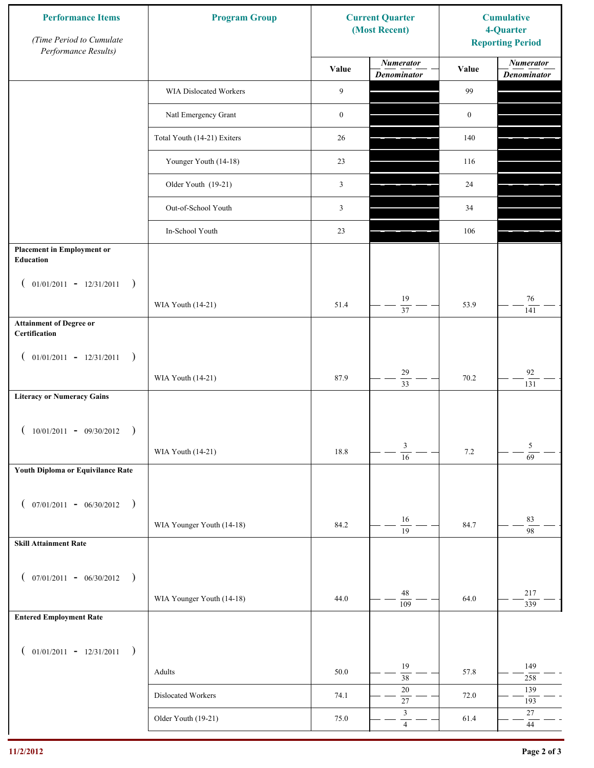| Performance Items *(Time Period to Cumulate Performance Results)* | Program Group | Current Quarter (Most Recent) | | Cumulative 4-Quarter Reporting Period | |
|---|---|---|---|---|---|
| | | Value | *Numerator* / *Denominator* | Value | *Numerator* / *Denominator* |
| | WIA Dislocated Workers | 9 | | 99 | |
| | Natl Emergency Grant | 0 | | 0 | |
| | Total Youth (14-21) Exiters | 26 | | 140 | |
| | Younger Youth (14-18) | 23 | | 116 | |
| | Older Youth (19-21) | 3 | | 24 | |
| | Out-of-School Youth | 3 | | 34 | |
| | In-School Youth | 23 | | 106 | |
| **Placement in Employment or Education** ( 01/01/2011 - 12/31/2011 ) | WIA Youth (14-21) | 51.4 | 19 / 37 | 53.9 | 76 / 141 |
| **Attainment of Degree or Certification** ( 01/01/2011 - 12/31/2011 ) | WIA Youth (14-21) | 87.9 | 29 / 33 | 70.2 | 92 / 131 |
| **Literacy or Numeracy Gains** ( 10/01/2011 - 09/30/2012 ) | WIA Youth (14-21) | 18.8 | 3 / 16 | 7.2 | 5 / 69 |
| **Youth Diploma or Equivilance Rate** ( 07/01/2011 - 06/30/2012 ) | WIA Younger Youth (14-18) | 84.2 | 16 / 19 | 84.7 | 83 / 98 |
| **Skill Attainment Rate** ( 07/01/2011 - 06/30/2012 ) | WIA Younger Youth (14-18) | 44.0 | 48 / 109 | 64.0 | 217 / 339 |
| **Entered Employment Rate** ( 01/01/2011 - 12/31/2011 ) | Adults | 50.0 | 19 / 38 | 57.8 | 149 / 258 |
| | Dislocated Workers | 74.1 | 20 / 27 | 72.0 | 139 / 193 |
| | Older Youth (19-21) | 75.0 | 3 / 4 | 61.4 | 27 / 44 |

11/2/2012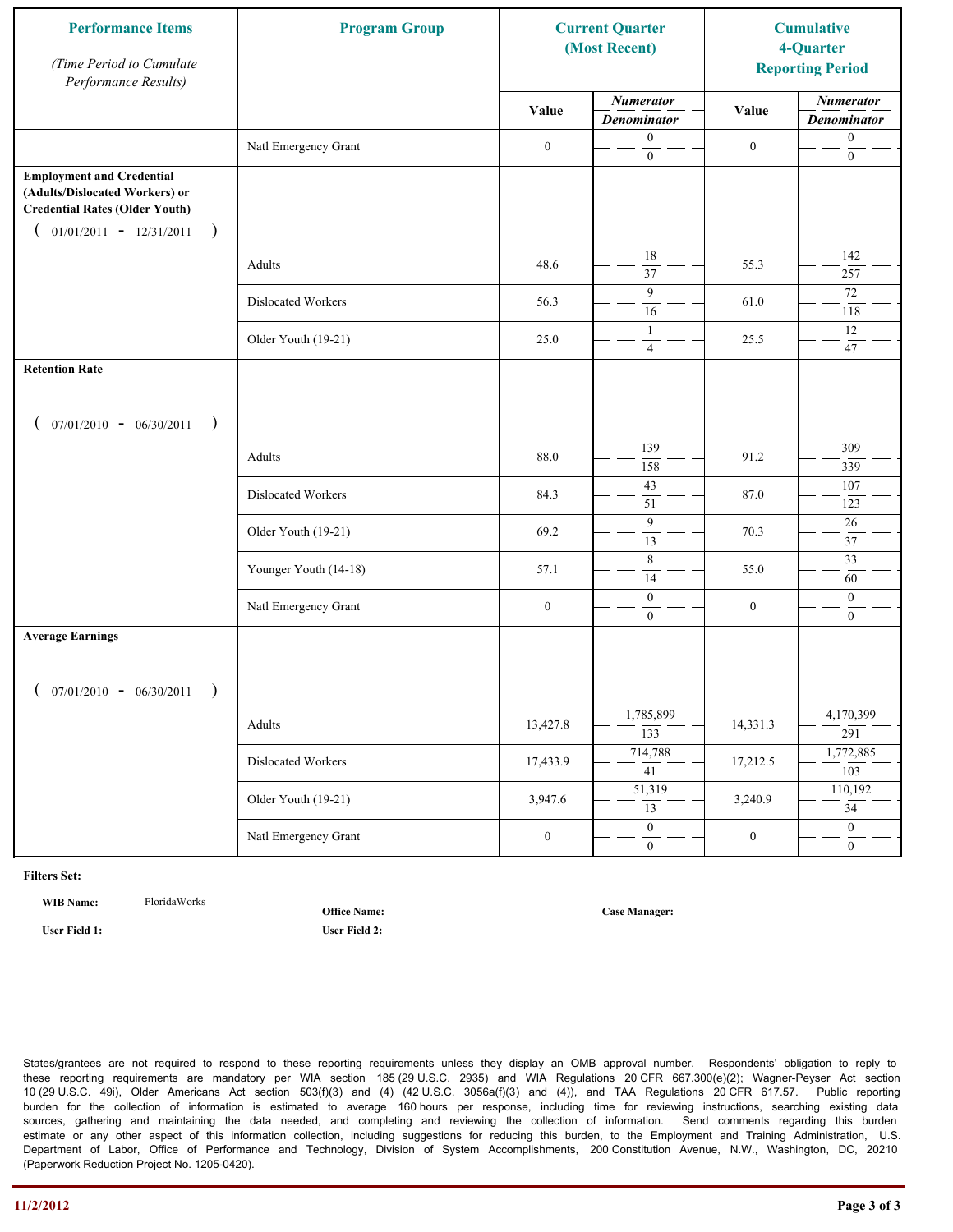| Performance Items (Time Period to Cumulate Performance Results) | Program Group | Current Quarter (Most Recent) | | Cumulative 4-Quarter Reporting Period | |
|---|---|---|---|---|---|
| | | Value | Numerator / Denominator | Value | Numerator / Denominator |
| | Natl Emergency Grant | 0 | 0 / 0 | 0 | 0 / 0 |
| **Employment and Credential (Adults/Dislocated Workers) or Credential Rates (Older Youth)** ( 01/01/2011 - 12/31/2011 ) | Adults | 48.6 | 18 / 37 | 55.3 | 142 / 257 |
| | Dislocated Workers | 56.3 | 9 / 16 | 61.0 | 72 / 118 |
| | Older Youth (19-21) | 25.0 | 1 / 4 | 25.5 | 12 / 47 |
| **Retention Rate** ( 07/01/2010 - 06/30/2011 ) | Adults | 88.0 | 139 / 158 | 91.2 | 309 / 339 |
| | Dislocated Workers | 84.3 | 43 / 51 | 87.0 | 107 / 123 |
| | Older Youth (19-21) | 69.2 | 9 / 13 | 70.3 | 26 / 37 |
| | Younger Youth (14-18) | 57.1 | 8 / 14 | 55.0 | 33 / 60 |
| | Natl Emergency Grant | 0 | 0 / 0 | 0 | 0 / 0 |
| **Average Earnings** ( 07/01/2010 - 06/30/2011 ) | Adults | 13,427.8 | 1,785,899 / 133 | 14,331.3 | 4,170,399 / 291 |
| | Dislocated Workers | 17,433.9 | 714,788 / 41 | 17,212.5 | 1,772,885 / 103 |
| | Older Youth (19-21) | 3,947.6 | 51,319 / 13 | 3,240.9 | 110,192 / 34 |
| | Natl Emergency Grant | 0 | 0 / 0 | 0 | 0 / 0 |

**Filters Set:**

**WIB Name:** FloridaWorks

**Office Name:**

**Case Manager:**

**User Field 1:**

**User Field 2:**

States/grantees are not required to respond to these reporting requirements unless they display an OMB approval number. Respondents' obligation to reply to these reporting requirements are mandatory per WIA section 185 (29 U.S.C. 2935) and WIA Regulations 20 CFR 667.300(e)(2); Wagner-Peyser Act section 10 (29 U.S.C. 49i), Older Americans Act section 503(f)(3) and (4) (42 U.S.C. 3056a(f)(3) and (4)), and TAA Regulations 20 CFR 617.57. Public reporting burden for the collection of information is estimated to average 160 hours per response, including time for reviewing instructions, searching existing data sources, gathering and maintaining the data needed, and completing and reviewing the collection of information. Send comments regarding this burden estimate or any other aspect of this information collection, including suggestions for reducing this burden, to the Employment and Training Administration, U.S. Department of Labor, Office of Performance and Technology, Division of System Accomplishments, 200 Constitution Avenue, N.W., Washington, DC, 20210 (Paperwork Reduction Project No. 1205-0420).

11/2/2012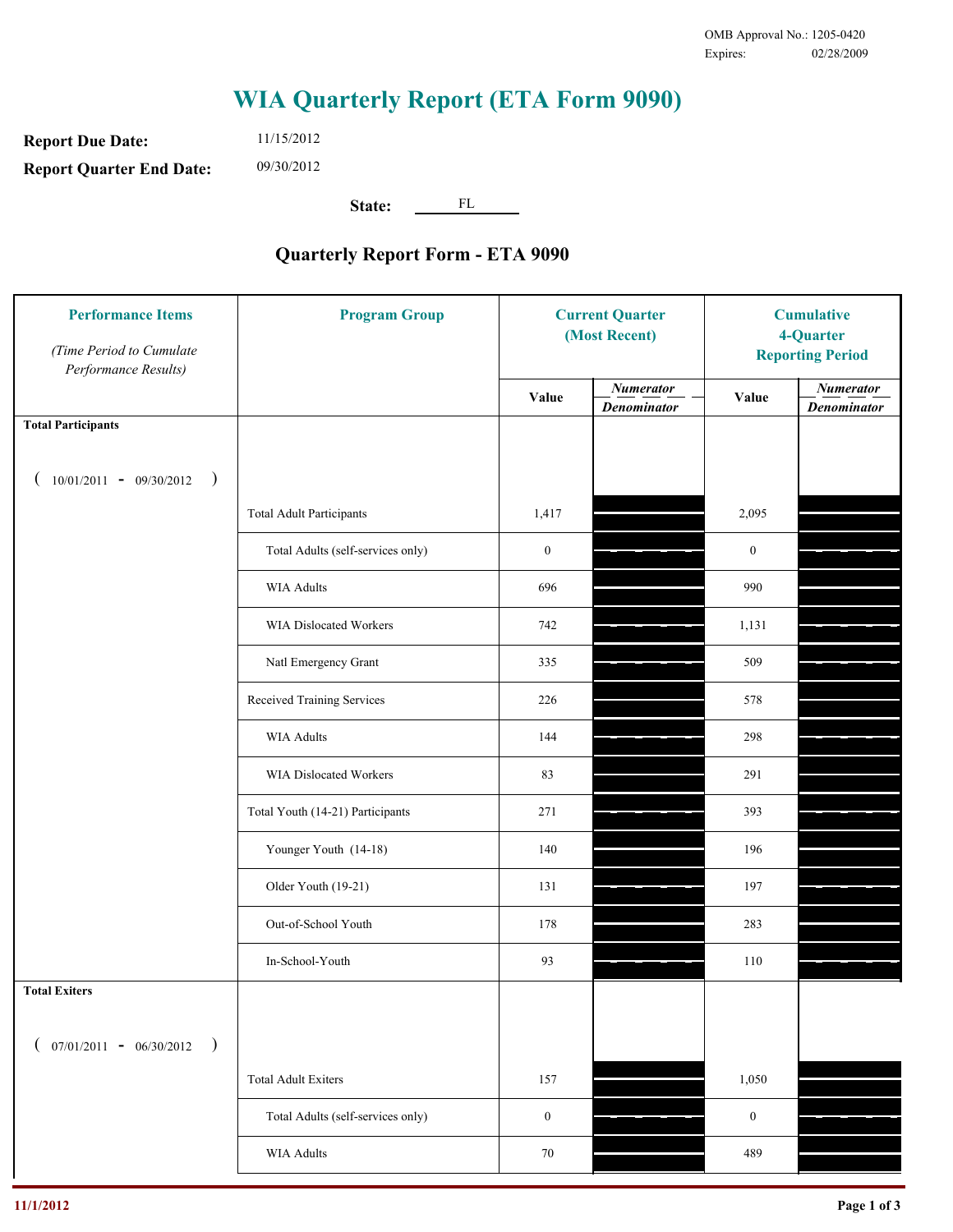OMB Approval No.: 1205-0420
Expires: 02/28/2009

# WIA Quarterly Report (ETA Form 9090)

**Report Due Date:** 11/15/2012

**Report Quarter End Date:** 09/30/2012

**State:** FL

## Quarterly Report Form - ETA 9090

| Performance Items *(Time Period to Cumulate Performance Results)* | Program Group | Current Quarter (Most Recent) Value | Current Quarter *Numerator / Denominator* | Cumulative 4-Quarter Reporting Period Value | Cumulative 4-Quarter *Numerator / Denominator* |
|---|---|---|---|---|---|
| **Total Participants** ( 10/01/2011 - 09/30/2012 ) | | | | | |
| | Total Adult Participants | 1,417 | | 2,095 | |
| | Total Adults (self-services only) | 0 | | 0 | |
| | WIA Adults | 696 | | 990 | |
| | WIA Dislocated Workers | 742 | | 1,131 | |
| | Natl Emergency Grant | 335 | | 509 | |
| | Received Training Services | 226 | | 578 | |
| | WIA Adults | 144 | | 298 | |
| | WIA Dislocated Workers | 83 | | 291 | |
| | Total Youth (14-21) Participants | 271 | | 393 | |
| | Younger Youth (14-18) | 140 | | 196 | |
| | Older Youth (19-21) | 131 | | 197 | |
| | Out-of-School Youth | 178 | | 283 | |
| | In-School-Youth | 93 | | 110 | |
| **Total Exiters** ( 07/01/2011 - 06/30/2012 ) | | | | | |
| | Total Adult Exiters | 157 | | 1,050 | |
| | Total Adults (self-services only) | 0 | | 0 | |
| | WIA Adults | 70 | | 489 | |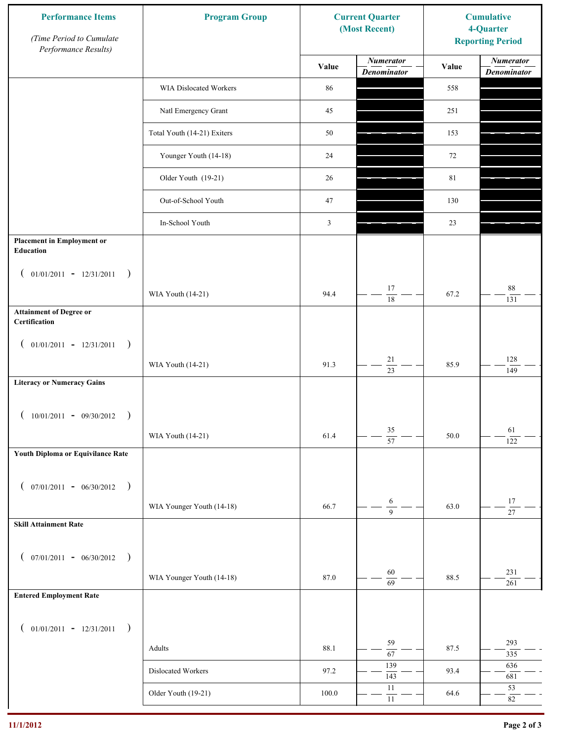| Performance Items (Time Period to Cumulate Performance Results) | Program Group | Current Quarter (Most Recent) Value | Current Quarter Numerator / Denominator | Cumulative 4-Quarter Reporting Period Value | Cumulative Numerator / Denominator |
|---|---|---|---|---|---|
| | WIA Dislocated Workers | 86 | | 558 | |
| | Natl Emergency Grant | 45 | | 251 | |
| | Total Youth (14-21) Exiters | 50 | | 153 | |
| | Younger Youth (14-18) | 24 | | 72 | |
| | Older Youth (19-21) | 26 | | 81 | |
| | Out-of-School Youth | 47 | | 130 | |
| | In-School Youth | 3 | | 23 | |
| **Placement in Employment or Education** ( 01/01/2011 - 12/31/2011 ) | WIA Youth (14-21) | 94.4 | 17 / 18 | 67.2 | 88 / 131 |
| **Attainment of Degree or Certification** ( 01/01/2011 - 12/31/2011 ) | WIA Youth (14-21) | 91.3 | 21 / 23 | 85.9 | 128 / 149 |
| **Literacy or Numeracy Gains** ( 10/01/2011 - 09/30/2012 ) | WIA Youth (14-21) | 61.4 | 35 / 57 | 50.0 | 61 / 122 |
| **Youth Diploma or Equivilance Rate** ( 07/01/2011 - 06/30/2012 ) | WIA Younger Youth (14-18) | 66.7 | 6 / 9 | 63.0 | 17 / 27 |
| **Skill Attainment Rate** ( 07/01/2011 - 06/30/2012 ) | WIA Younger Youth (14-18) | 87.0 | 60 / 69 | 88.5 | 231 / 261 |
| **Entered Employment Rate** ( 01/01/2011 - 12/31/2011 ) | Adults | 88.1 | 59 / 67 | 87.5 | 293 / 335 |
| | Dislocated Workers | 97.2 | 139 / 143 | 93.4 | 636 / 681 |
| | Older Youth (19-21) | 100.0 | 11 / 11 | 64.6 | 53 / 82 |

11/1/2012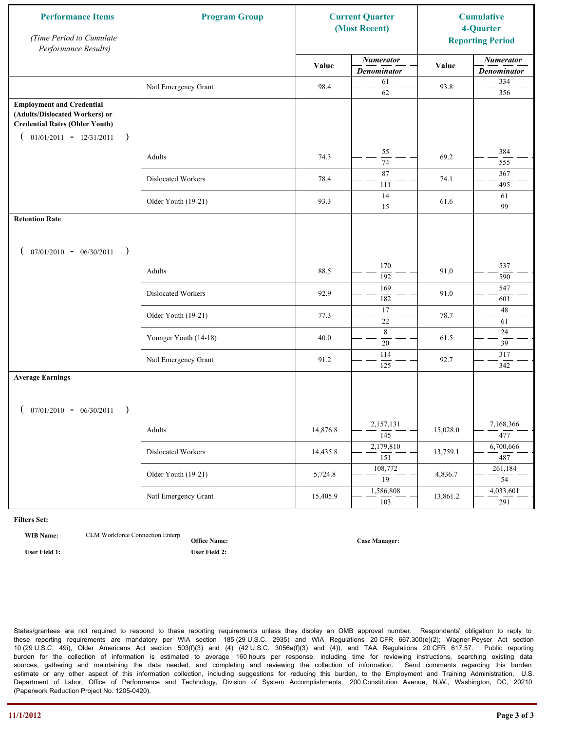| Performance Items *(Time Period to Cumulate Performance Results)* | Program Group | Current Quarter (Most Recent) | | Cumulative 4-Quarter Reporting Period | |
|---|---|---|---|---|---|
| | | Value | *Numerator* / *Denominator* | Value | *Numerator* / *Denominator* |
| | Natl Emergency Grant | 98.4 | 61 / 62 | 93.8 | 334 / 356 |
| **Employment and Credential (Adults/Dislocated Workers) or Credential Rates (Older Youth)** ( 01/01/2011 - 12/31/2011 ) | | | | | |
| | Adults | 74.3 | 55 / 74 | 69.2 | 384 / 555 |
| | Dislocated Workers | 78.4 | 87 / 111 | 74.1 | 367 / 495 |
| | Older Youth (19-21) | 93.3 | 14 / 15 | 61.6 | 61 / 99 |
| **Retention Rate** ( 07/01/2010 - 06/30/2011 ) | | | | | |
| | Adults | 88.5 | 170 / 192 | 91.0 | 537 / 590 |
| | Dislocated Workers | 92.9 | 169 / 182 | 91.0 | 547 / 601 |
| | Older Youth (19-21) | 77.3 | 17 / 22 | 78.7 | 48 / 61 |
| | Younger Youth (14-18) | 40.0 | 8 / 20 | 61.5 | 24 / 39 |
| | Natl Emergency Grant | 91.2 | 114 / 125 | 92.7 | 317 / 342 |
| **Average Earnings** ( 07/01/2010 - 06/30/2011 ) | | | | | |
| | Adults | 14,876.8 | 2,157,131 / 145 | 15,028.0 | 7,168,366 / 477 |
| | Dislocated Workers | 14,435.8 | 2,179,810 / 151 | 13,759.1 | 6,700,666 / 487 |
| | Older Youth (19-21) | 5,724.8 | 108,772 / 19 | 4,836.7 | 261,184 / 54 |
| | Natl Emergency Grant | 15,405.9 | 1,586,808 / 103 | 13,861.2 | 4,033,601 / 291 |

**Filters Set:**

**WIB Name:** CLM Workforce Connection Enterp **Office Name:** **Case Manager:**

**User Field 1:** **User Field 2:**

States/grantees are not required to respond to these reporting requirements unless they display an OMB approval number. Respondents' obligation to reply to these reporting requirements are mandatory per WIA section 185 (29 U.S.C. 2935) and WIA Regulations 20 CFR 667.300(e)(2); Wagner-Peyser Act section 10 (29 U.S.C. 49i), Older Americans Act section 503(f)(3) and (4) (42 U.S.C. 3056a(f)(3) and (4)), and TAA Regulations 20 CFR 617.57. Public reporting burden for the collection of information is estimated to average 160 hours per response, including time for reviewing instructions, searching existing data sources, gathering and maintaining the data needed, and completing and reviewing the collection of information. Send comments regarding this burden estimate or any other aspect of this information collection, including suggestions for reducing this burden, to the Employment and Training Administration, U.S. Department of Labor, Office of Performance and Technology, Division of System Accomplishments, 200 Constitution Avenue, N.W., Washington, DC, 20210 (Paperwork Reduction Project No. 1205-0420).

11/1/2012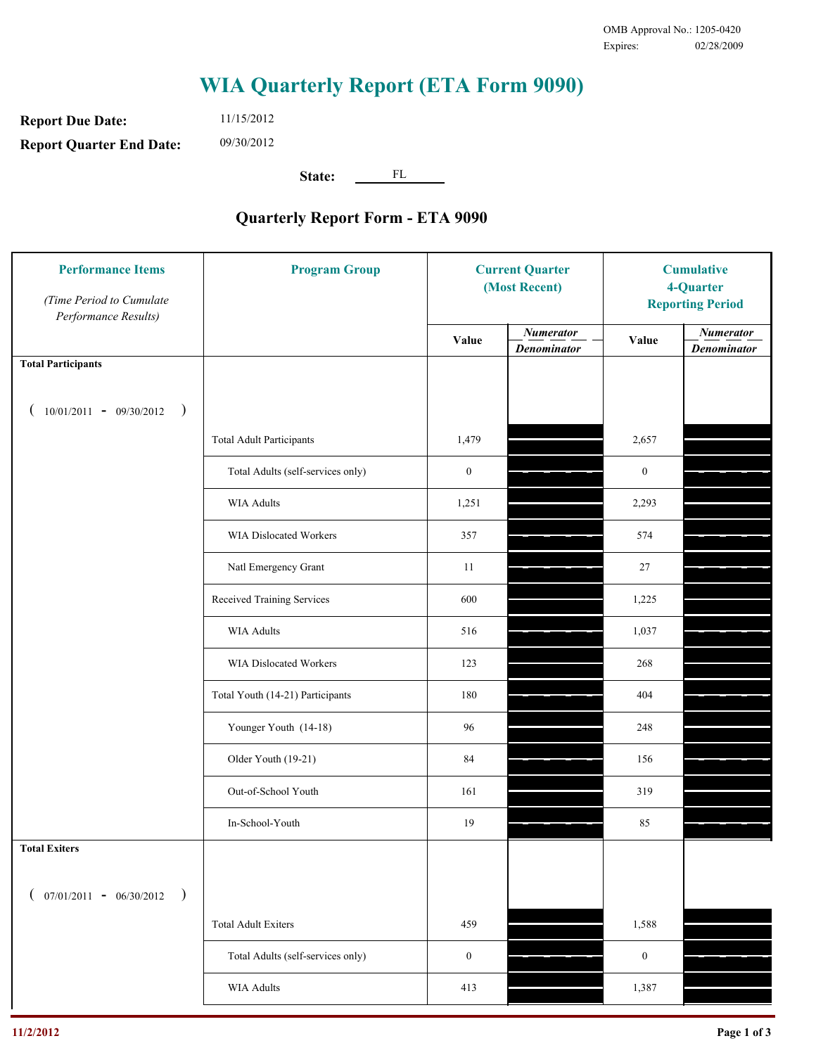OMB Approval No.: 1205-0420
Expires: 02/28/2009

# WIA Quarterly Report (ETA Form 9090)

**Report Due Date:** 11/15/2012

**Report Quarter End Date:** 09/30/2012

**State:** FL

## Quarterly Report Form - ETA 9090

| Performance Items *(Time Period to Cumulate Performance Results)* | Program Group | Current Quarter (Most Recent) Value | Current Quarter *Numerator / Denominator* | Cumulative 4-Quarter Reporting Period Value | Cumulative *Numerator / Denominator* |
|---|---|---|---|---|---|
| **Total Participants** ( 10/01/2011 - 09/30/2012 ) | | | | | |
| | Total Adult Participants | 1,479 | | 2,657 | |
| | Total Adults (self-services only) | 0 | | 0 | |
| | WIA Adults | 1,251 | | 2,293 | |
| | WIA Dislocated Workers | 357 | | 574 | |
| | Natl Emergency Grant | 11 | | 27 | |
| | Received Training Services | 600 | | 1,225 | |
| | WIA Adults | 516 | | 1,037 | |
| | WIA Dislocated Workers | 123 | | 268 | |
| | Total Youth (14-21) Participants | 180 | | 404 | |
| | Younger Youth (14-18) | 96 | | 248 | |
| | Older Youth (19-21) | 84 | | 156 | |
| | Out-of-School Youth | 161 | | 319 | |
| | In-School-Youth | 19 | | 85 | |
| **Total Exiters** ( 07/01/2011 - 06/30/2012 ) | | | | | |
| | Total Adult Exiters | 459 | | 1,588 | |
| | Total Adults (self-services only) | 0 | | 0 | |
| | WIA Adults | 413 | | 1,387 | |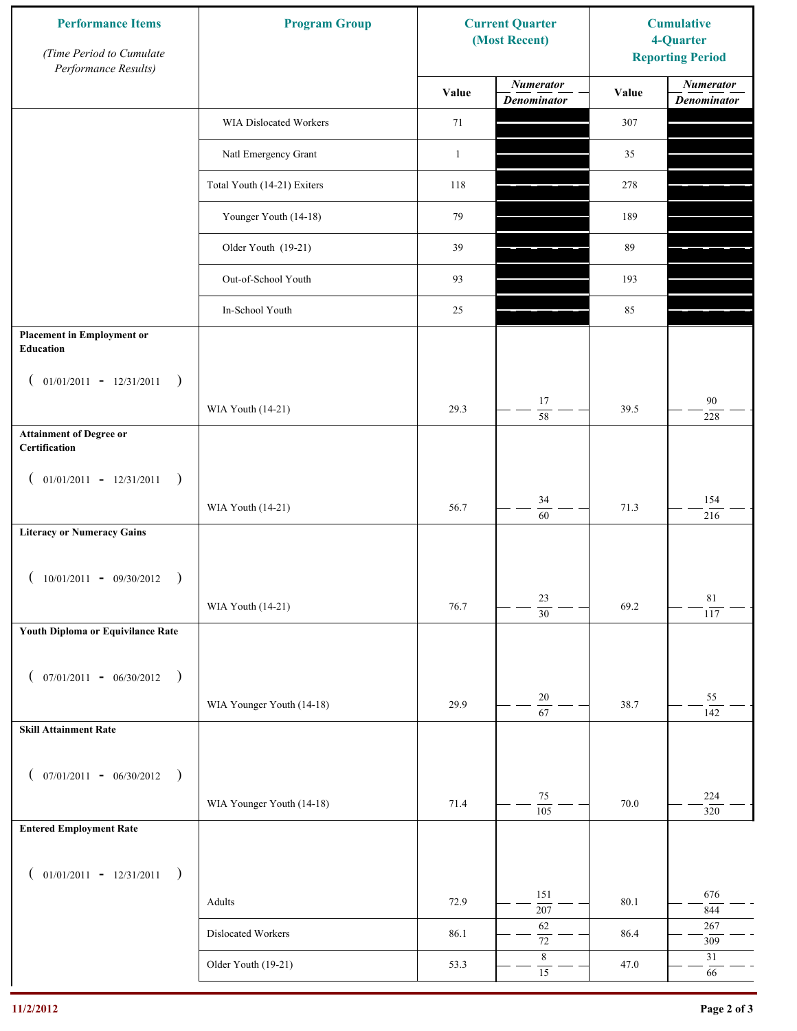| Performance Items *(Time Period to Cumulate Performance Results)* | Program Group | Current Quarter (Most Recent) Value | Current Quarter *Numerator / Denominator* | Cumulative 4-Quarter Reporting Period Value | Cumulative *Numerator / Denominator* |
|---|---|---|---|---|---|
| | WIA Dislocated Workers | 71 | | 307 | |
| | Natl Emergency Grant | 1 | | 35 | |
| | Total Youth (14-21) Exiters | 118 | | 278 | |
| | Younger Youth (14-18) | 79 | | 189 | |
| | Older Youth (19-21) | 39 | | 89 | |
| | Out-of-School Youth | 93 | | 193 | |
| | In-School Youth | 25 | | 85 | |
| **Placement in Employment or Education** ( 01/01/2011 - 12/31/2011 ) | WIA Youth (14-21) | 29.3 | 17 / 58 | 39.5 | 90 / 228 |
| **Attainment of Degree or Certification** ( 01/01/2011 - 12/31/2011 ) | WIA Youth (14-21) | 56.7 | 34 / 60 | 71.3 | 154 / 216 |
| **Literacy or Numeracy Gains** ( 10/01/2011 - 09/30/2012 ) | WIA Youth (14-21) | 76.7 | 23 / 30 | 69.2 | 81 / 117 |
| **Youth Diploma or Equivilance Rate** ( 07/01/2011 - 06/30/2012 ) | WIA Younger Youth (14-18) | 29.9 | 20 / 67 | 38.7 | 55 / 142 |
| **Skill Attainment Rate** ( 07/01/2011 - 06/30/2012 ) | WIA Younger Youth (14-18) | 71.4 | 75 / 105 | 70.0 | 224 / 320 |
| **Entered Employment Rate** ( 01/01/2011 - 12/31/2011 ) | Adults | 72.9 | 151 / 207 | 80.1 | 676 / 844 |
| | Dislocated Workers | 86.1 | 62 / 72 | 86.4 | 267 / 309 |
| | Older Youth (19-21) | 53.3 | 8 / 15 | 47.0 | 31 / 66 |

11/2/2012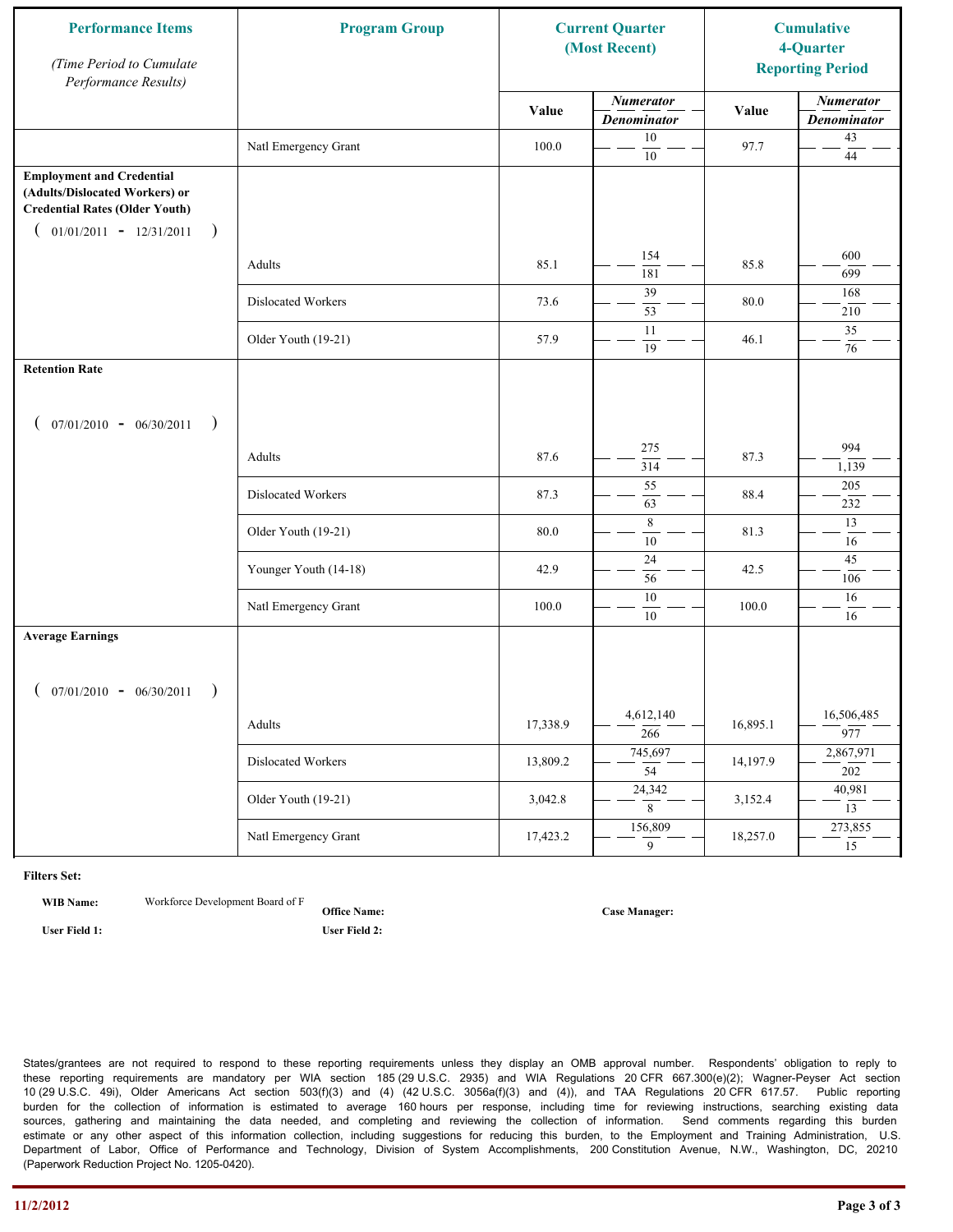| Performance Items *(Time Period to Cumulate Performance Results)* | Program Group | Current Quarter (Most Recent) | | Cumulative 4-Quarter Reporting Period | |
|---|---|---|---|---|---|
| | | Value | *Numerator / Denominator* | Value | *Numerator / Denominator* |
| | Natl Emergency Grant | 100.0 | 10 / 10 | 97.7 | 43 / 44 |
| **Employment and Credential (Adults/Dislocated Workers) or Credential Rates (Older Youth)** ( 01/01/2011 - 12/31/2011 ) | | | | | |
| | Adults | 85.1 | 154 / 181 | 85.8 | 600 / 699 |
| | Dislocated Workers | 73.6 | 39 / 53 | 80.0 | 168 / 210 |
| | Older Youth (19-21) | 57.9 | 11 / 19 | 46.1 | 35 / 76 |
| **Retention Rate** ( 07/01/2010 - 06/30/2011 ) | | | | | |
| | Adults | 87.6 | 275 / 314 | 87.3 | 994 / 1,139 |
| | Dislocated Workers | 87.3 | 55 / 63 | 88.4 | 205 / 232 |
| | Older Youth (19-21) | 80.0 | 8 / 10 | 81.3 | 13 / 16 |
| | Younger Youth (14-18) | 42.9 | 24 / 56 | 42.5 | 45 / 106 |
| | Natl Emergency Grant | 100.0 | 10 / 10 | 100.0 | 16 / 16 |
| **Average Earnings** ( 07/01/2010 - 06/30/2011 ) | | | | | |
| | Adults | 17,338.9 | 4,612,140 / 266 | 16,895.1 | 16,506,485 / 977 |
| | Dislocated Workers | 13,809.2 | 745,697 / 54 | 14,197.9 | 2,867,971 / 202 |
| | Older Youth (19-21) | 3,042.8 | 24,342 / 8 | 3,152.4 | 40,981 / 13 |
| | Natl Emergency Grant | 17,423.2 | 156,809 / 9 | 18,257.0 | 273,855 / 15 |

**Filters Set:**

**WIB Name:** Workforce Development Board of F

**Office Name:**

**Case Manager:**

**User Field 1:**

**User Field 2:**

States/grantees are not required to respond to these reporting requirements unless they display an OMB approval number. Respondents' obligation to reply to these reporting requirements are mandatory per WIA section 185 (29 U.S.C. 2935) and WIA Regulations 20 CFR 667.300(e)(2); Wagner-Peyser Act section 10 (29 U.S.C. 49i), Older Americans Act section 503(f)(3) and (4) (42 U.S.C. 3056a(f)(3) and (4)), and TAA Regulations 20 CFR 617.57. Public reporting burden for the collection of information is estimated to average 160 hours per response, including time for reviewing instructions, searching existing data sources, gathering and maintaining the data needed, and completing and reviewing the collection of information. Send comments regarding this burden estimate or any other aspect of this information collection, including suggestions for reducing this burden, to the Employment and Training Administration, U.S. Department of Labor, Office of Performance and Technology, Division of System Accomplishments, 200 Constitution Avenue, N.W., Washington, DC, 20210 (Paperwork Reduction Project No. 1205-0420).

11/2/2012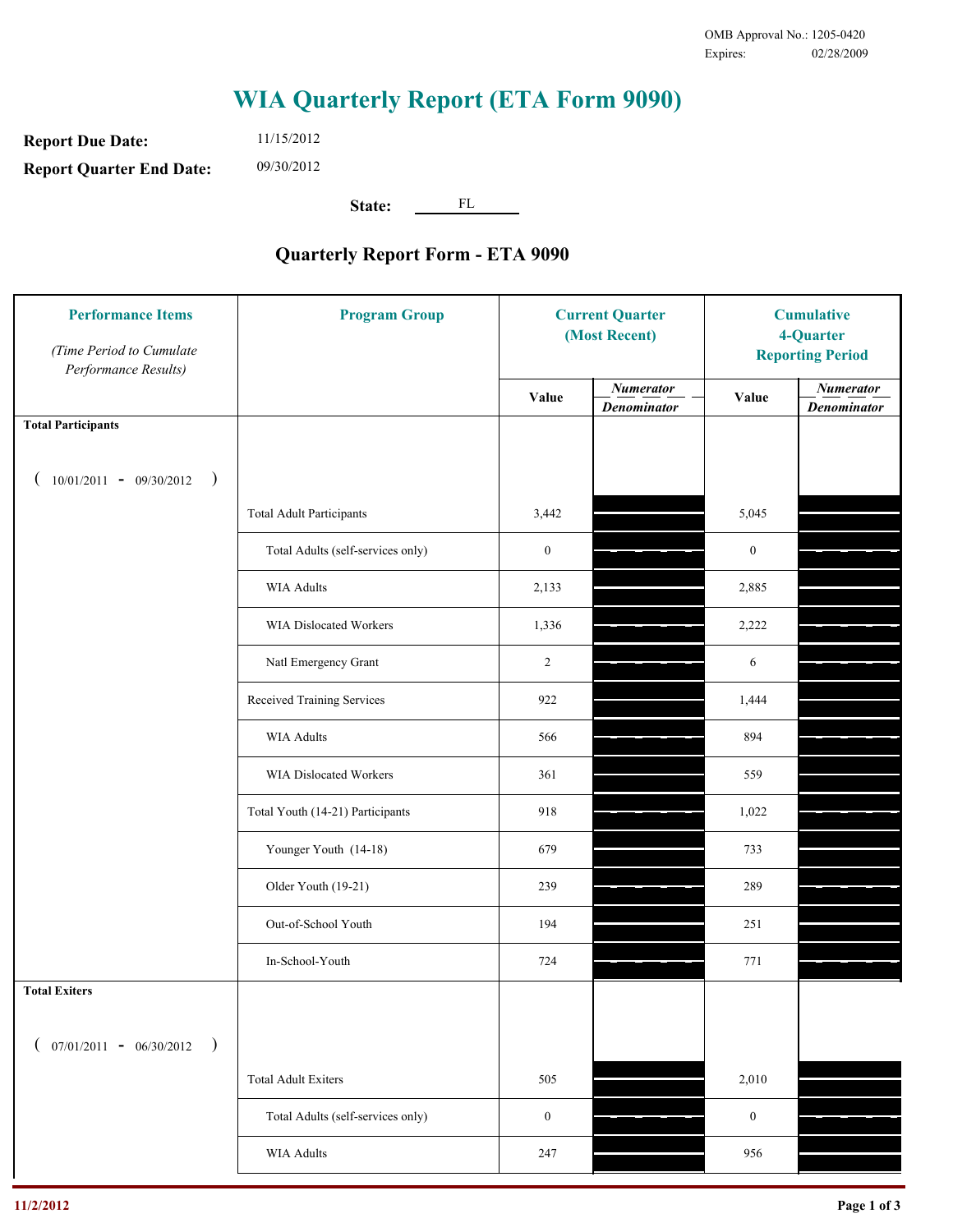OMB Approval No.: 1205-0420
Expires: 02/28/2009

# WIA Quarterly Report (ETA Form 9090)

**Report Due Date:** 11/15/2012

**Report Quarter End Date:** 09/30/2012

**State:** FL

## Quarterly Report Form - ETA 9090

| Performance Items *(Time Period to Cumulate Performance Results)* | Program Group | Current Quarter (Most Recent) Value | Current Quarter Numerator / Denominator | Cumulative 4-Quarter Reporting Period Value | Cumulative Numerator / Denominator |
|---|---|---|---|---|---|
| **Total Participants** ( 10/01/2011 - 09/30/2012 ) | | | | | |
| | Total Adult Participants | 3,442 | | 5,045 | |
| | Total Adults (self-services only) | 0 | | 0 | |
| | WIA Adults | 2,133 | | 2,885 | |
| | WIA Dislocated Workers | 1,336 | | 2,222 | |
| | Natl Emergency Grant | 2 | | 6 | |
| | Received Training Services | 922 | | 1,444 | |
| | WIA Adults | 566 | | 894 | |
| | WIA Dislocated Workers | 361 | | 559 | |
| | Total Youth (14-21) Participants | 918 | | 1,022 | |
| | Younger Youth (14-18) | 679 | | 733 | |
| | Older Youth (19-21) | 239 | | 289 | |
| | Out-of-School Youth | 194 | | 251 | |
| | In-School-Youth | 724 | | 771 | |
| **Total Exiters** ( 07/01/2011 - 06/30/2012 ) | | | | | |
| | Total Adult Exiters | 505 | | 2,010 | |
| | Total Adults (self-services only) | 0 | | 0 | |
| | WIA Adults | 247 | | 956 | |

11/2/2012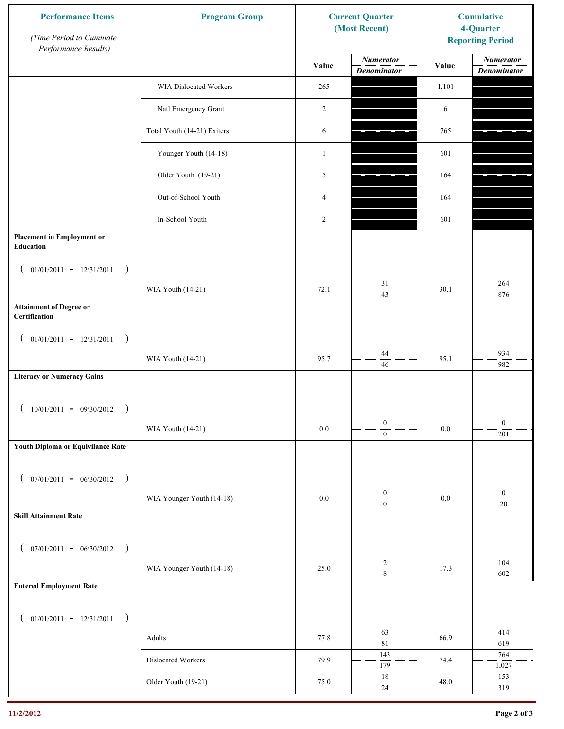| Performance Items *(Time Period to Cumulate Performance Results)* | Program Group | Current Quarter (Most Recent) | | Cumulative 4-Quarter Reporting Period | |
|---|---|---|---|---|---|
| | | Value | *Numerator* / *Denominator* | Value | *Numerator* / *Denominator* |
| | WIA Dislocated Workers | 265 | | 1,101 | |
| | Natl Emergency Grant | 2 | | 6 | |
| | Total Youth (14-21) Exiters | 6 | | 765 | |
| | Younger Youth (14-18) | 1 | | 601 | |
| | Older Youth (19-21) | 5 | | 164 | |
| | Out-of-School Youth | 4 | | 164 | |
| | In-School Youth | 2 | | 601 | |
| **Placement in Employment or Education** ( 01/01/2011 - 12/31/2011 ) | WIA Youth (14-21) | 72.1 | 31 / 43 | 30.1 | 264 / 876 |
| **Attainment of Degree or Certification** ( 01/01/2011 - 12/31/2011 ) | WIA Youth (14-21) | 95.7 | 44 / 46 | 95.1 | 934 / 982 |
| **Literacy or Numeracy Gains** ( 10/01/2011 - 09/30/2012 ) | WIA Youth (14-21) | 0.0 | 0 / 0 | 0.0 | 0 / 201 |
| **Youth Diploma or Equivilance Rate** ( 07/01/2011 - 06/30/2012 ) | WIA Younger Youth (14-18) | 0.0 | 0 / 0 | 0.0 | 0 / 20 |
| **Skill Attainment Rate** ( 07/01/2011 - 06/30/2012 ) | WIA Younger Youth (14-18) | 25.0 | 2 / 8 | 17.3 | 104 / 602 |
| **Entered Employment Rate** ( 01/01/2011 - 12/31/2011 ) | Adults | 77.8 | 63 / 81 | 66.9 | 414 / 619 |
| | Dislocated Workers | 79.9 | 143 / 179 | 74.4 | 764 / 1,027 |
| | Older Youth (19-21) | 75.0 | 18 / 24 | 48.0 | 153 / 319 |

11/2/2012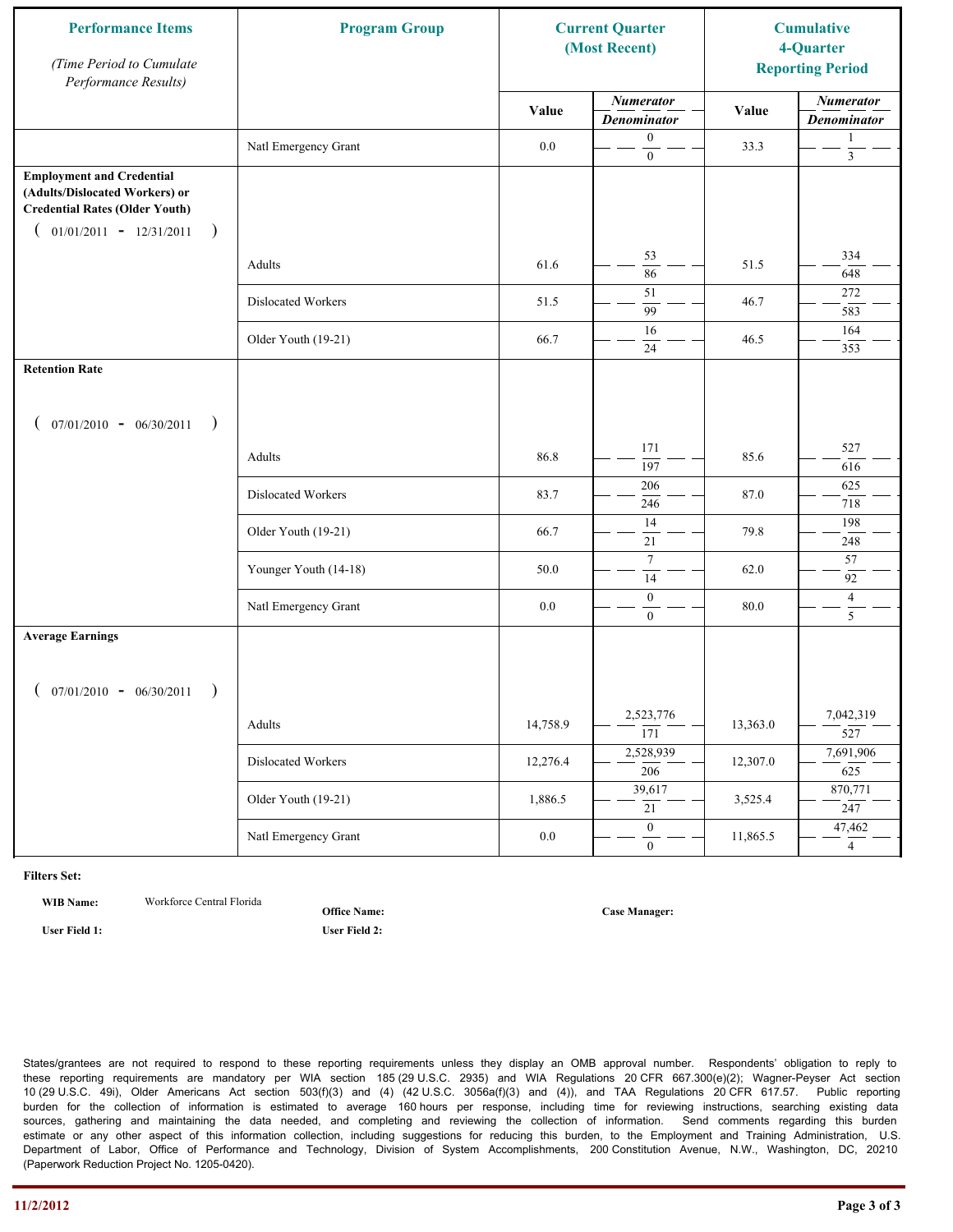| Performance Items *(Time Period to Cumulate Performance Results)* | Program Group | Current Quarter (Most Recent) Value | Numerator / Denominator | Cumulative 4-Quarter Reporting Period Value | Numerator / Denominator |
|---|---|---|---|---|---|
| | Natl Emergency Grant | 0.0 | 0 / 0 | 33.3 | 1 / 3 |
| **Employment and Credential (Adults/Dislocated Workers) or Credential Rates (Older Youth)** ( 01/01/2011 - 12/31/2011 ) | | | | | |
| | Adults | 61.6 | 53 / 86 | 51.5 | 334 / 648 |
| | Dislocated Workers | 51.5 | 51 / 99 | 46.7 | 272 / 583 |
| | Older Youth (19-21) | 66.7 | 16 / 24 | 46.5 | 164 / 353 |
| **Retention Rate** ( 07/01/2010 - 06/30/2011 ) | | | | | |
| | Adults | 86.8 | 171 / 197 | 85.6 | 527 / 616 |
| | Dislocated Workers | 83.7 | 206 / 246 | 87.0 | 625 / 718 |
| | Older Youth (19-21) | 66.7 | 14 / 21 | 79.8 | 198 / 248 |
| | Younger Youth (14-18) | 50.0 | 7 / 14 | 62.0 | 57 / 92 |
| | Natl Emergency Grant | 0.0 | 0 / 0 | 80.0 | 4 / 5 |
| **Average Earnings** ( 07/01/2010 - 06/30/2011 ) | | | | | |
| | Adults | 14,758.9 | 2,523,776 / 171 | 13,363.0 | 7,042,319 / 527 |
| | Dislocated Workers | 12,276.4 | 2,528,939 / 206 | 12,307.0 | 7,691,906 / 625 |
| | Older Youth (19-21) | 1,886.5 | 39,617 / 21 | 3,525.4 | 870,771 / 247 |
| | Natl Emergency Grant | 0.0 | 0 / 0 | 11,865.5 | 47,462 / 4 |

**Filters Set:**

**WIB Name:** Workforce Central Florida

**Office Name:**

**Case Manager:**

**User Field 1:**

**User Field 2:**

States/grantees are not required to respond to these reporting requirements unless they display an OMB approval number. Respondents' obligation to reply to these reporting requirements are mandatory per WIA section 185 (29 U.S.C. 2935) and WIA Regulations 20 CFR 667.300(e)(2); Wagner-Peyser Act section 10 (29 U.S.C. 49i), Older Americans Act section 503(f)(3) and (4) (42 U.S.C. 3056a(f)(3) and (4)), and TAA Regulations 20 CFR 617.57. Public reporting burden for the collection of information is estimated to average 160 hours per response, including time for reviewing instructions, searching existing data sources, gathering and maintaining the data needed, and completing and reviewing the collection of information. Send comments regarding this burden estimate or any other aspect of this information collection, including suggestions for reducing this burden, to the Employment and Training Administration, U.S. Department of Labor, Office of Performance and Technology, Division of System Accomplishments, 200 Constitution Avenue, N.W., Washington, DC, 20210 (Paperwork Reduction Project No. 1205-0420).

11/2/2012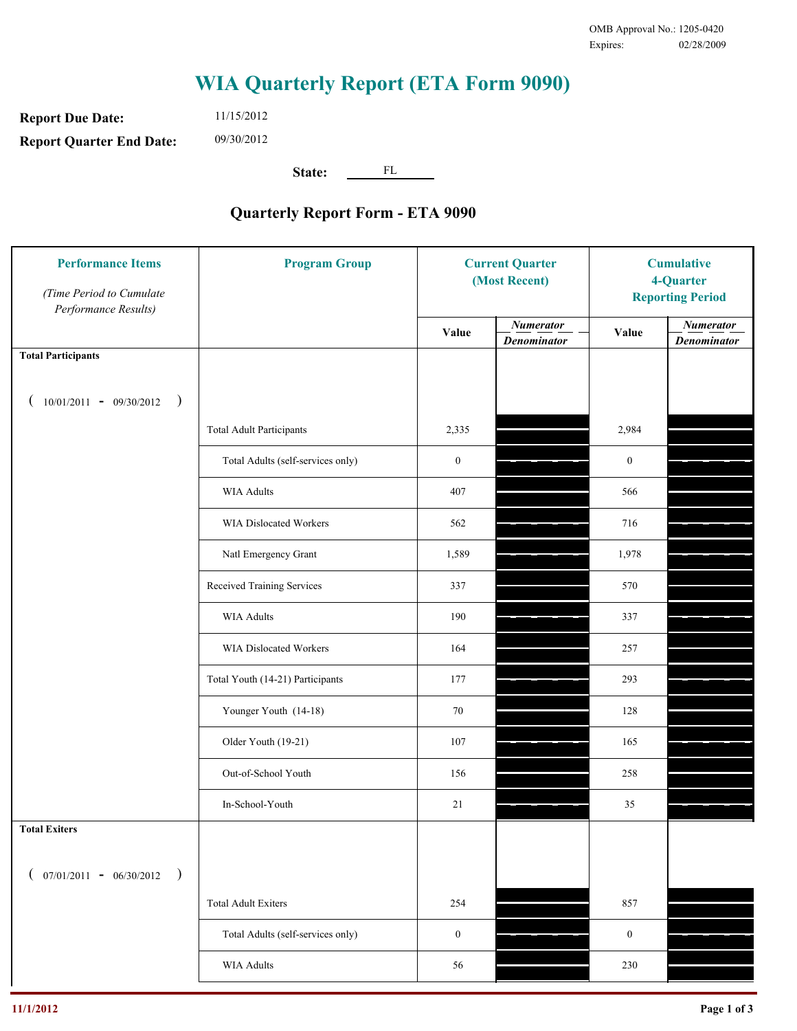OMB Approval No.: 1205-0420
Expires: 02/28/2009

# WIA Quarterly Report (ETA Form 9090)

**Report Due Date:** 11/15/2012

**Report Quarter End Date:** 09/30/2012

**State:** FL

## Quarterly Report Form - ETA 9090

| Performance Items *(Time Period to Cumulate Performance Results)* | Program Group | Current Quarter (Most Recent) Value | Current Quarter Numerator / Denominator | Cumulative 4-Quarter Reporting Period Value | Cumulative Numerator / Denominator |
|---|---|---|---|---|---|
| **Total Participants** ( 10/01/2011 - 09/30/2012 ) | | | | | |
| | Total Adult Participants | 2,335 | | 2,984 | |
| | Total Adults (self-services only) | 0 | | 0 | |
| | WIA Adults | 407 | | 566 | |
| | WIA Dislocated Workers | 562 | | 716 | |
| | Natl Emergency Grant | 1,589 | | 1,978 | |
| | Received Training Services | 337 | | 570 | |
| | WIA Adults | 190 | | 337 | |
| | WIA Dislocated Workers | 164 | | 257 | |
| | Total Youth (14-21) Participants | 177 | | 293 | |
| | Younger Youth (14-18) | 70 | | 128 | |
| | Older Youth (19-21) | 107 | | 165 | |
| | Out-of-School Youth | 156 | | 258 | |
| | In-School-Youth | 21 | | 35 | |
| **Total Exiters** ( 07/01/2011 - 06/30/2012 ) | | | | | |
| | Total Adult Exiters | 254 | | 857 | |
| | Total Adults (self-services only) | 0 | | 0 | |
| | WIA Adults | 56 | | 230 | |

11/1/2012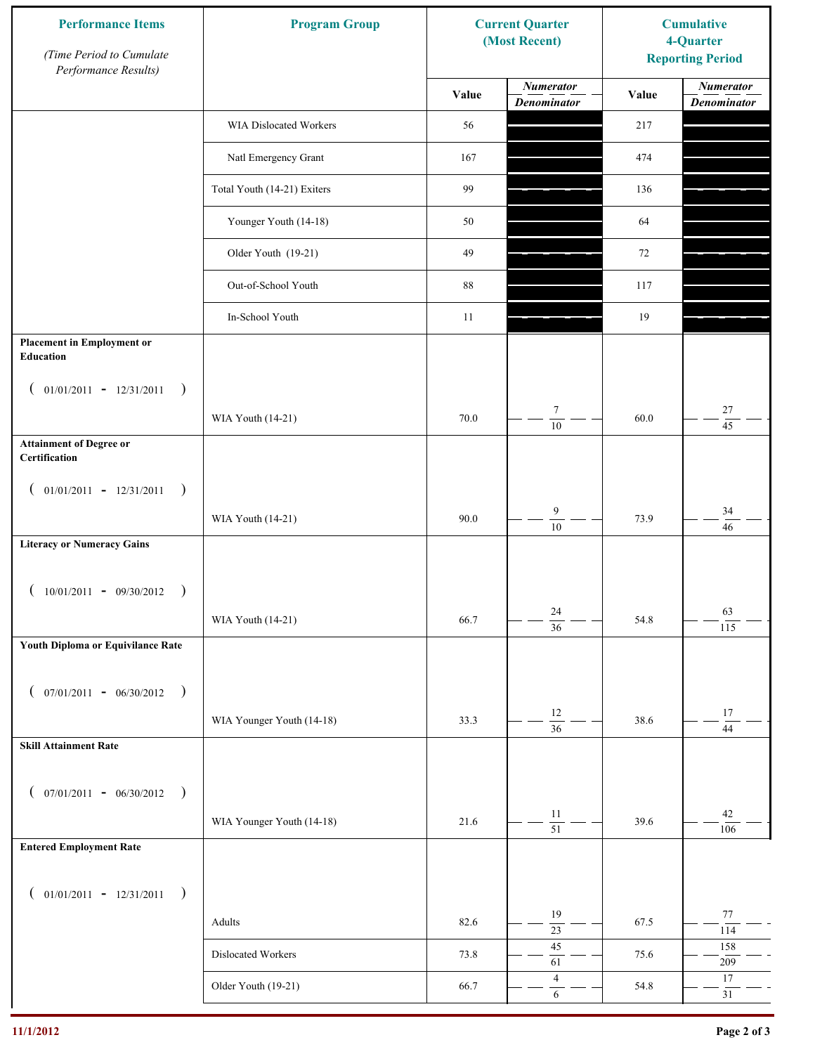| Performance Items (Time Period to Cumulate Performance Results) | Program Group | Current Quarter (Most Recent) | | Cumulative 4-Quarter Reporting Period | |
|---|---|---|---|---|---|
| | | Value | Numerator / Denominator | Value | Numerator / Denominator |
| | WIA Dislocated Workers | 56 | | 217 | |
| | Natl Emergency Grant | 167 | | 474 | |
| | Total Youth (14-21) Exiters | 99 | | 136 | |
| | Younger Youth (14-18) | 50 | | 64 | |
| | Older Youth (19-21) | 49 | | 72 | |
| | Out-of-School Youth | 88 | | 117 | |
| | In-School Youth | 11 | | 19 | |
| **Placement in Employment or Education** ( 01/01/2011 - 12/31/2011 ) | WIA Youth (14-21) | 70.0 | 7 / 10 | 60.0 | 27 / 45 |
| **Attainment of Degree or Certification** ( 01/01/2011 - 12/31/2011 ) | WIA Youth (14-21) | 90.0 | 9 / 10 | 73.9 | 34 / 46 |
| **Literacy or Numeracy Gains** ( 10/01/2011 - 09/30/2012 ) | WIA Youth (14-21) | 66.7 | 24 / 36 | 54.8 | 63 / 115 |
| **Youth Diploma or Equivilance Rate** ( 07/01/2011 - 06/30/2012 ) | WIA Younger Youth (14-18) | 33.3 | 12 / 36 | 38.6 | 17 / 44 |
| **Skill Attainment Rate** ( 07/01/2011 - 06/30/2012 ) | WIA Younger Youth (14-18) | 21.6 | 11 / 51 | 39.6 | 42 / 106 |
| **Entered Employment Rate** ( 01/01/2011 - 12/31/2011 ) | Adults | 82.6 | 19 / 23 | 67.5 | 77 / 114 |
| | Dislocated Workers | 73.8 | 45 / 61 | 75.6 | 158 / 209 |
| | Older Youth (19-21) | 66.7 | 4 / 6 | 54.8 | 17 / 31 |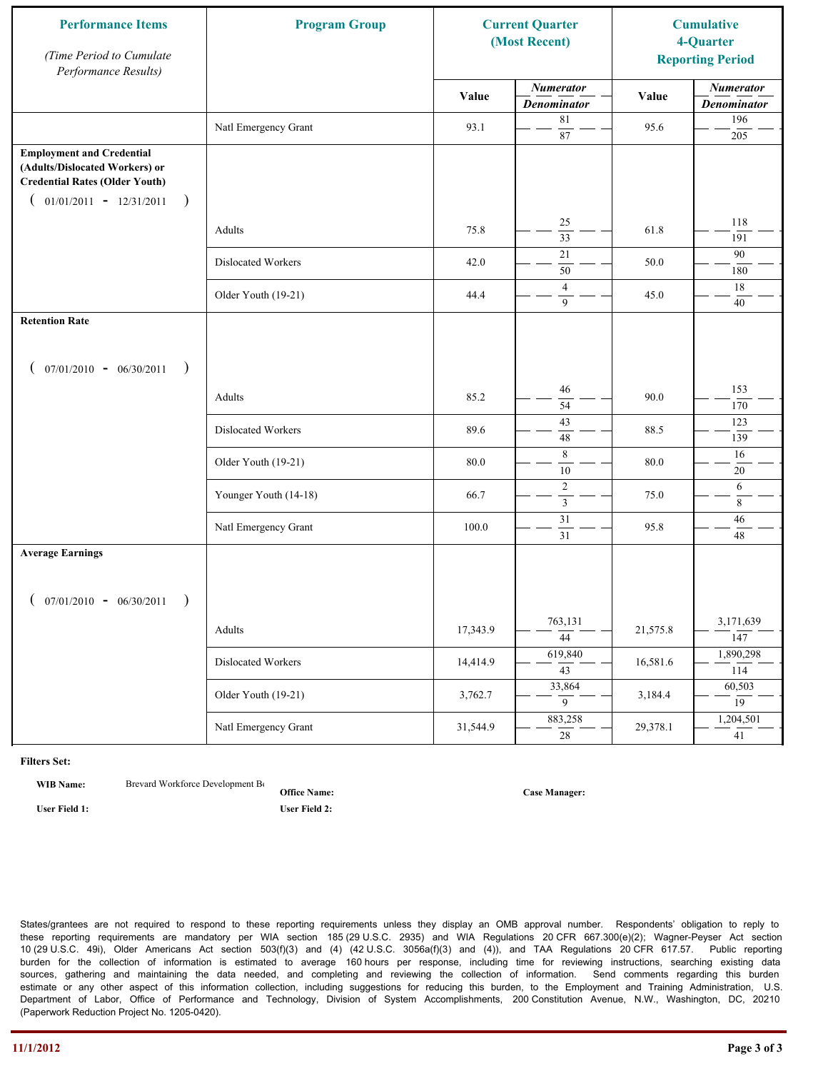| Performance Items *(Time Period to Cumulate Performance Results)* | Program Group | Current Quarter (Most Recent) | | Cumulative 4-Quarter Reporting Period | |
|---|---|---|---|---|---|
| | | Value | *Numerator / Denominator* | Value | *Numerator / Denominator* |
| | Natl Emergency Grant | 93.1 | 81 / 87 | 95.6 | 196 / 205 |
| **Employment and Credential (Adults/Dislocated Workers) or Credential Rates (Older Youth)** ( 01/01/2011 - 12/31/2011 ) | Adults | 75.8 | 25 / 33 | 61.8 | 118 / 191 |
| | Dislocated Workers | 42.0 | 21 / 50 | 50.0 | 90 / 180 |
| | Older Youth (19-21) | 44.4 | 4 / 9 | 45.0 | 18 / 40 |
| **Retention Rate** ( 07/01/2010 - 06/30/2011 ) | Adults | 85.2 | 46 / 54 | 90.0 | 153 / 170 |
| | Dislocated Workers | 89.6 | 43 / 48 | 88.5 | 123 / 139 |
| | Older Youth (19-21) | 80.0 | 8 / 10 | 80.0 | 16 / 20 |
| | Younger Youth (14-18) | 66.7 | 2 / 3 | 75.0 | 6 / 8 |
| | Natl Emergency Grant | 100.0 | 31 / 31 | 95.8 | 46 / 48 |
| **Average Earnings** ( 07/01/2010 - 06/30/2011 ) | Adults | 17,343.9 | 763,131 / 44 | 21,575.8 | 3,171,639 / 147 |
| | Dislocated Workers | 14,414.9 | 619,840 / 43 | 16,581.6 | 1,890,298 / 114 |
| | Older Youth (19-21) | 3,762.7 | 33,864 / 9 | 3,184.4 | 60,503 / 19 |
| | Natl Emergency Grant | 31,544.9 | 883,258 / 28 | 29,378.1 | 1,204,501 / 41 |

**Filters Set:**

**WIB Name:** Brevard Workforce Development Bo

**Office Name:**

**Case Manager:**

**User Field 1:**

**User Field 2:**

States/grantees are not required to respond to these reporting requirements unless they display an OMB approval number. Respondents' obligation to reply to these reporting requirements are mandatory per WIA section 185 (29 U.S.C. 2935) and WIA Regulations 20 CFR 667.300(e)(2); Wagner-Peyser Act section 10 (29 U.S.C. 49i), Older Americans Act section 503(f)(3) and (4) (42 U.S.C. 3056a(f)(3) and (4)), and TAA Regulations 20 CFR 617.57. Public reporting burden for the collection of information is estimated to average 160 hours per response, including time for reviewing instructions, searching existing data sources, gathering and maintaining the data needed, and completing and reviewing the collection of information. Send comments regarding this burden estimate or any other aspect of this information collection, including suggestions for reducing this burden, to the Employment and Training Administration, U.S. Department of Labor, Office of Performance and Technology, Division of System Accomplishments, 200 Constitution Avenue, N.W., Washington, DC, 20210 (Paperwork Reduction Project No. 1205-0420).

11/1/2012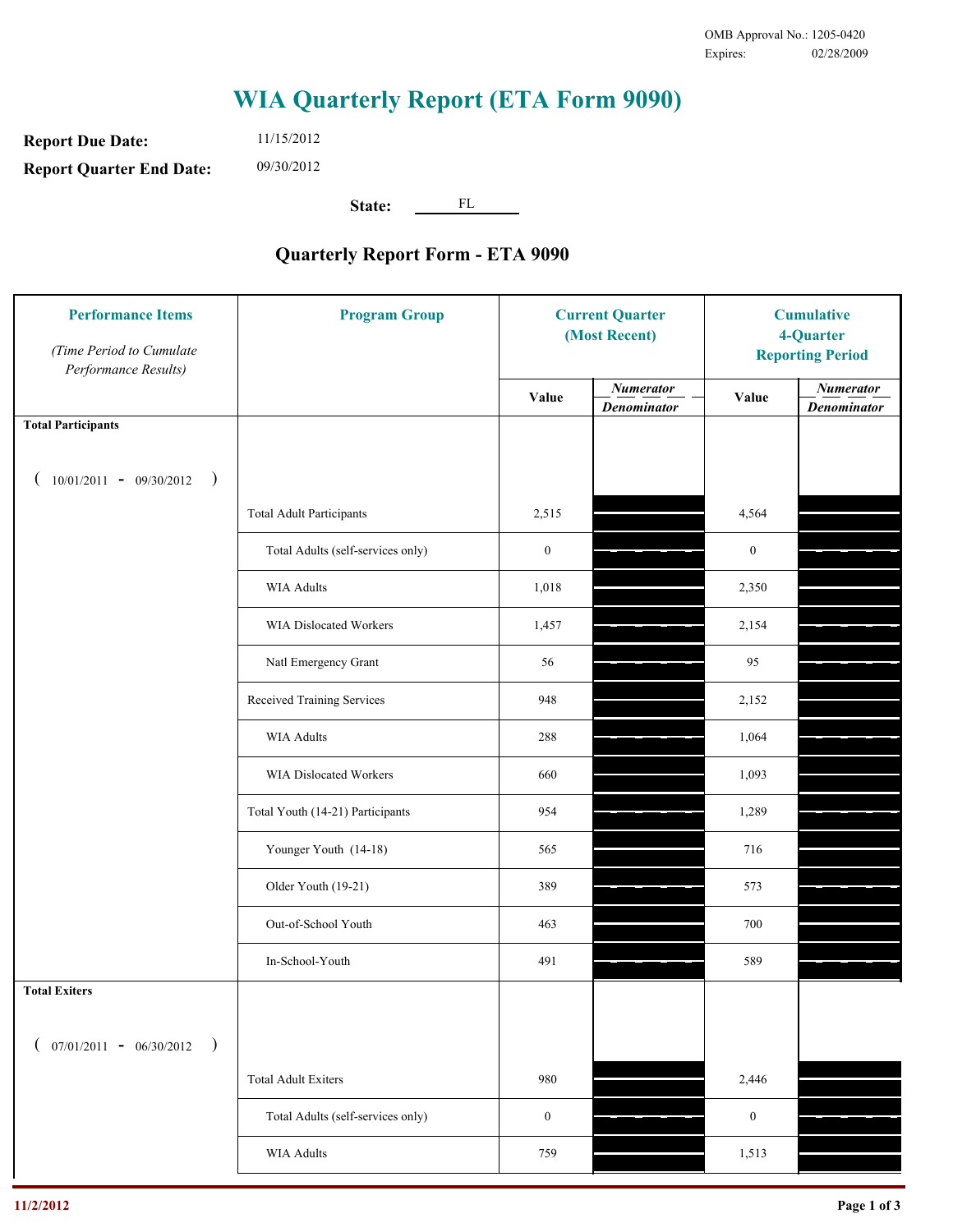OMB Approval No.: 1205-0420
Expires: 02/28/2009

# WIA Quarterly Report (ETA Form 9090)

**Report Due Date:** 11/15/2012

**Report Quarter End Date:** 09/30/2012

**State:** FL

## Quarterly Report Form - ETA 9090

| Performance Items *(Time Period to Cumulate Performance Results)* | Program Group | Current Quarter (Most Recent) Value | Current Quarter Numerator/Denominator | Cumulative 4-Quarter Reporting Period Value | Cumulative 4-Quarter Numerator/Denominator |
|---|---|---|---|---|---|
| **Total Participants** ( 10/01/2011 - 09/30/2012 ) | | | | | |
| | Total Adult Participants | 2,515 | | 4,564 | |
| | Total Adults (self-services only) | 0 | | 0 | |
| | WIA Adults | 1,018 | | 2,350 | |
| | WIA Dislocated Workers | 1,457 | | 2,154 | |
| | Natl Emergency Grant | 56 | | 95 | |
| | Received Training Services | 948 | | 2,152 | |
| | WIA Adults | 288 | | 1,064 | |
| | WIA Dislocated Workers | 660 | | 1,093 | |
| | Total Youth (14-21) Participants | 954 | | 1,289 | |
| | Younger Youth (14-18) | 565 | | 716 | |
| | Older Youth (19-21) | 389 | | 573 | |
| | Out-of-School Youth | 463 | | 700 | |
| | In-School-Youth | 491 | | 589 | |
| **Total Exiters** ( 07/01/2011 - 06/30/2012 ) | | | | | |
| | Total Adult Exiters | 980 | | 2,446 | |
| | Total Adults (self-services only) | 0 | | 0 | |
| | WIA Adults | 759 | | 1,513 | |

11/2/2012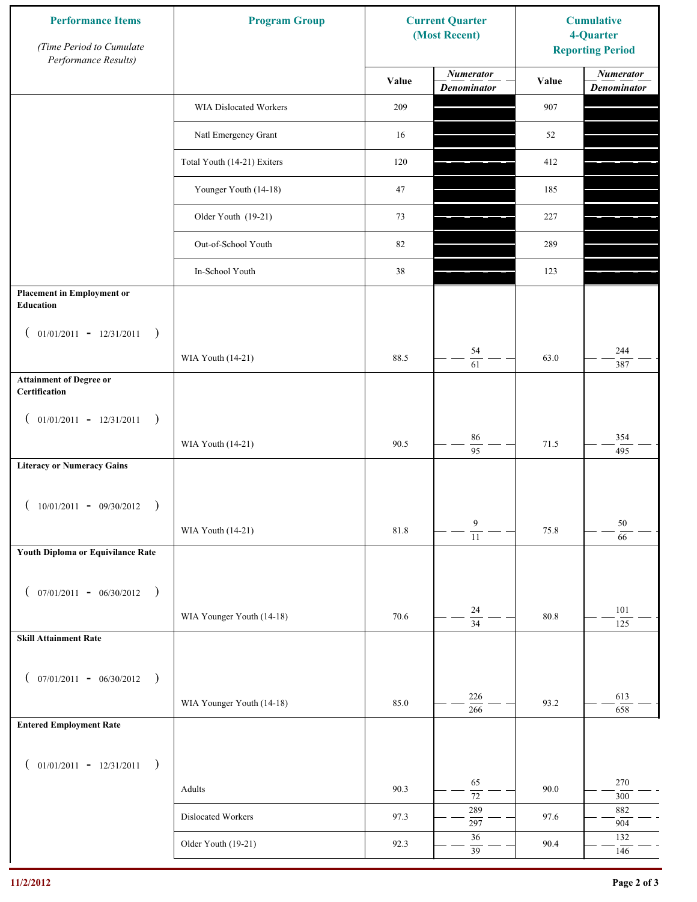| Performance Items *(Time Period to Cumulate Performance Results)* | Program Group | Current Quarter (Most Recent) | | Cumulative 4-Quarter Reporting Period | |
|---|---|---|---|---|---|
| | | Value | *Numerator* / *Denominator* | Value | *Numerator* / *Denominator* |
| | WIA Dislocated Workers | 209 | | 907 | |
| | Natl Emergency Grant | 16 | | 52 | |
| | Total Youth (14-21) Exiters | 120 | | 412 | |
| | Younger Youth (14-18) | 47 | | 185 | |
| | Older Youth (19-21) | 73 | | 227 | |
| | Out-of-School Youth | 82 | | 289 | |
| | In-School Youth | 38 | | 123 | |
| **Placement in Employment or Education** ( 01/01/2011 - 12/31/2011 ) | WIA Youth (14-21) | 88.5 | 54 / 61 | 63.0 | 244 / 387 |
| **Attainment of Degree or Certification** ( 01/01/2011 - 12/31/2011 ) | WIA Youth (14-21) | 90.5 | 86 / 95 | 71.5 | 354 / 495 |
| **Literacy or Numeracy Gains** ( 10/01/2011 - 09/30/2012 ) | WIA Youth (14-21) | 81.8 | 9 / 11 | 75.8 | 50 / 66 |
| **Youth Diploma or Equivilance Rate** ( 07/01/2011 - 06/30/2012 ) | WIA Younger Youth (14-18) | 70.6 | 24 / 34 | 80.8 | 101 / 125 |
| **Skill Attainment Rate** ( 07/01/2011 - 06/30/2012 ) | WIA Younger Youth (14-18) | 85.0 | 226 / 266 | 93.2 | 613 / 658 |
| **Entered Employment Rate** ( 01/01/2011 - 12/31/2011 ) | Adults | 90.3 | 65 / 72 | 90.0 | 270 / 300 |
| | Dislocated Workers | 97.3 | 289 / 297 | 97.6 | 882 / 904 |
| | Older Youth (19-21) | 92.3 | 36 / 39 | 90.4 | 132 / 146 |

11/2/2012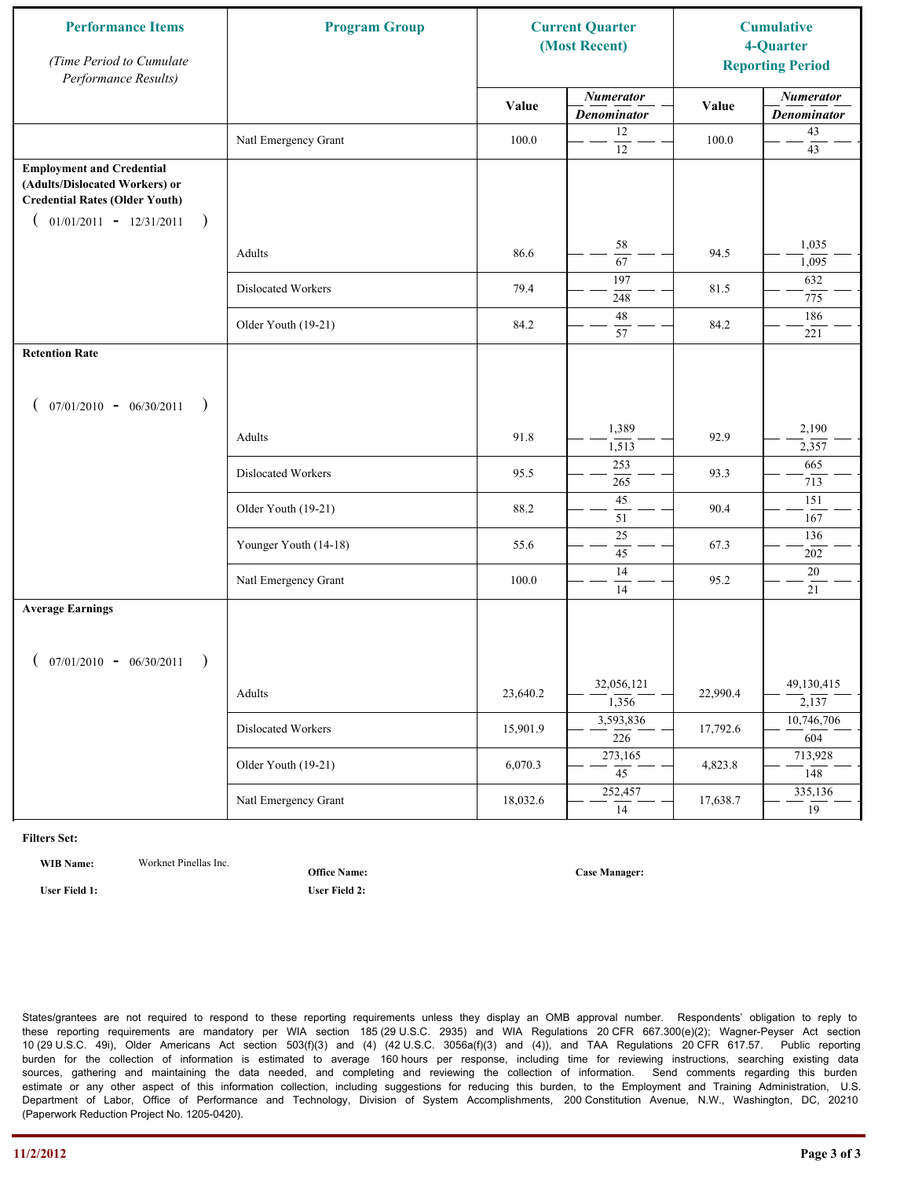| Performance Items<br>*(Time Period to Cumulate Performance Results)* | Program Group | Current Quarter (Most Recent) | | Cumulative 4-Quarter Reporting Period | |
|---|---|---|---|---|---|
| | | Value | *Numerator* / *Denominator* | Value | *Numerator* / *Denominator* |
| | Natl Emergency Grant | 100.0 | 12 / 12 | 100.0 | 43 / 43 |
| **Employment and Credential (Adults/Dislocated Workers) or Credential Rates (Older Youth)**<br>( 01/01/2011 - 12/31/2011 ) | | | | | |
| | Adults | 86.6 | 58 / 67 | 94.5 | 1,035 / 1,095 |
| | Dislocated Workers | 79.4 | 197 / 248 | 81.5 | 632 / 775 |
| | Older Youth (19-21) | 84.2 | 48 / 57 | 84.2 | 186 / 221 |
| **Retention Rate**<br>( 07/01/2010 - 06/30/2011 ) | | | | | |
| | Adults | 91.8 | 1,389 / 1,513 | 92.9 | 2,190 / 2,357 |
| | Dislocated Workers | 95.5 | 253 / 265 | 93.3 | 665 / 713 |
| | Older Youth (19-21) | 88.2 | 45 / 51 | 90.4 | 151 / 167 |
| | Younger Youth (14-18) | 55.6 | 25 / 45 | 67.3 | 136 / 202 |
| | Natl Emergency Grant | 100.0 | 14 / 14 | 95.2 | 20 / 21 |
| **Average Earnings**<br>( 07/01/2010 - 06/30/2011 ) | | | | | |
| | Adults | 23,640.2 | 32,056,121 / 1,356 | 22,990.4 | 49,130,415 / 2,137 |
| | Dislocated Workers | 15,901.9 | 3,593,836 / 226 | 17,792.6 | 10,746,706 / 604 |
| | Older Youth (19-21) | 6,070.3 | 273,165 / 45 | 4,823.8 | 713,928 / 148 |
| | Natl Emergency Grant | 18,032.6 | 252,457 / 14 | 17,638.7 | 335,136 / 19 |

**Filters Set:**

**WIB Name:** Worknet Pinellas Inc.  **Office Name:**  **Case Manager:**

**User Field 1:**  **User Field 2:**

States/grantees are not required to respond to these reporting requirements unless they display an OMB approval number. Respondents' obligation to reply to these reporting requirements are mandatory per WIA section 185 (29 U.S.C. 2935) and WIA Regulations 20 CFR 667.300(e)(2); Wagner-Peyser Act section 10 (29 U.S.C. 49i), Older Americans Act section 503(f)(3) and (4) (42 U.S.C. 3056a(f)(3) and (4)), and TAA Regulations 20 CFR 617.57. Public reporting burden for the collection of information is estimated to average 160 hours per response, including time for reviewing instructions, searching existing data sources, gathering and maintaining the data needed, and completing and reviewing the collection of information. Send comments regarding this burden estimate or any other aspect of this information collection, including suggestions for reducing this burden, to the Employment and Training Administration, U.S. Department of Labor, Office of Performance and Technology, Division of System Accomplishments, 200 Constitution Avenue, N.W., Washington, DC, 20210 (Paperwork Reduction Project No. 1205-0420).

**11/2/2012**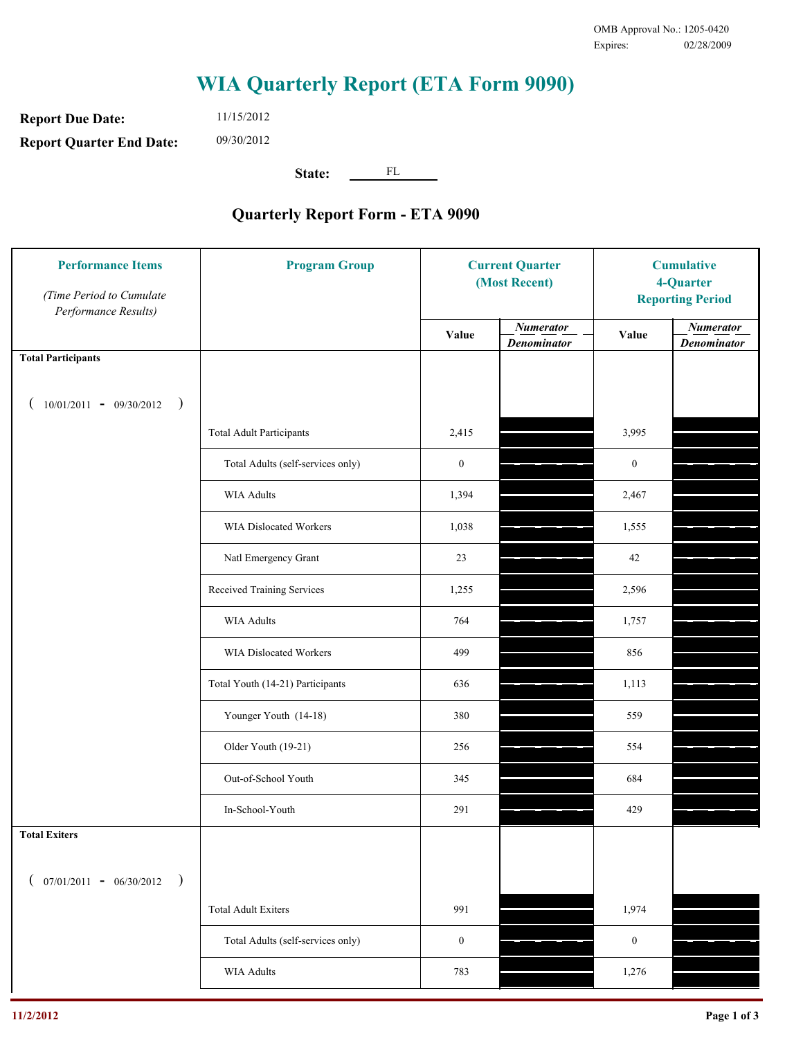OMB Approval No.: 1205-0420
Expires: 02/28/2009

# WIA Quarterly Report (ETA Form 9090)

**Report Due Date:** 11/15/2012

**Report Quarter End Date:** 09/30/2012

**State:** FL

## Quarterly Report Form - ETA 9090

| Performance Items *(Time Period to Cumulate Performance Results)* | Program Group | Current Quarter (Most Recent) Value | Current Quarter Numerator / Denominator | Cumulative 4-Quarter Reporting Period Value | Cumulative 4-Quarter Numerator / Denominator |
|---|---|---|---|---|---|
| **Total Participants** ( 10/01/2011 - 09/30/2012 ) | | | | | |
| | Total Adult Participants | 2,415 | | 3,995 | |
| | Total Adults (self-services only) | 0 | | 0 | |
| | WIA Adults | 1,394 | | 2,467 | |
| | WIA Dislocated Workers | 1,038 | | 1,555 | |
| | Natl Emergency Grant | 23 | | 42 | |
| | Received Training Services | 1,255 | | 2,596 | |
| | WIA Adults | 764 | | 1,757 | |
| | WIA Dislocated Workers | 499 | | 856 | |
| | Total Youth (14-21) Participants | 636 | | 1,113 | |
| | Younger Youth (14-18) | 380 | | 559 | |
| | Older Youth (19-21) | 256 | | 554 | |
| | Out-of-School Youth | 345 | | 684 | |
| | In-School-Youth | 291 | | 429 | |
| **Total Exiters** ( 07/01/2011 - 06/30/2012 ) | | | | | |
| | Total Adult Exiters | 991 | | 1,974 | |
| | Total Adults (self-services only) | 0 | | 0 | |
| | WIA Adults | 783 | | 1,276 | |

11/2/2012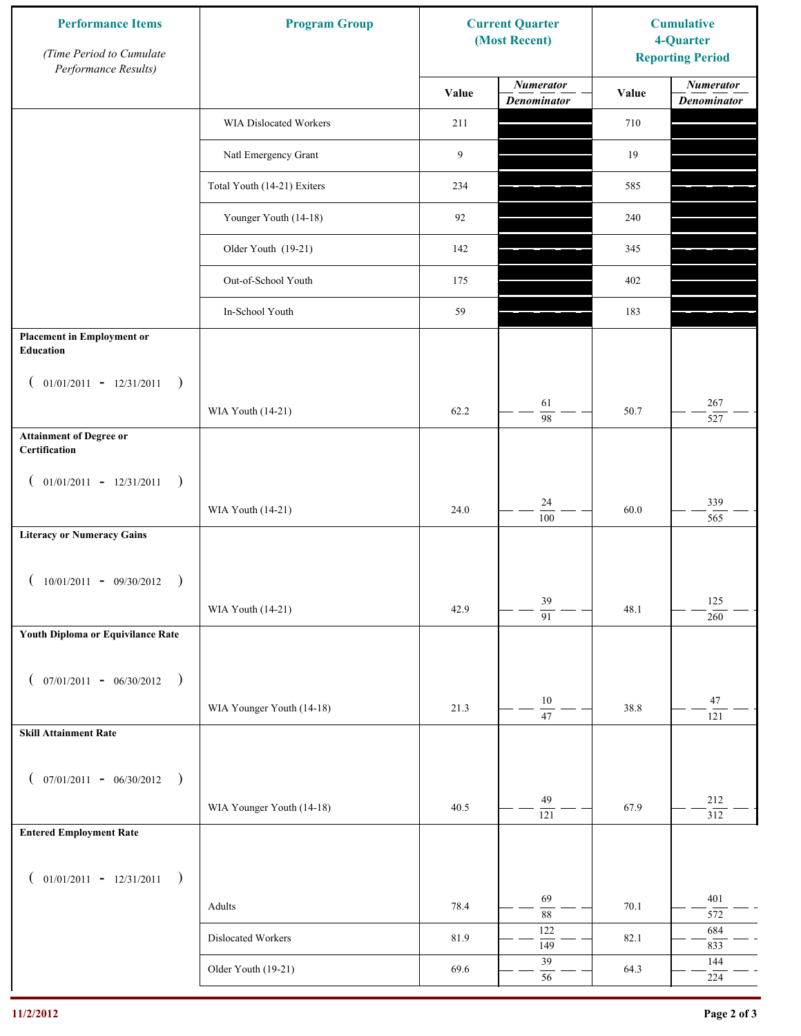| Performance Items (Time Period to Cumulate Performance Results) | Program Group | Current Quarter (Most Recent) Value | Current Quarter Numerator / Denominator | Cumulative 4-Quarter Reporting Period Value | Cumulative Numerator / Denominator |
|---|---|---|---|---|---|
| | WIA Dislocated Workers | 211 | | 710 | |
| | Natl Emergency Grant | 9 | | 19 | |
| | Total Youth (14-21) Exiters | 234 | | 585 | |
| | Younger Youth (14-18) | 92 | | 240 | |
| | Older Youth (19-21) | 142 | | 345 | |
| | Out-of-School Youth | 175 | | 402 | |
| | In-School Youth | 59 | | 183 | |
| **Placement in Employment or Education** ( 01/01/2011 - 12/31/2011 ) | WIA Youth (14-21) | 62.2 | 61 / 98 | 50.7 | 267 / 527 |
| **Attainment of Degree or Certification** ( 01/01/2011 - 12/31/2011 ) | WIA Youth (14-21) | 24.0 | 24 / 100 | 60.0 | 339 / 565 |
| **Literacy or Numeracy Gains** ( 10/01/2011 - 09/30/2012 ) | WIA Youth (14-21) | 42.9 | 39 / 91 | 48.1 | 125 / 260 |
| **Youth Diploma or Equivilance Rate** ( 07/01/2011 - 06/30/2012 ) | WIA Younger Youth (14-18) | 21.3 | 10 / 47 | 38.8 | 47 / 121 |
| **Skill Attainment Rate** ( 07/01/2011 - 06/30/2012 ) | WIA Younger Youth (14-18) | 40.5 | 49 / 121 | 67.9 | 212 / 312 |
| **Entered Employment Rate** ( 01/01/2011 - 12/31/2011 ) | Adults | 78.4 | 69 / 88 | 70.1 | 401 / 572 |
| | Dislocated Workers | 81.9 | 122 / 149 | 82.1 | 684 / 833 |
| | Older Youth (19-21) | 69.6 | 39 / 56 | 64.3 | 144 / 224 |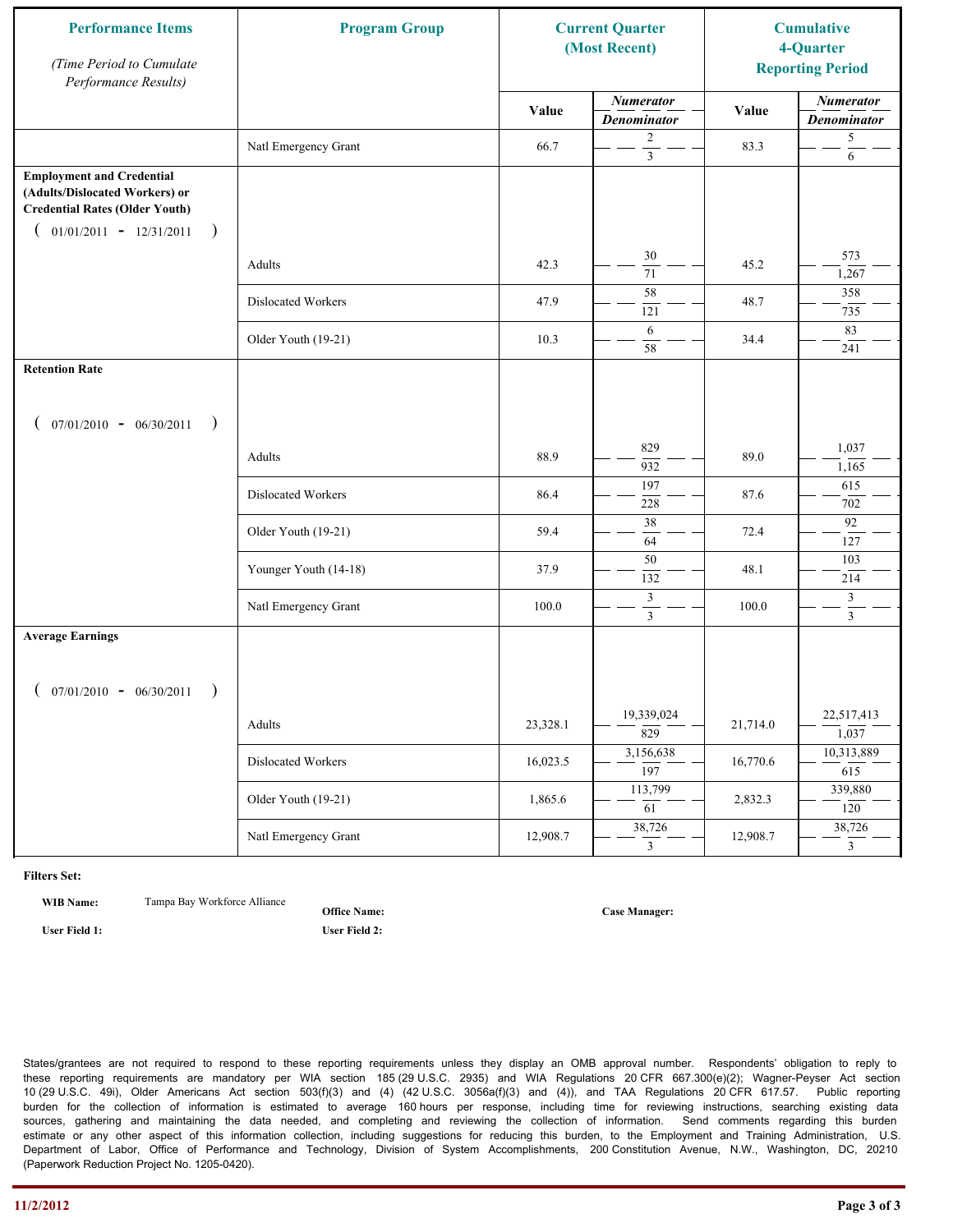| Performance Items<br>*(Time Period to Cumulate Performance Results)* | Program Group | Current Quarter (Most Recent) | | Cumulative 4-Quarter Reporting Period | |
|---|---|---|---|---|---|
| | | Value | *Numerator* / *Denominator* | Value | *Numerator* / *Denominator* |
| | Natl Emergency Grant | 66.7 | 2 / 3 | 83.3 | 5 / 6 |
| **Employment and Credential (Adults/Dislocated Workers) or Credential Rates (Older Youth)** ( 01/01/2011 - 12/31/2011 ) | | | | | |
| | Adults | 42.3 | 30 / 71 | 45.2 | 573 / 1,267 |
| | Dislocated Workers | 47.9 | 58 / 121 | 48.7 | 358 / 735 |
| | Older Youth (19-21) | 10.3 | 6 / 58 | 34.4 | 83 / 241 |
| **Retention Rate** ( 07/01/2010 - 06/30/2011 ) | | | | | |
| | Adults | 88.9 | 829 / 932 | 89.0 | 1,037 / 1,165 |
| | Dislocated Workers | 86.4 | 197 / 228 | 87.6 | 615 / 702 |
| | Older Youth (19-21) | 59.4 | 38 / 64 | 72.4 | 92 / 127 |
| | Younger Youth (14-18) | 37.9 | 50 / 132 | 48.1 | 103 / 214 |
| | Natl Emergency Grant | 100.0 | 3 / 3 | 100.0 | 3 / 3 |
| **Average Earnings** ( 07/01/2010 - 06/30/2011 ) | | | | | |
| | Adults | 23,328.1 | 19,339,024 / 829 | 21,714.0 | 22,517,413 / 1,037 |
| | Dislocated Workers | 16,023.5 | 3,156,638 / 197 | 16,770.6 | 10,313,889 / 615 |
| | Older Youth (19-21) | 1,865.6 | 113,799 / 61 | 2,832.3 | 339,880 / 120 |
| | Natl Emergency Grant | 12,908.7 | 38,726 / 3 | 12,908.7 | 38,726 / 3 |

**Filters Set:**

**WIB Name:** Tampa Bay Workforce Alliance

**Office Name:**

**Case Manager:**

**User Field 1:**

**User Field 2:**

States/grantees are not required to respond to these reporting requirements unless they display an OMB approval number. Respondents' obligation to reply to these reporting requirements are mandatory per WIA section 185 (29 U.S.C. 2935) and WIA Regulations 20 CFR 667.300(e)(2); Wagner-Peyser Act section 10 (29 U.S.C. 49i), Older Americans Act section 503(f)(3) and (4) (42 U.S.C. 3056a(f)(3) and (4)), and TAA Regulations 20 CFR 617.57. Public reporting burden for the collection of information is estimated to average 160 hours per response, including time for reviewing instructions, searching existing data sources, gathering and maintaining the data needed, and completing and reviewing the collection of information. Send comments regarding this burden estimate or any other aspect of this information collection, including suggestions for reducing this burden, to the Employment and Training Administration, U.S. Department of Labor, Office of Performance and Technology, Division of System Accomplishments, 200 Constitution Avenue, N.W., Washington, DC, 20210 (Paperwork Reduction Project No. 1205-0420).

11/2/2012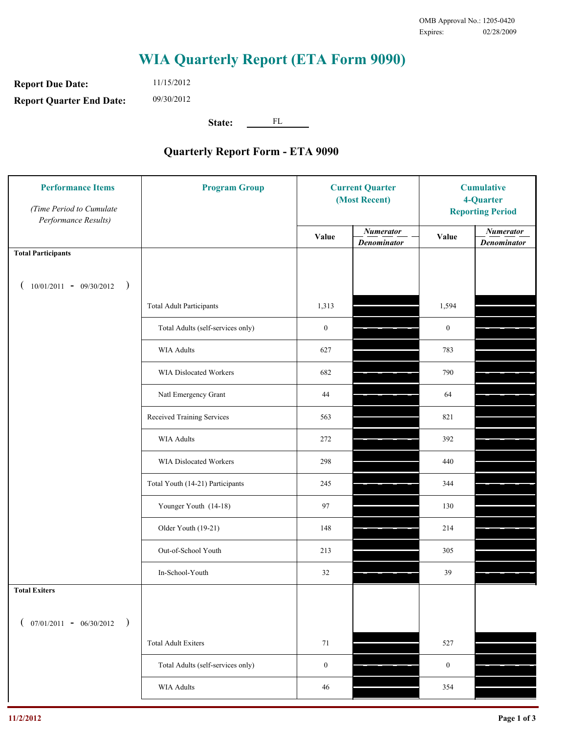OMB Approval No.: 1205-0420
Expires: 02/28/2009

# WIA Quarterly Report (ETA Form 9090)

**Report Due Date:** 11/15/2012

**Report Quarter End Date:** 09/30/2012

**State:** FL

## Quarterly Report Form - ETA 9090

| Performance Items *(Time Period to Cumulate Performance Results)* | Program Group | Current Quarter (Most Recent) Value | Current Quarter *Numerator / Denominator* | Cumulative 4-Quarter Reporting Period Value | Cumulative 4-Quarter *Numerator / Denominator* |
|---|---|---|---|---|---|
| **Total Participants** ( 10/01/2011 - 09/30/2012 ) | | | | | |
| | Total Adult Participants | 1,313 | | 1,594 | |
| | Total Adults (self-services only) | 0 | | 0 | |
| | WIA Adults | 627 | | 783 | |
| | WIA Dislocated Workers | 682 | | 790 | |
| | Natl Emergency Grant | 44 | | 64 | |
| | Received Training Services | 563 | | 821 | |
| | WIA Adults | 272 | | 392 | |
| | WIA Dislocated Workers | 298 | | 440 | |
| | Total Youth (14-21) Participants | 245 | | 344 | |
| | Younger Youth (14-18) | 97 | | 130 | |
| | Older Youth (19-21) | 148 | | 214 | |
| | Out-of-School Youth | 213 | | 305 | |
| | In-School-Youth | 32 | | 39 | |
| **Total Exiters** ( 07/01/2011 - 06/30/2012 ) | | | | | |
| | Total Adult Exiters | 71 | | 527 | |
| | Total Adults (self-services only) | 0 | | 0 | |
| | WIA Adults | 46 | | 354 | |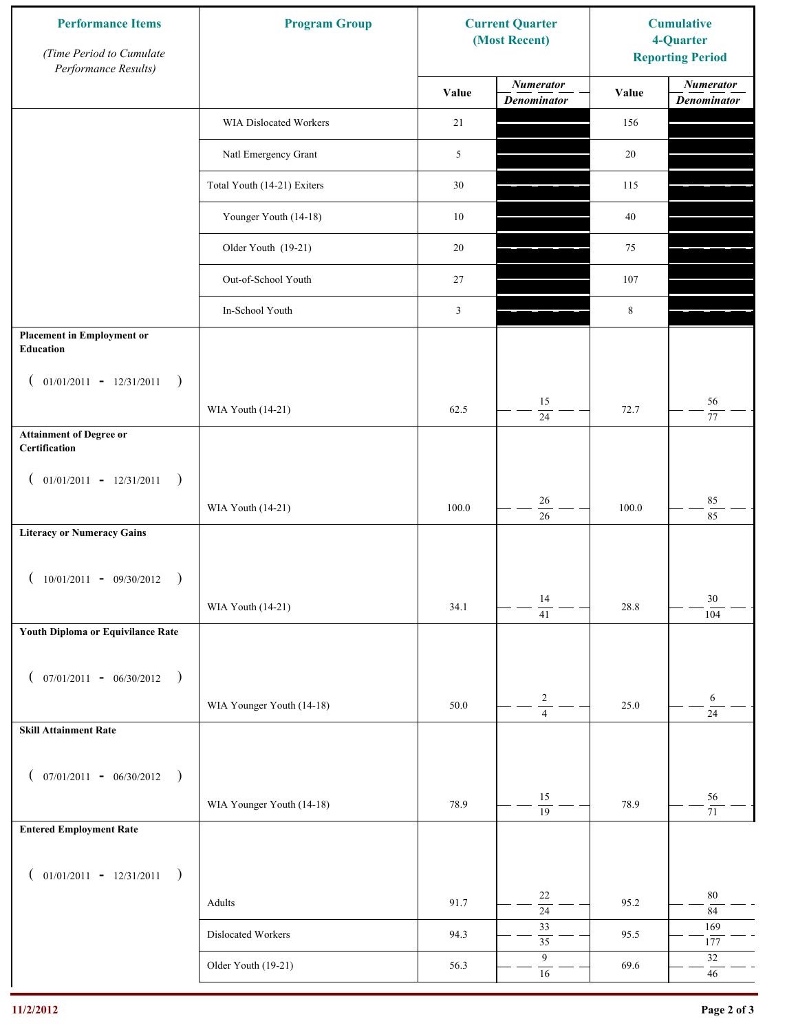| Performance Items<br>*(Time Period to Cumulate Performance Results)* | Program Group | Current Quarter (Most Recent) Value | Current Quarter *Numerator / Denominator* | Cumulative 4-Quarter Reporting Period Value | Cumulative *Numerator / Denominator* |
|---|---|---|---|---|---|
| | WIA Dislocated Workers | 21 | | 156 | |
| | Natl Emergency Grant | 5 | | 20 | |
| | Total Youth (14-21) Exiters | 30 | | 115 | |
| | Younger Youth (14-18) | 10 | | 40 | |
| | Older Youth (19-21) | 20 | | 75 | |
| | Out-of-School Youth | 27 | | 107 | |
| | In-School Youth | 3 | | 8 | |
| **Placement in Employment or Education** ( 01/01/2011 - 12/31/2011 ) | WIA Youth (14-21) | 62.5 | 15 / 24 | 72.7 | 56 / 77 |
| **Attainment of Degree or Certification** ( 01/01/2011 - 12/31/2011 ) | WIA Youth (14-21) | 100.0 | 26 / 26 | 100.0 | 85 / 85 |
| **Literacy or Numeracy Gains** ( 10/01/2011 - 09/30/2012 ) | WIA Youth (14-21) | 34.1 | 14 / 41 | 28.8 | 30 / 104 |
| **Youth Diploma or Equivilance Rate** ( 07/01/2011 - 06/30/2012 ) | WIA Younger Youth (14-18) | 50.0 | 2 / 4 | 25.0 | 6 / 24 |
| **Skill Attainment Rate** ( 07/01/2011 - 06/30/2012 ) | WIA Younger Youth (14-18) | 78.9 | 15 / 19 | 78.9 | 56 / 71 |
| **Entered Employment Rate** ( 01/01/2011 - 12/31/2011 ) | Adults | 91.7 | 22 / 24 | 95.2 | 80 / 84 |
| | Dislocated Workers | 94.3 | 33 / 35 | 95.5 | 169 / 177 |
| | Older Youth (19-21) | 56.3 | 9 / 16 | 69.6 | 32 / 46 |

11/2/2012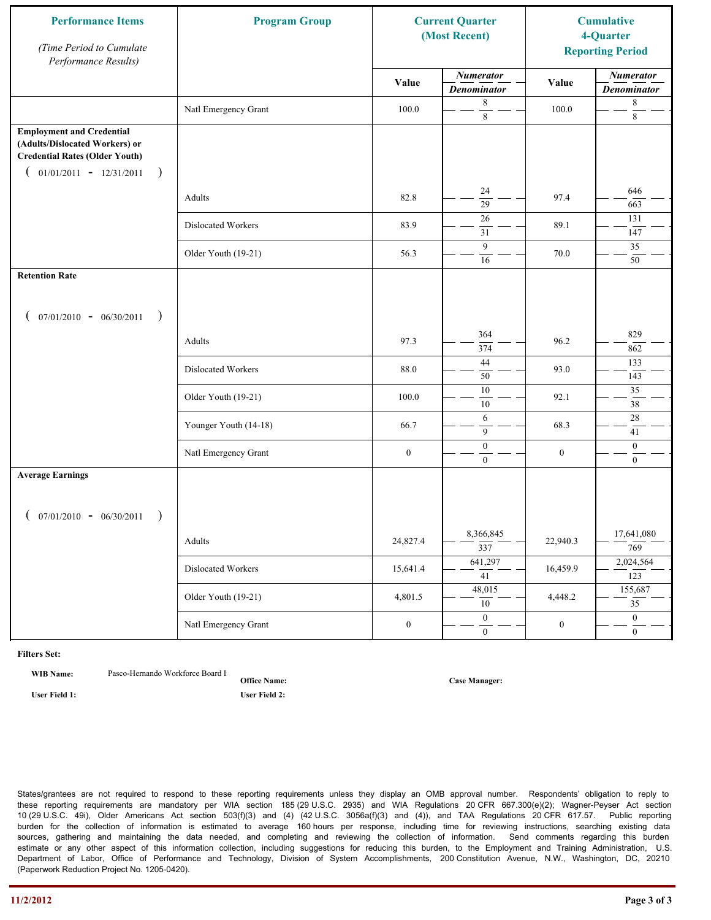| Performance Items *(Time Period to Cumulate Performance Results)* | Program Group | Current Quarter (Most Recent) | | Cumulative 4-Quarter Reporting Period | |
|---|---|---|---|---|---|
| | | Value | *Numerator* / *Denominator* | Value | *Numerator* / *Denominator* |
| | Natl Emergency Grant | 100.0 | 8 / 8 | 100.0 | 8 / 8 |
| **Employment and Credential (Adults/Dislocated Workers) or Credential Rates (Older Youth)** ( 01/01/2011 - 12/31/2011 ) | | | | | |
| | Adults | 82.8 | 24 / 29 | 97.4 | 646 / 663 |
| | Dislocated Workers | 83.9 | 26 / 31 | 89.1 | 131 / 147 |
| | Older Youth (19-21) | 56.3 | 9 / 16 | 70.0 | 35 / 50 |
| **Retention Rate** ( 07/01/2010 - 06/30/2011 ) | | | | | |
| | Adults | 97.3 | 364 / 374 | 96.2 | 829 / 862 |
| | Dislocated Workers | 88.0 | 44 / 50 | 93.0 | 133 / 143 |
| | Older Youth (19-21) | 100.0 | 10 / 10 | 92.1 | 35 / 38 |
| | Younger Youth (14-18) | 66.7 | 6 / 9 | 68.3 | 28 / 41 |
| | Natl Emergency Grant | 0 | 0 / 0 | 0 | 0 / 0 |
| **Average Earnings** ( 07/01/2010 - 06/30/2011 ) | | | | | |
| | Adults | 24,827.4 | 8,366,845 / 337 | 22,940.3 | 17,641,080 / 769 |
| | Dislocated Workers | 15,641.4 | 641,297 / 41 | 16,459.9 | 2,024,564 / 123 |
| | Older Youth (19-21) | 4,801.5 | 48,015 / 10 | 4,448.2 | 155,687 / 35 |
| | Natl Emergency Grant | 0 | 0 / 0 | 0 | 0 / 0 |

**Filters Set:**

**WIB Name:** Pasco-Hernando Workforce Board I

**Office Name:**

**Case Manager:**

**User Field 1:**

**User Field 2:**

States/grantees are not required to respond to these reporting requirements unless they display an OMB approval number. Respondents' obligation to reply to these reporting requirements are mandatory per WIA section 185 (29 U.S.C. 2935) and WIA Regulations 20 CFR 667.300(e)(2); Wagner-Peyser Act section 10 (29 U.S.C. 49i), Older Americans Act section 503(f)(3) and (4) (42 U.S.C. 3056a(f)(3) and (4)), and TAA Regulations 20 CFR 617.57. Public reporting burden for the collection of information is estimated to average 160 hours per response, including time for reviewing instructions, searching existing data sources, gathering and maintaining the data needed, and completing and reviewing the collection of information. Send comments regarding this burden estimate or any other aspect of this information collection, including suggestions for reducing this burden, to the Employment and Training Administration, U.S. Department of Labor, Office of Performance and Technology, Division of System Accomplishments, 200 Constitution Avenue, N.W., Washington, DC, 20210 (Paperwork Reduction Project No. 1205-0420).

11/2/2012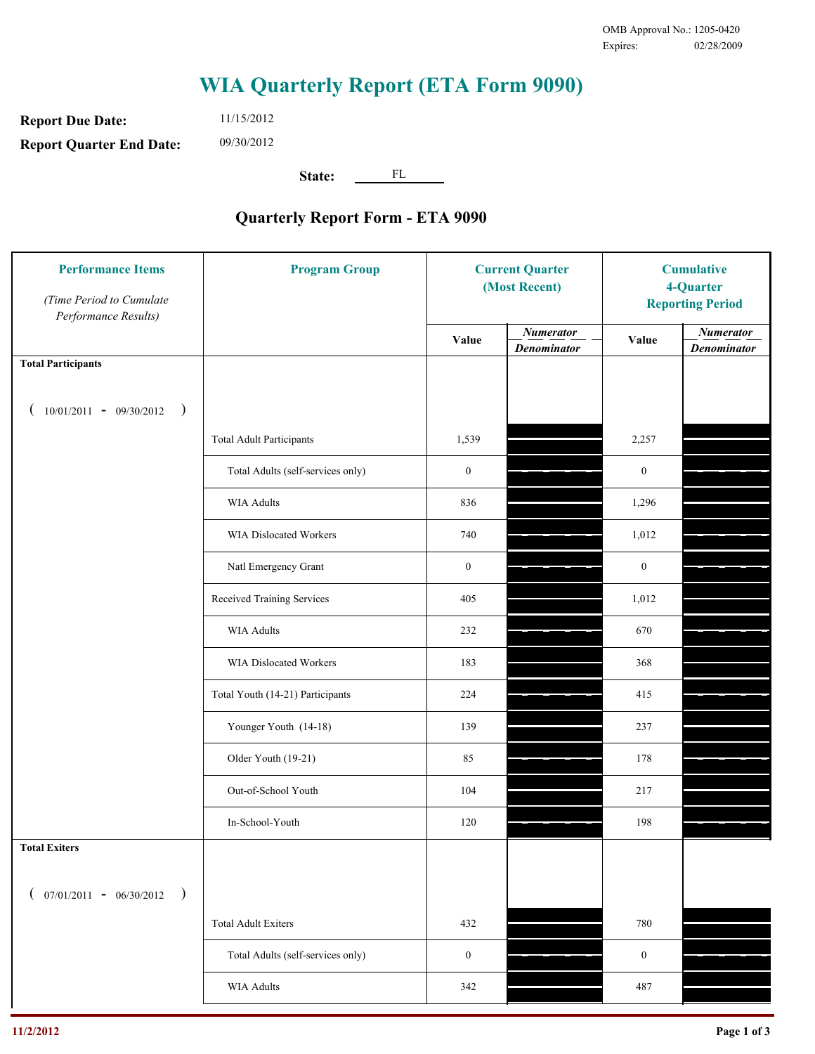OMB Approval No.: 1205-0420
Expires: 02/28/2009

# WIA Quarterly Report (ETA Form 9090)

**Report Due Date:** 11/15/2012

**Report Quarter End Date:** 09/30/2012

**State:** FL

## Quarterly Report Form - ETA 9090

| Performance Items *(Time Period to Cumulate Performance Results)* | Program Group | Current Quarter (Most Recent) Value | Current Quarter *Numerator / Denominator* | Cumulative 4-Quarter Reporting Period Value | Cumulative *Numerator / Denominator* |
|---|---|---|---|---|---|
| **Total Participants** ( 10/01/2011 - 09/30/2012 ) | | | | | |
| | Total Adult Participants | 1,539 | | 2,257 | |
| | Total Adults (self-services only) | 0 | | 0 | |
| | WIA Adults | 836 | | 1,296 | |
| | WIA Dislocated Workers | 740 | | 1,012 | |
| | Natl Emergency Grant | 0 | | 0 | |
| | Received Training Services | 405 | | 1,012 | |
| | WIA Adults | 232 | | 670 | |
| | WIA Dislocated Workers | 183 | | 368 | |
| | Total Youth (14-21) Participants | 224 | | 415 | |
| | Younger Youth (14-18) | 139 | | 237 | |
| | Older Youth (19-21) | 85 | | 178 | |
| | Out-of-School Youth | 104 | | 217 | |
| | In-School-Youth | 120 | | 198 | |
| **Total Exiters** ( 07/01/2011 - 06/30/2012 ) | | | | | |
| | Total Adult Exiters | 432 | | 780 | |
| | Total Adults (self-services only) | 0 | | 0 | |
| | WIA Adults | 342 | | 487 | |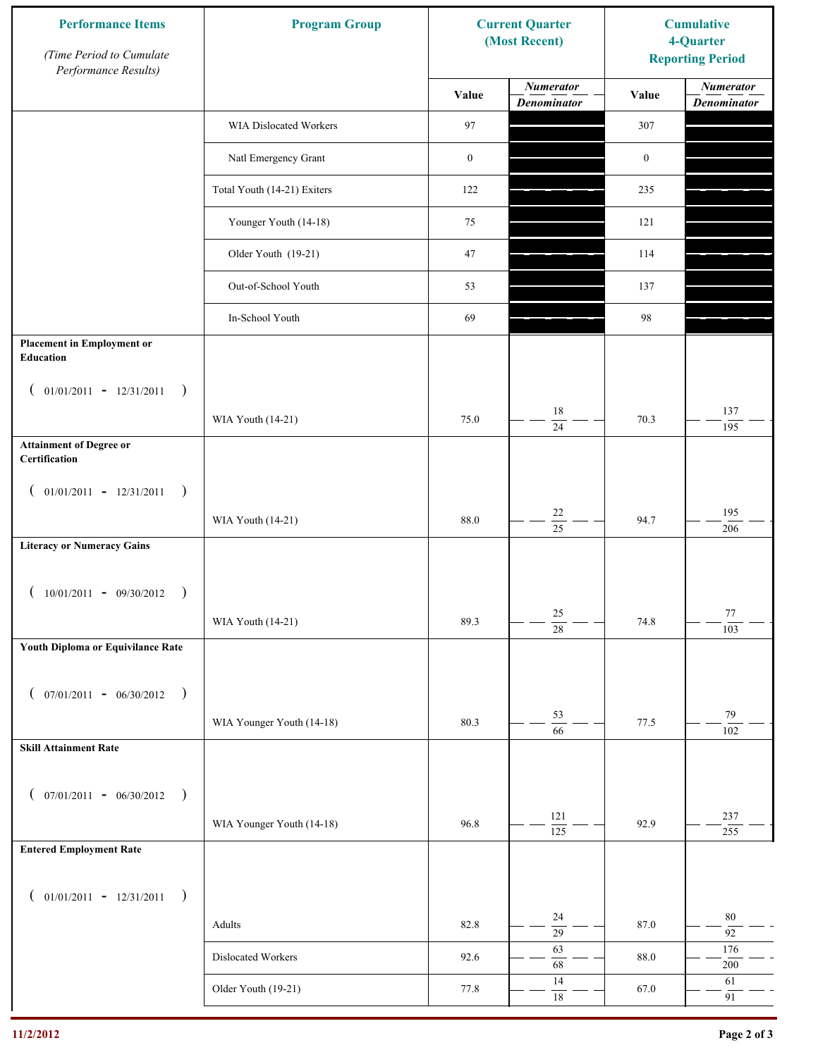| Performance Items *(Time Period to Cumulate Performance Results)* | Program Group | Current Quarter (Most Recent) | | Cumulative 4-Quarter Reporting Period | |
|---|---|---|---|---|---|
| | | Value | *Numerator* / *Denominator* | Value | *Numerator* / *Denominator* |
| | WIA Dislocated Workers | 97 | | 307 | |
| | Natl Emergency Grant | 0 | | 0 | |
| | Total Youth (14-21) Exiters | 122 | | 235 | |
| | Younger Youth (14-18) | 75 | | 121 | |
| | Older Youth (19-21) | 47 | | 114 | |
| | Out-of-School Youth | 53 | | 137 | |
| | In-School Youth | 69 | | 98 | |
| **Placement in Employment or Education** ( 01/01/2011 - 12/31/2011 ) | WIA Youth (14-21) | 75.0 | 18 / 24 | 70.3 | 137 / 195 |
| **Attainment of Degree or Certification** ( 01/01/2011 - 12/31/2011 ) | WIA Youth (14-21) | 88.0 | 22 / 25 | 94.7 | 195 / 206 |
| **Literacy or Numeracy Gains** ( 10/01/2011 - 09/30/2012 ) | WIA Youth (14-21) | 89.3 | 25 / 28 | 74.8 | 77 / 103 |
| **Youth Diploma or Equivilance Rate** ( 07/01/2011 - 06/30/2012 ) | WIA Younger Youth (14-18) | 80.3 | 53 / 66 | 77.5 | 79 / 102 |
| **Skill Attainment Rate** ( 07/01/2011 - 06/30/2012 ) | WIA Younger Youth (14-18) | 96.8 | 121 / 125 | 92.9 | 237 / 255 |
| **Entered Employment Rate** ( 01/01/2011 - 12/31/2011 ) | Adults | 82.8 | 24 / 29 | 87.0 | 80 / 92 |
| | Dislocated Workers | 92.6 | 63 / 68 | 88.0 | 176 / 200 |
| | Older Youth (19-21) | 77.8 | 14 / 18 | 67.0 | 61 / 91 |

11/2/2012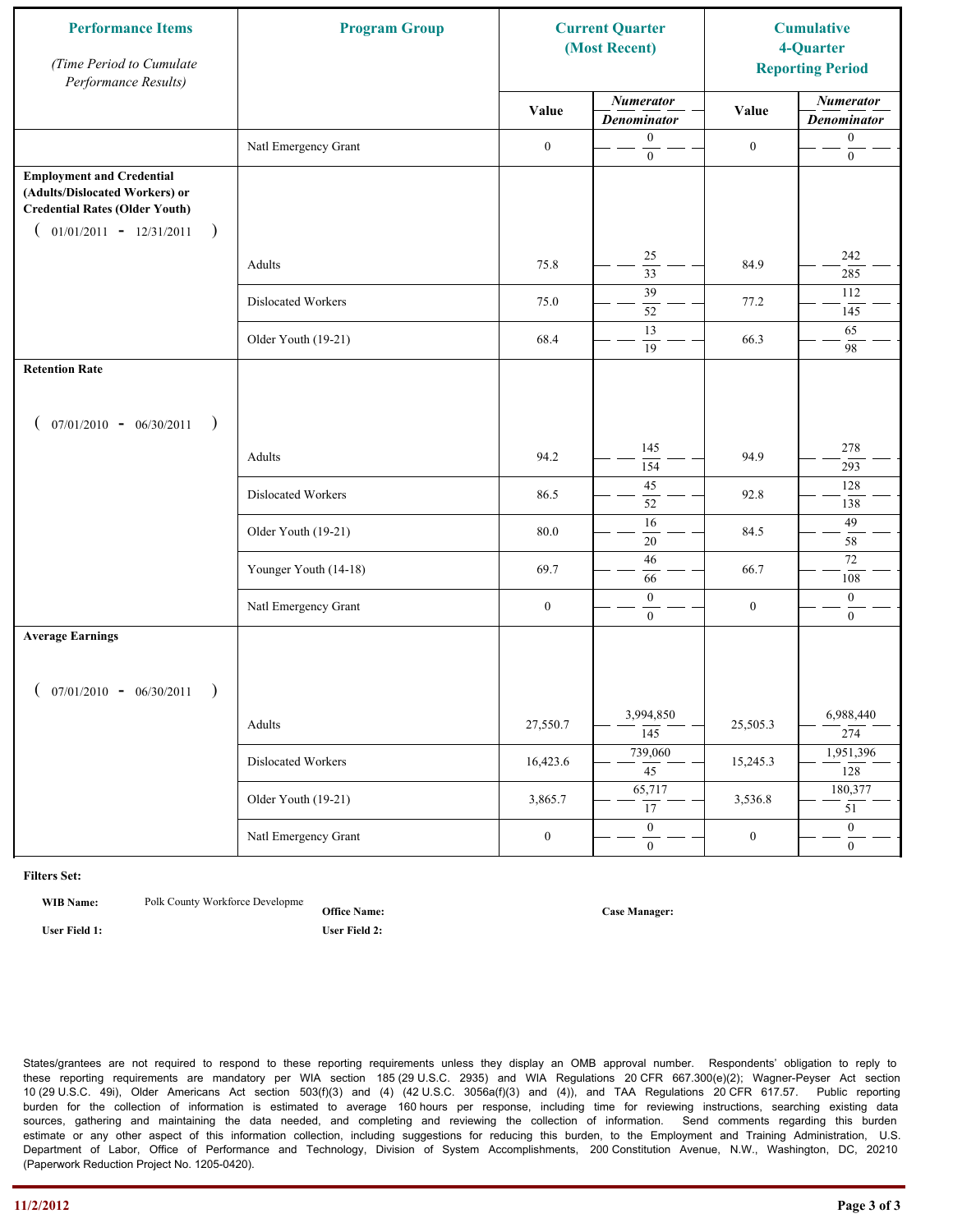| Performance Items *(Time Period to Cumulate Performance Results)* | Program Group | Current Quarter (Most Recent) | | Cumulative 4-Quarter Reporting Period | |
|---|---|---|---|---|---|
| | | Value | *Numerator / Denominator* | Value | *Numerator / Denominator* |
| | Natl Emergency Grant | 0 | 0 / 0 | 0 | 0 / 0 |
| **Employment and Credential (Adults/Dislocated Workers) or Credential Rates (Older Youth)** ( 01/01/2011 - 12/31/2011 ) | | | | | |
| | Adults | 75.8 | 25 / 33 | 84.9 | 242 / 285 |
| | Dislocated Workers | 75.0 | 39 / 52 | 77.2 | 112 / 145 |
| | Older Youth (19-21) | 68.4 | 13 / 19 | 66.3 | 65 / 98 |
| **Retention Rate** ( 07/01/2010 - 06/30/2011 ) | | | | | |
| | Adults | 94.2 | 145 / 154 | 94.9 | 278 / 293 |
| | Dislocated Workers | 86.5 | 45 / 52 | 92.8 | 128 / 138 |
| | Older Youth (19-21) | 80.0 | 16 / 20 | 84.5 | 49 / 58 |
| | Younger Youth (14-18) | 69.7 | 46 / 66 | 66.7 | 72 / 108 |
| | Natl Emergency Grant | 0 | 0 / 0 | 0 | 0 / 0 |
| **Average Earnings** ( 07/01/2010 - 06/30/2011 ) | | | | | |
| | Adults | 27,550.7 | 3,994,850 / 145 | 25,505.3 | 6,988,440 / 274 |
| | Dislocated Workers | 16,423.6 | 739,060 / 45 | 15,245.3 | 1,951,396 / 128 |
| | Older Youth (19-21) | 3,865.7 | 65,717 / 17 | 3,536.8 | 180,377 / 51 |
| | Natl Emergency Grant | 0 | 0 / 0 | 0 | 0 / 0 |

**Filters Set:**

**WIB Name:** Polk County Workforce Developme

**Office Name:**

**Case Manager:**

**User Field 1:**

**User Field 2:**

States/grantees are not required to respond to these reporting requirements unless they display an OMB approval number. Respondents' obligation to reply to these reporting requirements are mandatory per WIA section 185 (29 U.S.C. 2935) and WIA Regulations 20 CFR 667.300(e)(2); Wagner-Peyser Act section 10 (29 U.S.C. 49i), Older Americans Act section 503(f)(3) and (4) (42 U.S.C. 3056a(f)(3) and (4)), and TAA Regulations 20 CFR 617.57. Public reporting burden for the collection of information is estimated to average 160 hours per response, including time for reviewing instructions, searching existing data sources, gathering and maintaining the data needed, and completing and reviewing the collection of information. Send comments regarding this burden estimate or any other aspect of this information collection, including suggestions for reducing this burden, to the Employment and Training Administration, U.S. Department of Labor, Office of Performance and Technology, Division of System Accomplishments, 200 Constitution Avenue, N.W., Washington, DC, 20210 (Paperwork Reduction Project No. 1205-0420).

11/2/2012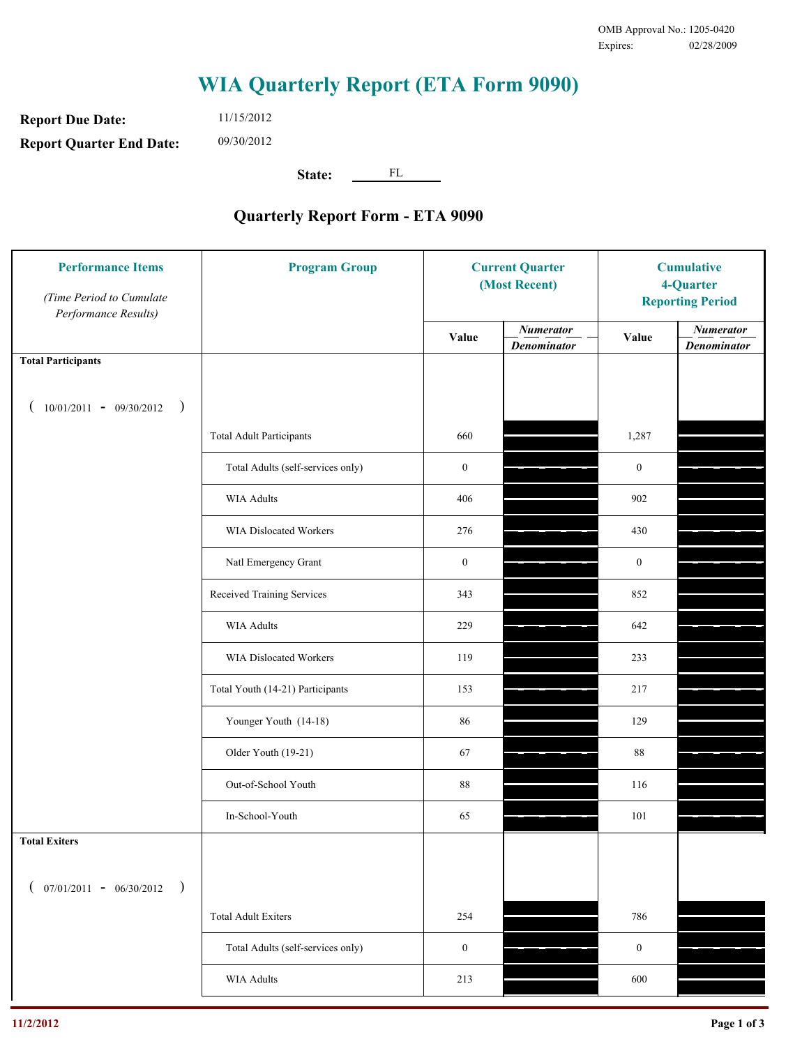OMB Approval No.: 1205-0420
Expires: 02/28/2009

# WIA Quarterly Report (ETA Form 9090)

**Report Due Date:** 11/15/2012

**Report Quarter End Date:** 09/30/2012

**State:** FL

## Quarterly Report Form - ETA 9090

| Performance Items *(Time Period to Cumulate Performance Results)* | Program Group | Current Quarter (Most Recent) Value | Current Quarter *Numerator / Denominator* | Cumulative 4-Quarter Reporting Period Value | Cumulative *Numerator / Denominator* |
|---|---|---|---|---|---|
| **Total Participants** ( 10/01/2011 - 09/30/2012 ) | | | | | |
| | Total Adult Participants | 660 | | 1,287 | |
| | Total Adults (self-services only) | 0 | | 0 | |
| | WIA Adults | 406 | | 902 | |
| | WIA Dislocated Workers | 276 | | 430 | |
| | Natl Emergency Grant | 0 | | 0 | |
| | Received Training Services | 343 | | 852 | |
| | WIA Adults | 229 | | 642 | |
| | WIA Dislocated Workers | 119 | | 233 | |
| | Total Youth (14-21) Participants | 153 | | 217 | |
| | Younger Youth (14-18) | 86 | | 129 | |
| | Older Youth (19-21) | 67 | | 88 | |
| | Out-of-School Youth | 88 | | 116 | |
| | In-School-Youth | 65 | | 101 | |
| **Total Exiters** ( 07/01/2011 - 06/30/2012 ) | | | | | |
| | Total Adult Exiters | 254 | | 786 | |
| | Total Adults (self-services only) | 0 | | 0 | |
| | WIA Adults | 213 | | 600 | |

11/2/2012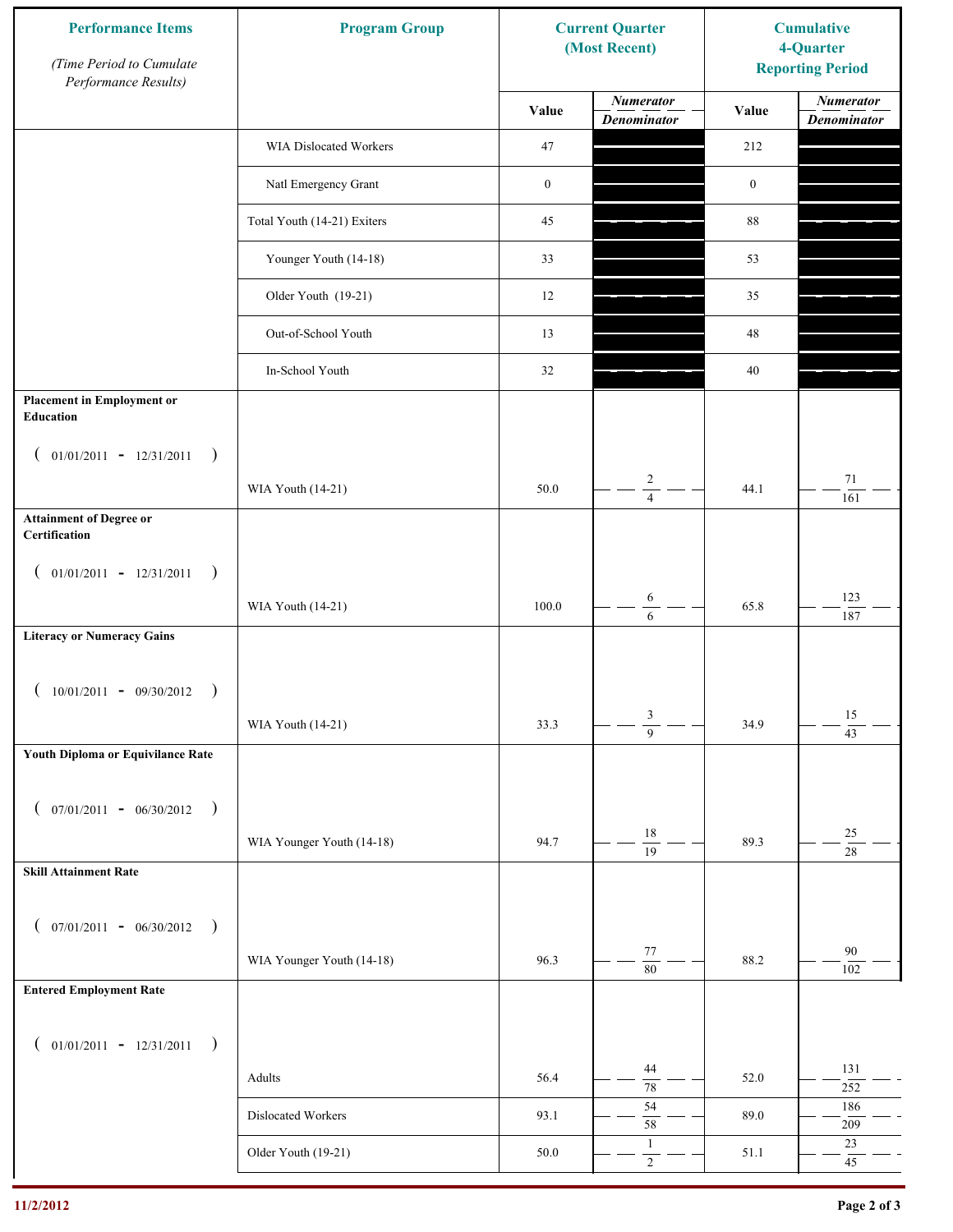| Performance Items *(Time Period to Cumulate Performance Results)* | Program Group | Current Quarter (Most Recent) | | Cumulative 4-Quarter Reporting Period | |
|---|---|---|---|---|---|
| | | Value | *Numerator* / *Denominator* | Value | *Numerator* / *Denominator* |
| | WIA Dislocated Workers | 47 | | 212 | |
| | Natl Emergency Grant | 0 | | 0 | |
| | Total Youth (14-21) Exiters | 45 | | 88 | |
| | Younger Youth (14-18) | 33 | | 53 | |
| | Older Youth (19-21) | 12 | | 35 | |
| | Out-of-School Youth | 13 | | 48 | |
| | In-School Youth | 32 | | 40 | |
| **Placement in Employment or Education** ( 01/01/2011 - 12/31/2011 ) | WIA Youth (14-21) | 50.0 | 2 / 4 | 44.1 | 71 / 161 |
| **Attainment of Degree or Certification** ( 01/01/2011 - 12/31/2011 ) | WIA Youth (14-21) | 100.0 | 6 / 6 | 65.8 | 123 / 187 |
| **Literacy or Numeracy Gains** ( 10/01/2011 - 09/30/2012 ) | WIA Youth (14-21) | 33.3 | 3 / 9 | 34.9 | 15 / 43 |
| **Youth Diploma or Equivilance Rate** ( 07/01/2011 - 06/30/2012 ) | WIA Younger Youth (14-18) | 94.7 | 18 / 19 | 89.3 | 25 / 28 |
| **Skill Attainment Rate** ( 07/01/2011 - 06/30/2012 ) | WIA Younger Youth (14-18) | 96.3 | 77 / 80 | 88.2 | 90 / 102 |
| **Entered Employment Rate** ( 01/01/2011 - 12/31/2011 ) | Adults | 56.4 | 44 / 78 | 52.0 | 131 / 252 |
| | Dislocated Workers | 93.1 | 54 / 58 | 89.0 | 186 / 209 |
| | Older Youth (19-21) | 50.0 | 1 / 2 | 51.1 | 23 / 45 |

11/2/2012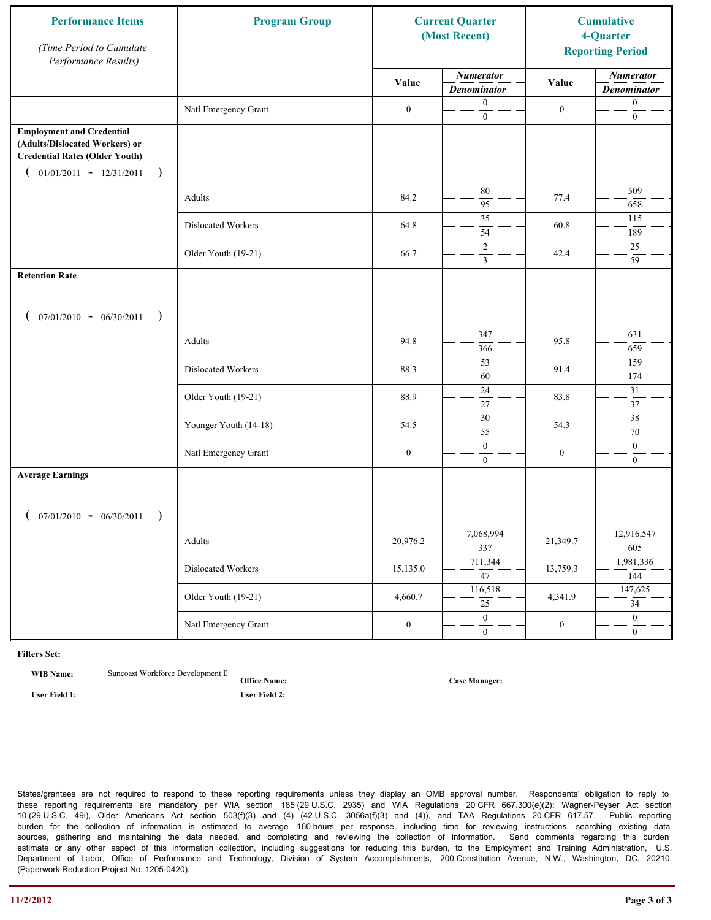| Performance Items<br>*(Time Period to Cumulate Performance Results)* | Program Group | Current Quarter (Most Recent) | | Cumulative 4-Quarter Reporting Period | |
|---|---|---|---|---|---|
| | | Value | *Numerator* / *Denominator* | Value | *Numerator* / *Denominator* |
| | Natl Emergency Grant | 0 | 0 / 0 | 0 | 0 / 0 |
| **Employment and Credential (Adults/Dislocated Workers) or Credential Rates (Older Youth)**<br>( 01/01/2011 - 12/31/2011 ) | | | | | |
| | Adults | 84.2 | 80 / 95 | 77.4 | 509 / 658 |
| | Dislocated Workers | 64.8 | 35 / 54 | 60.8 | 115 / 189 |
| | Older Youth (19-21) | 66.7 | 2 / 3 | 42.4 | 25 / 59 |
| **Retention Rate**<br>( 07/01/2010 - 06/30/2011 ) | | | | | |
| | Adults | 94.8 | 347 / 366 | 95.8 | 631 / 659 |
| | Dislocated Workers | 88.3 | 53 / 60 | 91.4 | 159 / 174 |
| | Older Youth (19-21) | 88.9 | 24 / 27 | 83.8 | 31 / 37 |
| | Younger Youth (14-18) | 54.5 | 30 / 55 | 54.3 | 38 / 70 |
| | Natl Emergency Grant | 0 | 0 / 0 | 0 | 0 / 0 |
| **Average Earnings**<br>( 07/01/2010 - 06/30/2011 ) | | | | | |
| | Adults | 20,976.2 | 7,068,994 / 337 | 21,349.7 | 12,916,547 / 605 |
| | Dislocated Workers | 15,135.0 | 711,344 / 47 | 13,759.3 | 1,981,336 / 144 |
| | Older Youth (19-21) | 4,660.7 | 116,518 / 25 | 4,341.9 | 147,625 / 34 |
| | Natl Emergency Grant | 0 | 0 / 0 | 0 | 0 / 0 |

**Filters Set:**

**WIB Name:** Suncoast Workforce Development E

**Office Name:**

**Case Manager:**

**User Field 1:**

**User Field 2:**

States/grantees are not required to respond to these reporting requirements unless they display an OMB approval number. Respondents' obligation to reply to these reporting requirements are mandatory per WIA section 185 (29 U.S.C. 2935) and WIA Regulations 20 CFR 667.300(e)(2); Wagner-Peyser Act section 10 (29 U.S.C. 49i), Older Americans Act section 503(f)(3) and (4) (42 U.S.C. 3056a(f)(3) and (4)), and TAA Regulations 20 CFR 617.57. Public reporting burden for the collection of information is estimated to average 160 hours per response, including time for reviewing instructions, searching existing data sources, gathering and maintaining the data needed, and completing and reviewing the collection of information. Send comments regarding this burden estimate or any other aspect of this information collection, including suggestions for reducing this burden, to the Employment and Training Administration, U.S. Department of Labor, Office of Performance and Technology, Division of System Accomplishments, 200 Constitution Avenue, N.W., Washington, DC, 20210 (Paperwork Reduction Project No. 1205-0420).

11/2/2012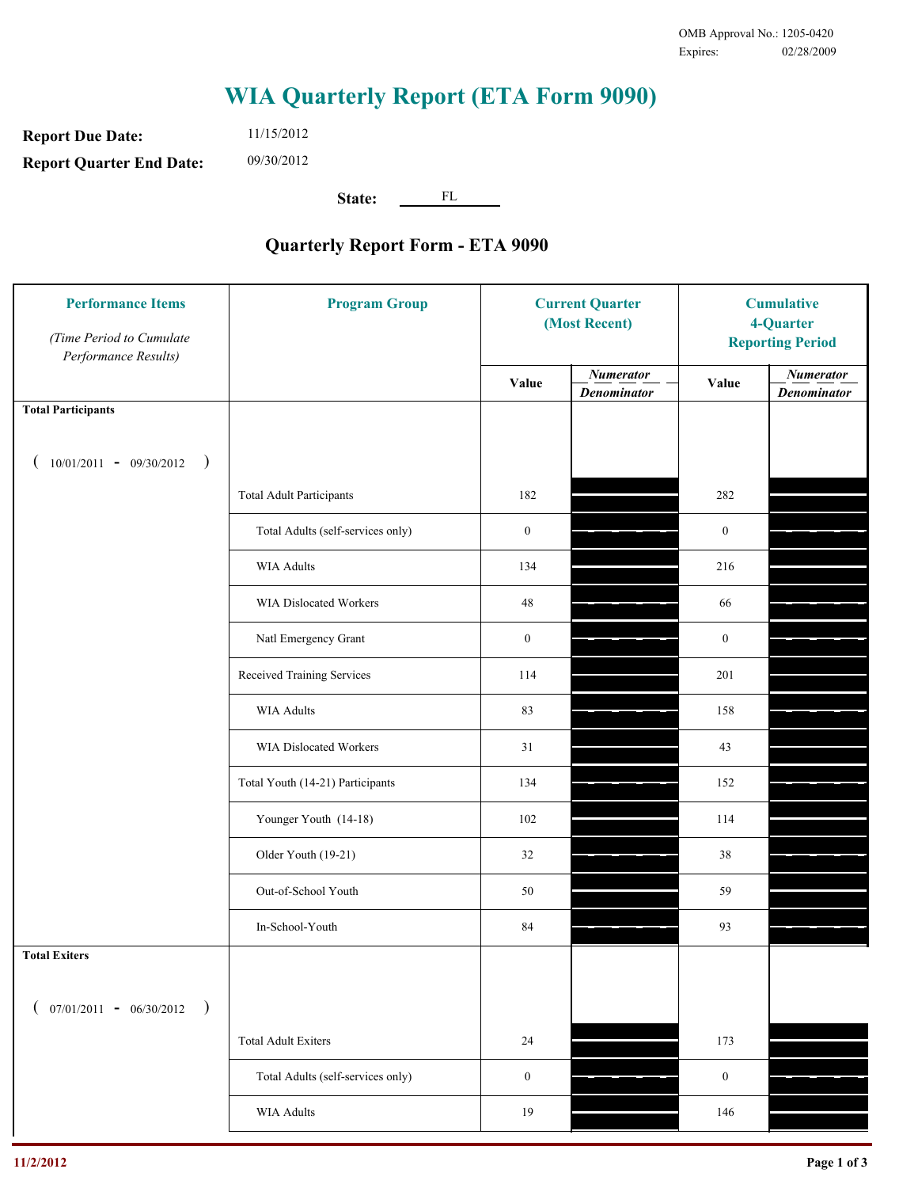OMB Approval No.: 1205-0420
Expires: 02/28/2009

# WIA Quarterly Report (ETA Form 9090)

**Report Due Date:** 11/15/2012

**Report Quarter End Date:** 09/30/2012

**State:** FL

## Quarterly Report Form - ETA 9090

| Performance Items *(Time Period to Cumulate Performance Results)* | Program Group | Current Quarter (Most Recent) Value | Current Quarter *Numerator / Denominator* | Cumulative 4-Quarter Reporting Period Value | Cumulative *Numerator / Denominator* |
|---|---|---|---|---|---|
| **Total Participants** ( 10/01/2011 - 09/30/2012 ) | | | | | |
| | Total Adult Participants | 182 | | 282 | |
| | Total Adults (self-services only) | 0 | | 0 | |
| | WIA Adults | 134 | | 216 | |
| | WIA Dislocated Workers | 48 | | 66 | |
| | Natl Emergency Grant | 0 | | 0 | |
| | Received Training Services | 114 | | 201 | |
| | WIA Adults | 83 | | 158 | |
| | WIA Dislocated Workers | 31 | | 43 | |
| | Total Youth (14-21) Participants | 134 | | 152 | |
| | Younger Youth (14-18) | 102 | | 114 | |
| | Older Youth (19-21) | 32 | | 38 | |
| | Out-of-School Youth | 50 | | 59 | |
| | In-School-Youth | 84 | | 93 | |
| **Total Exiters** ( 07/01/2011 - 06/30/2012 ) | | | | | |
| | Total Adult Exiters | 24 | | 173 | |
| | Total Adults (self-services only) | 0 | | 0 | |
| | WIA Adults | 19 | | 146 | |

11/2/2012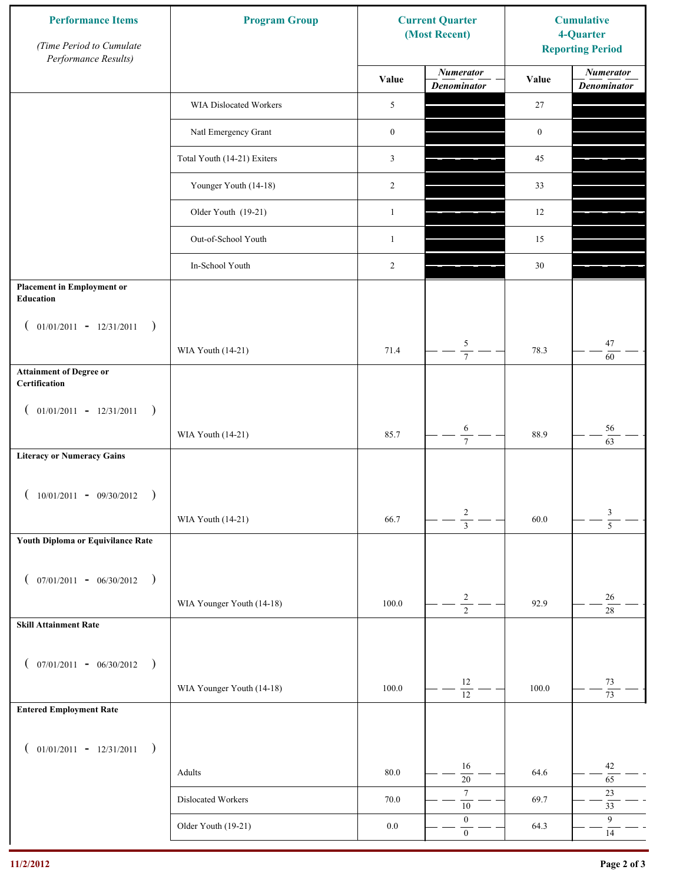| Performance Items *(Time Period to Cumulate Performance Results)* | Program Group | Current Quarter (Most Recent) | | Cumulative 4-Quarter Reporting Period | |
|---|---|---|---|---|---|
| | | Value | *Numerator* / *Denominator* | Value | *Numerator* / *Denominator* |
| | WIA Dislocated Workers | 5 | | 27 | |
| | Natl Emergency Grant | 0 | | 0 | |
| | Total Youth (14-21) Exiters | 3 | | 45 | |
| | Younger Youth (14-18) | 2 | | 33 | |
| | Older Youth (19-21) | 1 | | 12 | |
| | Out-of-School Youth | 1 | | 15 | |
| | In-School Youth | 2 | | 30 | |
| **Placement in Employment or Education** ( 01/01/2011 - 12/31/2011 ) | WIA Youth (14-21) | 71.4 | 5 / 7 | 78.3 | 47 / 60 |
| **Attainment of Degree or Certification** ( 01/01/2011 - 12/31/2011 ) | WIA Youth (14-21) | 85.7 | 6 / 7 | 88.9 | 56 / 63 |
| **Literacy or Numeracy Gains** ( 10/01/2011 - 09/30/2012 ) | WIA Youth (14-21) | 66.7 | 2 / 3 | 60.0 | 3 / 5 |
| **Youth Diploma or Equivilance Rate** ( 07/01/2011 - 06/30/2012 ) | WIA Younger Youth (14-18) | 100.0 | 2 / 2 | 92.9 | 26 / 28 |
| **Skill Attainment Rate** ( 07/01/2011 - 06/30/2012 ) | WIA Younger Youth (14-18) | 100.0 | 12 / 12 | 100.0 | 73 / 73 |
| **Entered Employment Rate** ( 01/01/2011 - 12/31/2011 ) | Adults | 80.0 | 16 / 20 | 64.6 | 42 / 65 |
| | Dislocated Workers | 70.0 | 7 / 10 | 69.7 | 23 / 33 |
| | Older Youth (19-21) | 0.0 | 0 / 0 | 64.3 | 9 / 14 |

11/2/2012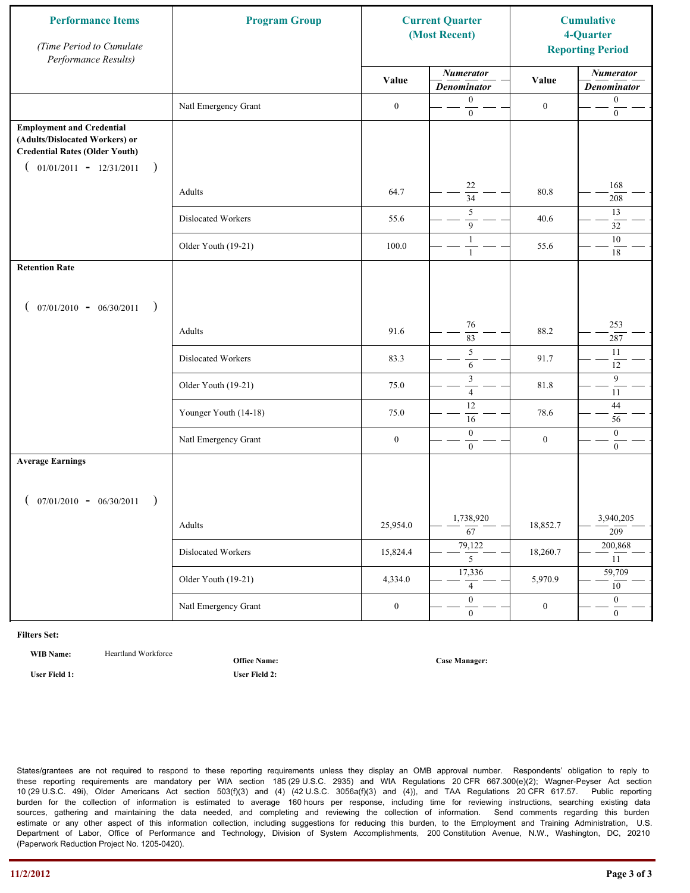| Performance Items<br>*(Time Period to Cumulate Performance Results)* | Program Group | Current Quarter (Most Recent) | | Cumulative 4-Quarter Reporting Period | |
|---|---|---|---|---|---|
| | | Value | *Numerator* / *Denominator* | Value | *Numerator* / *Denominator* |
| | Natl Emergency Grant | 0 | 0 / 0 | 0 | 0 / 0 |
| **Employment and Credential (Adults/Dislocated Workers) or Credential Rates (Older Youth)** ( 01/01/2011 - 12/31/2011 ) | | | | | |
| | Adults | 64.7 | 22 / 34 | 80.8 | 168 / 208 |
| | Dislocated Workers | 55.6 | 5 / 9 | 40.6 | 13 / 32 |
| | Older Youth (19-21) | 100.0 | 1 / 1 | 55.6 | 10 / 18 |
| **Retention Rate** ( 07/01/2010 - 06/30/2011 ) | | | | | |
| | Adults | 91.6 | 76 / 83 | 88.2 | 253 / 287 |
| | Dislocated Workers | 83.3 | 5 / 6 | 91.7 | 11 / 12 |
| | Older Youth (19-21) | 75.0 | 3 / 4 | 81.8 | 9 / 11 |
| | Younger Youth (14-18) | 75.0 | 12 / 16 | 78.6 | 44 / 56 |
| | Natl Emergency Grant | 0 | 0 / 0 | 0 | 0 / 0 |
| **Average Earnings** ( 07/01/2010 - 06/30/2011 ) | | | | | |
| | Adults | 25,954.0 | 1,738,920 / 67 | 18,852.7 | 3,940,205 / 209 |
| | Dislocated Workers | 15,824.4 | 79,122 / 5 | 18,260.7 | 200,868 / 11 |
| | Older Youth (19-21) | 4,334.0 | 17,336 / 4 | 5,970.9 | 59,709 / 10 |
| | Natl Emergency Grant | 0 | 0 / 0 | 0 | 0 / 0 |

**Filters Set:**

**WIB Name:** Heartland Workforce

**Office Name:**

**Case Manager:**

**User Field 1:**

**User Field 2:**

States/grantees are not required to respond to these reporting requirements unless they display an OMB approval number. Respondents' obligation to reply to these reporting requirements are mandatory per WIA section 185 (29 U.S.C. 2935) and WIA Regulations 20 CFR 667.300(e)(2); Wagner-Peyser Act section 10 (29 U.S.C. 49i), Older Americans Act section 503(f)(3) and (4) (42 U.S.C. 3056a(f)(3) and (4)), and TAA Regulations 20 CFR 617.57. Public reporting burden for the collection of information is estimated to average 160 hours per response, including time for reviewing instructions, searching existing data sources, gathering and maintaining the data needed, and completing and reviewing the collection of information. Send comments regarding this burden estimate or any other aspect of this information collection, including suggestions for reducing this burden, to the Employment and Training Administration, U.S. Department of Labor, Office of Performance and Technology, Division of System Accomplishments, 200 Constitution Avenue, N.W., Washington, DC, 20210 (Paperwork Reduction Project No. 1205-0420).

11/2/2012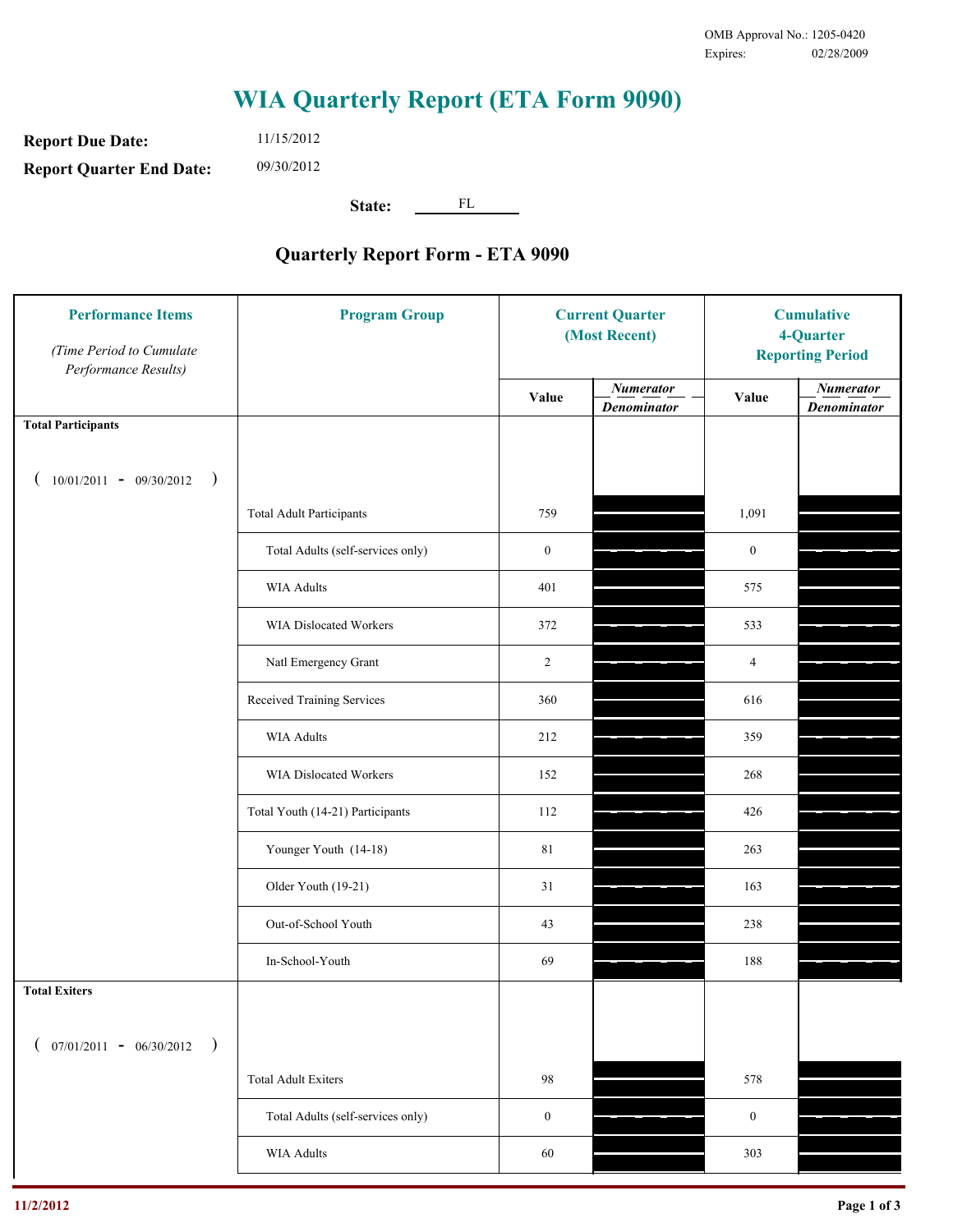OMB Approval No.: 1205-0420
Expires: 02/28/2009

# WIA Quarterly Report (ETA Form 9090)

**Report Due Date:** 11/15/2012

**Report Quarter End Date:** 09/30/2012

**State:** FL

## Quarterly Report Form - ETA 9090

| Performance Items *(Time Period to Cumulate Performance Results)* | Program Group | Current Quarter (Most Recent) Value | Current Quarter *Numerator / Denominator* | Cumulative 4-Quarter Reporting Period Value | Cumulative *Numerator / Denominator* |
|---|---|---|---|---|---|
| **Total Participants** ( 10/01/2011 - 09/30/2012 ) | | | | | |
| | Total Adult Participants | 759 | | 1,091 | |
| | Total Adults (self-services only) | 0 | | 0 | |
| | WIA Adults | 401 | | 575 | |
| | WIA Dislocated Workers | 372 | | 533 | |
| | Natl Emergency Grant | 2 | | 4 | |
| | Received Training Services | 360 | | 616 | |
| | WIA Adults | 212 | | 359 | |
| | WIA Dislocated Workers | 152 | | 268 | |
| | Total Youth (14-21) Participants | 112 | | 426 | |
| | Younger Youth (14-18) | 81 | | 263 | |
| | Older Youth (19-21) | 31 | | 163 | |
| | Out-of-School Youth | 43 | | 238 | |
| | In-School-Youth | 69 | | 188 | |
| **Total Exiters** ( 07/01/2011 - 06/30/2012 ) | | | | | |
| | Total Adult Exiters | 98 | | 578 | |
| | Total Adults (self-services only) | 0 | | 0 | |
| | WIA Adults | 60 | | 303 | |

11/2/2012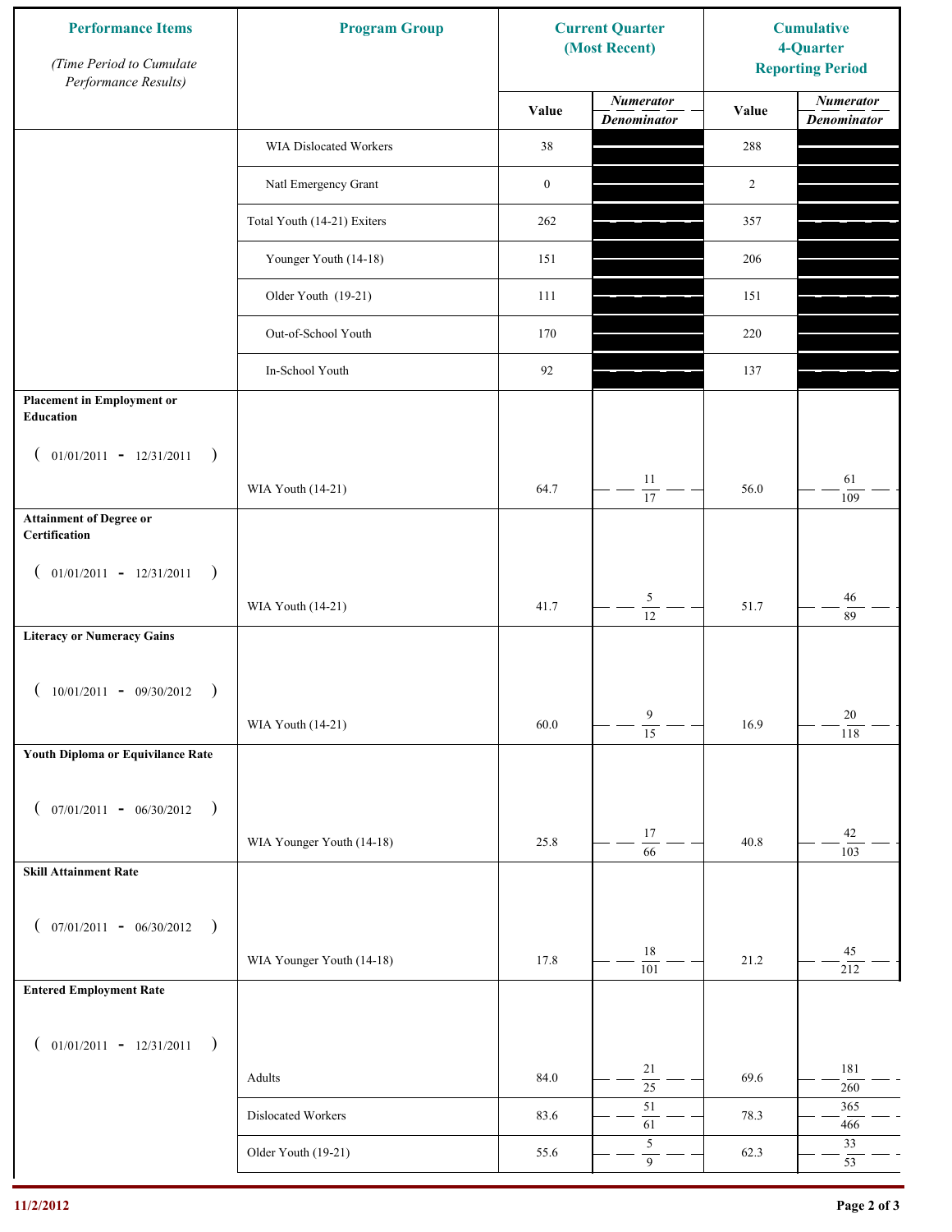| Performance Items (Time Period to Cumulate Performance Results) | Program Group | Current Quarter (Most Recent) Value | Current Quarter Numerator / Denominator | Cumulative 4-Quarter Reporting Period Value | Cumulative Numerator / Denominator |
|---|---|---|---|---|---|
| | WIA Dislocated Workers | 38 | | 288 | |
| | Natl Emergency Grant | 0 | | 2 | |
| | Total Youth (14-21) Exiters | 262 | | 357 | |
| | Younger Youth (14-18) | 151 | | 206 | |
| | Older Youth (19-21) | 111 | | 151 | |
| | Out-of-School Youth | 170 | | 220 | |
| | In-School Youth | 92 | | 137 | |
| **Placement in Employment or Education** (01/01/2011 - 12/31/2011) | WIA Youth (14-21) | 64.7 | 11 / 17 | 56.0 | 61 / 109 |
| **Attainment of Degree or Certification** (01/01/2011 - 12/31/2011) | WIA Youth (14-21) | 41.7 | 5 / 12 | 51.7 | 46 / 89 |
| **Literacy or Numeracy Gains** (10/01/2011 - 09/30/2012) | WIA Youth (14-21) | 60.0 | 9 / 15 | 16.9 | 20 / 118 |
| **Youth Diploma or Equivilance Rate** (07/01/2011 - 06/30/2012) | WIA Younger Youth (14-18) | 25.8 | 17 / 66 | 40.8 | 42 / 103 |
| **Skill Attainment Rate** (07/01/2011 - 06/30/2012) | WIA Younger Youth (14-18) | 17.8 | 18 / 101 | 21.2 | 45 / 212 |
| **Entered Employment Rate** (01/01/2011 - 12/31/2011) | Adults | 84.0 | 21 / 25 | 69.6 | 181 / 260 |
| | Dislocated Workers | 83.6 | 51 / 61 | 78.3 | 365 / 466 |
| | Older Youth (19-21) | 55.6 | 5 / 9 | 62.3 | 33 / 53 |

11/2/2012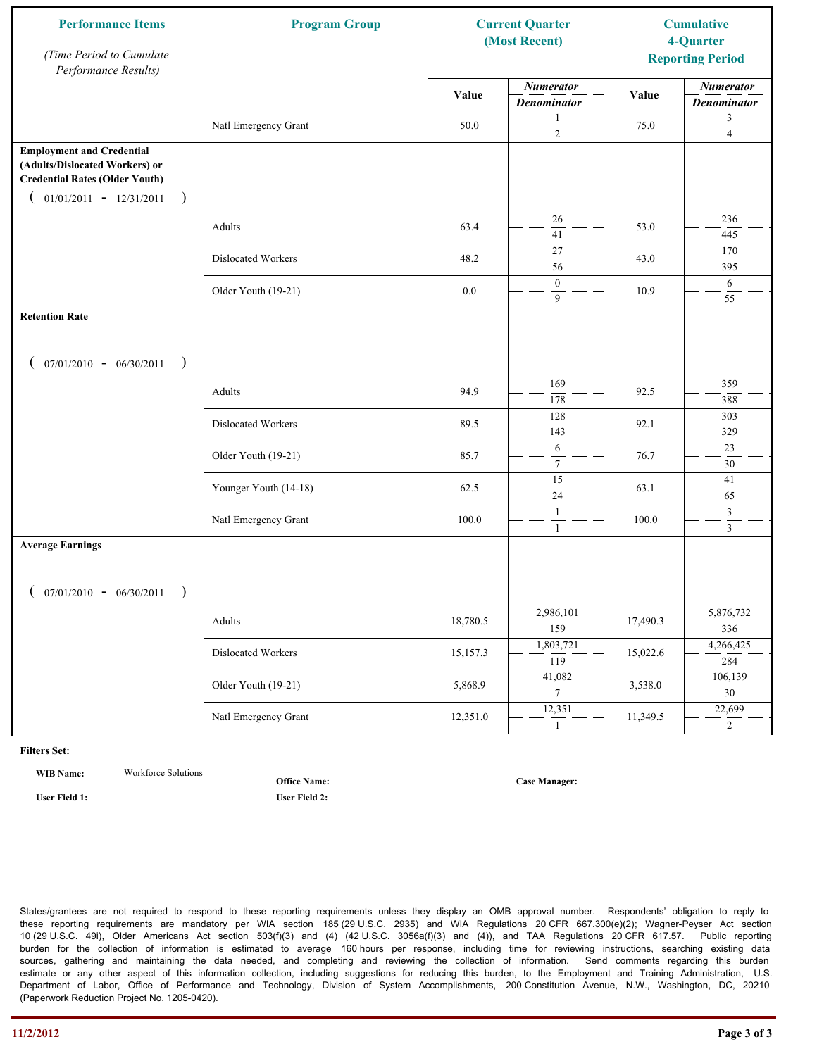| Performance Items (Time Period to Cumulate Performance Results) | Program Group | Current Quarter (Most Recent) | | Cumulative 4-Quarter Reporting Period | |
|---|---|---|---|---|---|
| | | Value | Numerator / Denominator | Value | Numerator / Denominator |
| | Natl Emergency Grant | 50.0 | 1 / 2 | 75.0 | 3 / 4 |
| **Employment and Credential (Adults/Dislocated Workers) or Credential Rates (Older Youth)** ( 01/01/2011 - 12/31/2011 ) | | | | | |
| | Adults | 63.4 | 26 / 41 | 53.0 | 236 / 445 |
| | Dislocated Workers | 48.2 | 27 / 56 | 43.0 | 170 / 395 |
| | Older Youth (19-21) | 0.0 | 0 / 9 | 10.9 | 6 / 55 |
| **Retention Rate** ( 07/01/2010 - 06/30/2011 ) | | | | | |
| | Adults | 94.9 | 169 / 178 | 92.5 | 359 / 388 |
| | Dislocated Workers | 89.5 | 128 / 143 | 92.1 | 303 / 329 |
| | Older Youth (19-21) | 85.7 | 6 / 7 | 76.7 | 23 / 30 |
| | Younger Youth (14-18) | 62.5 | 15 / 24 | 63.1 | 41 / 65 |
| | Natl Emergency Grant | 100.0 | 1 / 1 | 100.0 | 3 / 3 |
| **Average Earnings** ( 07/01/2010 - 06/30/2011 ) | | | | | |
| | Adults | 18,780.5 | 2,986,101 / 159 | 17,490.3 | 5,876,732 / 336 |
| | Dislocated Workers | 15,157.3 | 1,803,721 / 119 | 15,022.6 | 4,266,425 / 284 |
| | Older Youth (19-21) | 5,868.9 | 41,082 / 7 | 3,538.0 | 106,139 / 30 |
| | Natl Emergency Grant | 12,351.0 | 12,351 / 1 | 11,349.5 | 22,699 / 2 |

**Filters Set:**

**WIB Name:** Workforce Solutions

**Office Name:**

**Case Manager:**

**User Field 1:**

**User Field 2:**

States/grantees are not required to respond to these reporting requirements unless they display an OMB approval number. Respondents' obligation to reply to these reporting requirements are mandatory per WIA section 185 (29 U.S.C. 2935) and WIA Regulations 20 CFR 667.300(e)(2); Wagner-Peyser Act section 10 (29 U.S.C. 49i), Older Americans Act section 503(f)(3) and (4) (42 U.S.C. 3056a(f)(3) and (4)), and TAA Regulations 20 CFR 617.57. Public reporting burden for the collection of information is estimated to average 160 hours per response, including time for reviewing instructions, searching existing data sources, gathering and maintaining the data needed, and completing and reviewing the collection of information. Send comments regarding this burden estimate or any other aspect of this information collection, including suggestions for reducing this burden, to the Employment and Training Administration, U.S. Department of Labor, Office of Performance and Technology, Division of System Accomplishments, 200 Constitution Avenue, N.W., Washington, DC, 20210 (Paperwork Reduction Project No. 1205-0420).

11/2/2012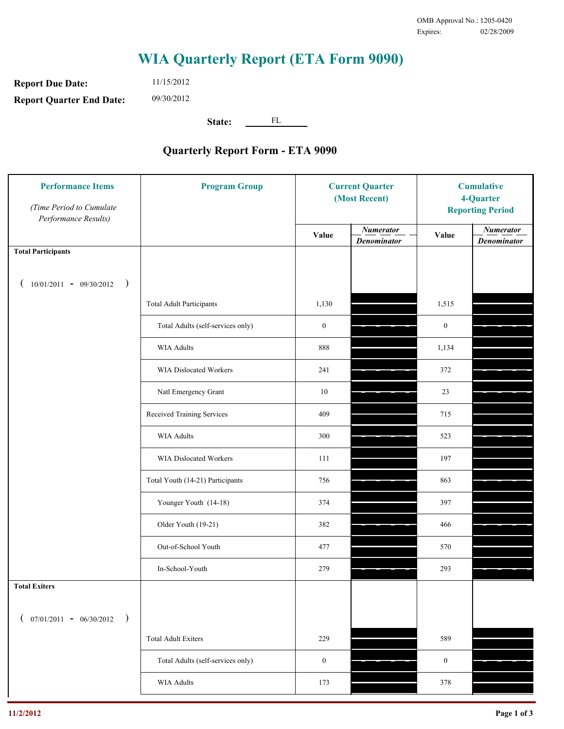OMB Approval No.: 1205-0420
Expires: 02/28/2009

# WIA Quarterly Report (ETA Form 9090)

**Report Due Date:** 11/15/2012

**Report Quarter End Date:** 09/30/2012

**State:** FL

## Quarterly Report Form - ETA 9090

| Performance Items *(Time Period to Cumulate Performance Results)* | Program Group | Current Quarter (Most Recent) Value | Current Quarter *Numerator / Denominator* | Cumulative 4-Quarter Reporting Period Value | Cumulative 4-Quarter *Numerator / Denominator* |
|---|---|---|---|---|---|
| **Total Participants** ( 10/01/2011 - 09/30/2012 ) | | | | | |
| | Total Adult Participants | 1,130 | | 1,515 | |
| | Total Adults (self-services only) | 0 | | 0 | |
| | WIA Adults | 888 | | 1,134 | |
| | WIA Dislocated Workers | 241 | | 372 | |
| | Natl Emergency Grant | 10 | | 23 | |
| | Received Training Services | 409 | | 715 | |
| | WIA Adults | 300 | | 523 | |
| | WIA Dislocated Workers | 111 | | 197 | |
| | Total Youth (14-21) Participants | 756 | | 863 | |
| | Younger Youth (14-18) | 374 | | 397 | |
| | Older Youth (19-21) | 382 | | 466 | |
| | Out-of-School Youth | 477 | | 570 | |
| | In-School-Youth | 279 | | 293 | |
| **Total Exiters** ( 07/01/2011 - 06/30/2012 ) | | | | | |
| | Total Adult Exiters | 229 | | 589 | |
| | Total Adults (self-services only) | 0 | | 0 | |
| | WIA Adults | 173 | | 378 | |

11/2/2012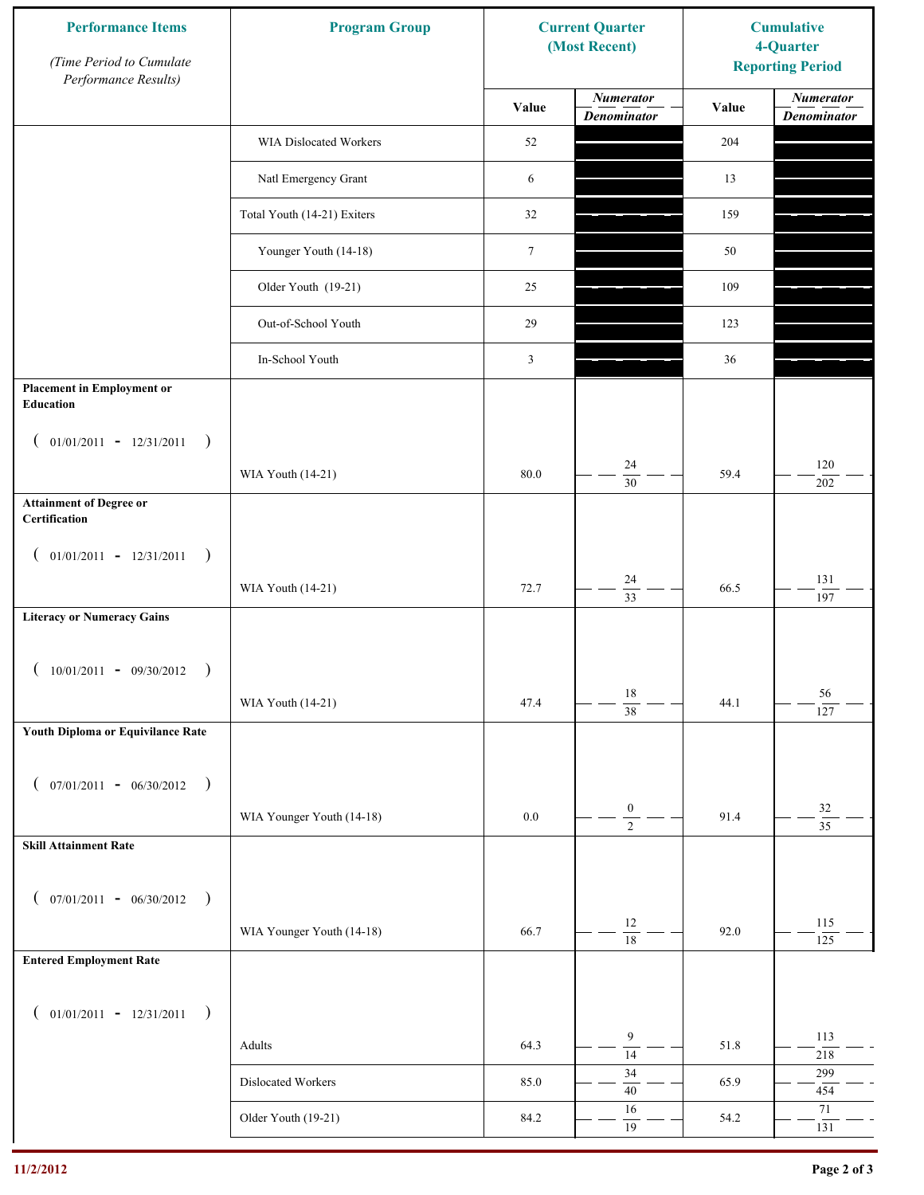| Performance Items (Time Period to Cumulate Performance Results) | Program Group | Current Quarter (Most Recent) | | Cumulative 4-Quarter Reporting Period | |
|---|---|---|---|---|---|
| | | Value | *Numerator* / *Denominator* | Value | *Numerator* / *Denominator* |
| | WIA Dislocated Workers | 52 | | 204 | |
| | Natl Emergency Grant | 6 | | 13 | |
| | Total Youth (14-21) Exiters | 32 | | 159 | |
| | Younger Youth (14-18) | 7 | | 50 | |
| | Older Youth (19-21) | 25 | | 109 | |
| | Out-of-School Youth | 29 | | 123 | |
| | In-School Youth | 3 | | 36 | |
| **Placement in Employment or Education** ( 01/01/2011 - 12/31/2011 ) | WIA Youth (14-21) | 80.0 | 24 / 30 | 59.4 | 120 / 202 |
| **Attainment of Degree or Certification** ( 01/01/2011 - 12/31/2011 ) | WIA Youth (14-21) | 72.7 | 24 / 33 | 66.5 | 131 / 197 |
| **Literacy or Numeracy Gains** ( 10/01/2011 - 09/30/2012 ) | WIA Youth (14-21) | 47.4 | 18 / 38 | 44.1 | 56 / 127 |
| **Youth Diploma or Equivilance Rate** ( 07/01/2011 - 06/30/2012 ) | WIA Younger Youth (14-18) | 0.0 | 0 / 2 | 91.4 | 32 / 35 |
| **Skill Attainment Rate** ( 07/01/2011 - 06/30/2012 ) | WIA Younger Youth (14-18) | 66.7 | 12 / 18 | 92.0 | 115 / 125 |
| **Entered Employment Rate** ( 01/01/2011 - 12/31/2011 ) | Adults | 64.3 | 9 / 14 | 51.8 | 113 / 218 |
| | Dislocated Workers | 85.0 | 34 / 40 | 65.9 | 299 / 454 |
| | Older Youth (19-21) | 84.2 | 16 / 19 | 54.2 | 71 / 131 |

11/2/2012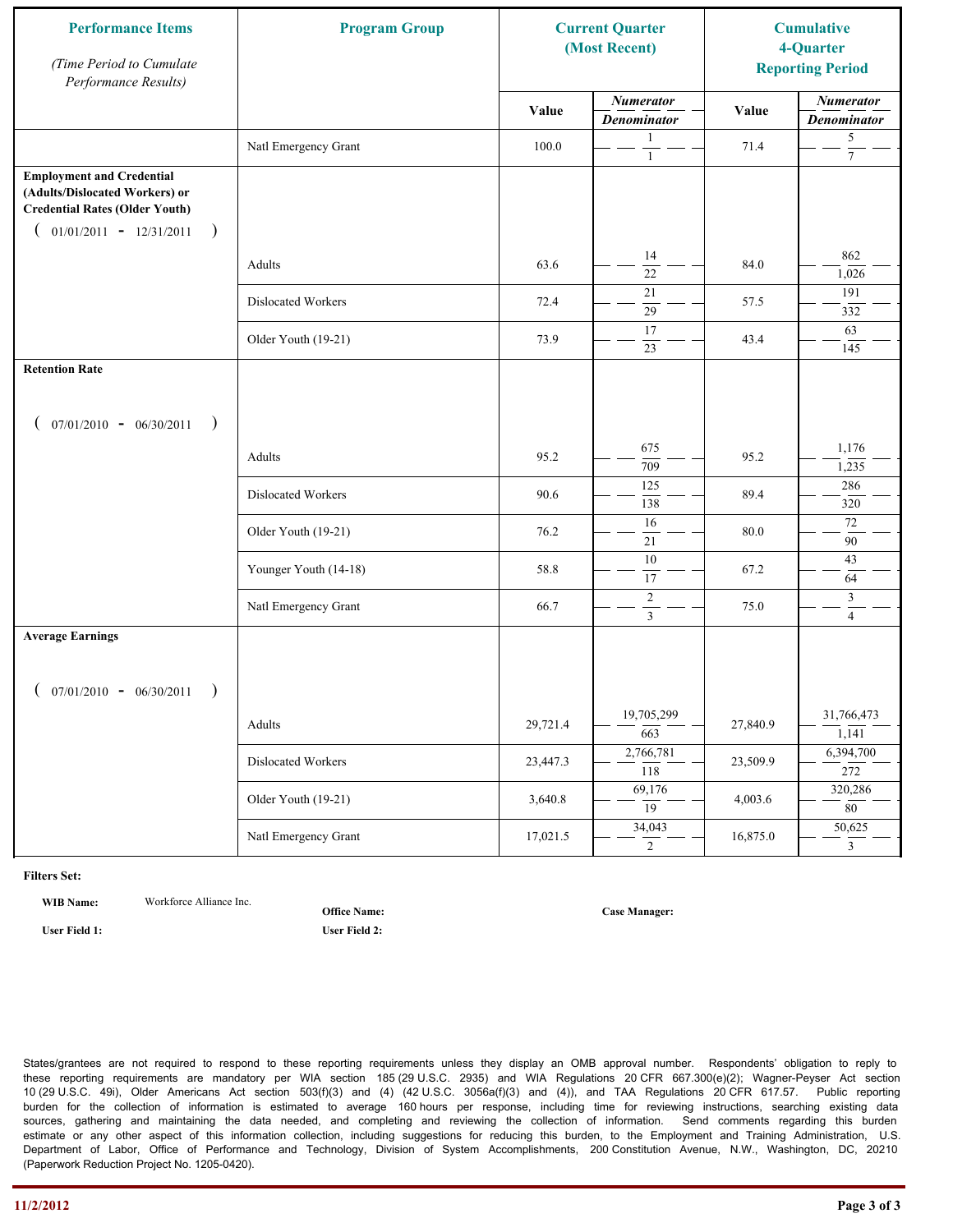| Performance Items *(Time Period to Cumulate Performance Results)* | Program Group | Current Quarter (Most Recent) | | Cumulative 4-Quarter Reporting Period | |
|---|---|---|---|---|---|
| | | Value | *Numerator* / *Denominator* | Value | *Numerator* / *Denominator* |
| | Natl Emergency Grant | 100.0 | 1 / 1 | 71.4 | 5 / 7 |
| **Employment and Credential (Adults/Dislocated Workers) or Credential Rates (Older Youth)** ( 01/01/2011 - 12/31/2011 ) | | | | | |
| | Adults | 63.6 | 14 / 22 | 84.0 | 862 / 1,026 |
| | Dislocated Workers | 72.4 | 21 / 29 | 57.5 | 191 / 332 |
| | Older Youth (19-21) | 73.9 | 17 / 23 | 43.4 | 63 / 145 |
| **Retention Rate** ( 07/01/2010 - 06/30/2011 ) | | | | | |
| | Adults | 95.2 | 675 / 709 | 95.2 | 1,176 / 1,235 |
| | Dislocated Workers | 90.6 | 125 / 138 | 89.4 | 286 / 320 |
| | Older Youth (19-21) | 76.2 | 16 / 21 | 80.0 | 72 / 90 |
| | Younger Youth (14-18) | 58.8 | 10 / 17 | 67.2 | 43 / 64 |
| | Natl Emergency Grant | 66.7 | 2 / 3 | 75.0 | 3 / 4 |
| **Average Earnings** ( 07/01/2010 - 06/30/2011 ) | | | | | |
| | Adults | 29,721.4 | 19,705,299 / 663 | 27,840.9 | 31,766,473 / 1,141 |
| | Dislocated Workers | 23,447.3 | 2,766,781 / 118 | 23,509.9 | 6,394,700 / 272 |
| | Older Youth (19-21) | 3,640.8 | 69,176 / 19 | 4,003.6 | 320,286 / 80 |
| | Natl Emergency Grant | 17,021.5 | 34,043 / 2 | 16,875.0 | 50,625 / 3 |

**Filters Set:**

**WIB Name:** Workforce Alliance Inc. **Office Name:** **Case Manager:**

**User Field 1:** **User Field 2:**

States/grantees are not required to respond to these reporting requirements unless they display an OMB approval number. Respondents' obligation to reply to these reporting requirements are mandatory per WIA section 185 (29 U.S.C. 2935) and WIA Regulations 20 CFR 667.300(e)(2); Wagner-Peyser Act section 10 (29 U.S.C. 49i), Older Americans Act section 503(f)(3) and (4) (42 U.S.C. 3056a(f)(3) and (4)), and TAA Regulations 20 CFR 617.57. Public reporting burden for the collection of information is estimated to average 160 hours per response, including time for reviewing instructions, searching existing data sources, gathering and maintaining the data needed, and completing and reviewing the collection of information. Send comments regarding this burden estimate or any other aspect of this information collection, including suggestions for reducing this burden, to the Employment and Training Administration, U.S. Department of Labor, Office of Performance and Technology, Division of System Accomplishments, 200 Constitution Avenue, N.W., Washington, DC, 20210 (Paperwork Reduction Project No. 1205-0420).

11/2/2012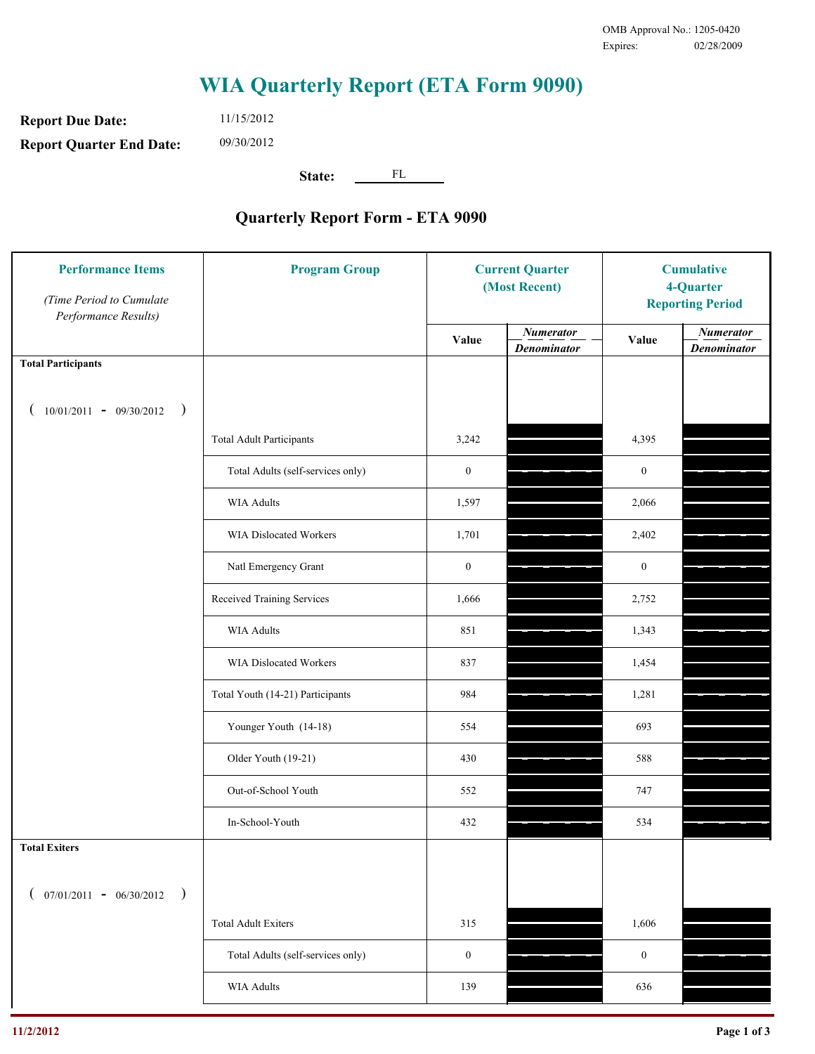OMB Approval No.: 1205-0420
Expires: 02/28/2009

# WIA Quarterly Report (ETA Form 9090)

**Report Due Date:** 11/15/2012

**Report Quarter End Date:** 09/30/2012

**State:** FL

## Quarterly Report Form - ETA 9090

| Performance Items *(Time Period to Cumulate Performance Results)* | Program Group | Current Quarter (Most Recent) Value | Current Quarter Numerator/Denominator | Cumulative 4-Quarter Reporting Period Value | Cumulative 4-Quarter Numerator/Denominator |
|---|---|---|---|---|---|
| **Total Participants** ( 10/01/2011 - 09/30/2012 ) | | | | | |
| | Total Adult Participants | 3,242 | | 4,395 | |
| | Total Adults (self-services only) | 0 | | 0 | |
| | WIA Adults | 1,597 | | 2,066 | |
| | WIA Dislocated Workers | 1,701 | | 2,402 | |
| | Natl Emergency Grant | 0 | | 0 | |
| | Received Training Services | 1,666 | | 2,752 | |
| | WIA Adults | 851 | | 1,343 | |
| | WIA Dislocated Workers | 837 | | 1,454 | |
| | Total Youth (14-21) Participants | 984 | | 1,281 | |
| | Younger Youth (14-18) | 554 | | 693 | |
| | Older Youth (19-21) | 430 | | 588 | |
| | Out-of-School Youth | 552 | | 747 | |
| | In-School-Youth | 432 | | 534 | |
| **Total Exiters** ( 07/01/2011 - 06/30/2012 ) | | | | | |
| | Total Adult Exiters | 315 | | 1,606 | |
| | Total Adults (self-services only) | 0 | | 0 | |
| | WIA Adults | 139 | | 636 | |

11/2/2012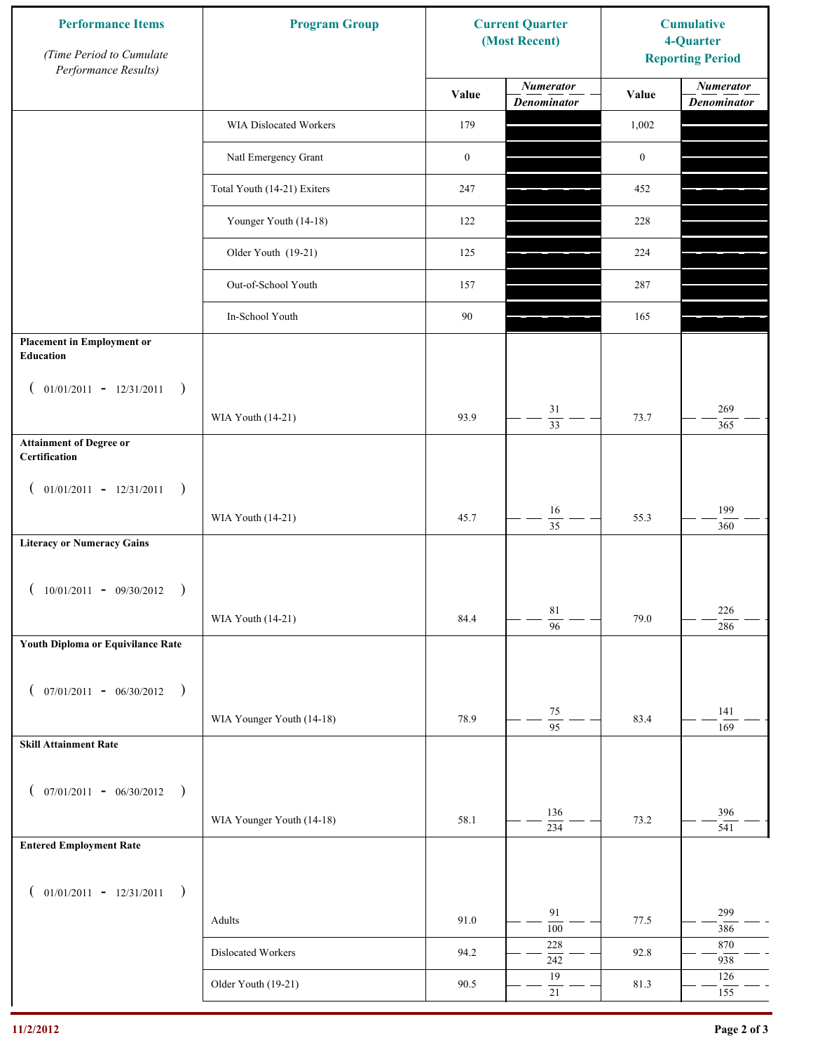| Performance Items *(Time Period to Cumulate Performance Results)* | Program Group | Current Quarter (Most Recent) | | Cumulative 4-Quarter Reporting Period | |
|---|---|---|---|---|---|
| | | Value | *Numerator* / *Denominator* | Value | *Numerator* / *Denominator* |
| | WIA Dislocated Workers | 179 | | 1,002 | |
| | Natl Emergency Grant | 0 | | 0 | |
| | Total Youth (14-21) Exiters | 247 | | 452 | |
| | Younger Youth (14-18) | 122 | | 228 | |
| | Older Youth (19-21) | 125 | | 224 | |
| | Out-of-School Youth | 157 | | 287 | |
| | In-School Youth | 90 | | 165 | |
| **Placement in Employment or Education** ( 01/01/2011 - 12/31/2011 ) | WIA Youth (14-21) | 93.9 | 31 / 33 | 73.7 | 269 / 365 |
| **Attainment of Degree or Certification** ( 01/01/2011 - 12/31/2011 ) | WIA Youth (14-21) | 45.7 | 16 / 35 | 55.3 | 199 / 360 |
| **Literacy or Numeracy Gains** ( 10/01/2011 - 09/30/2012 ) | WIA Youth (14-21) | 84.4 | 81 / 96 | 79.0 | 226 / 286 |
| **Youth Diploma or Equivilance Rate** ( 07/01/2011 - 06/30/2012 ) | WIA Younger Youth (14-18) | 78.9 | 75 / 95 | 83.4 | 141 / 169 |
| **Skill Attainment Rate** ( 07/01/2011 - 06/30/2012 ) | WIA Younger Youth (14-18) | 58.1 | 136 / 234 | 73.2 | 396 / 541 |
| **Entered Employment Rate** ( 01/01/2011 - 12/31/2011 ) | Adults | 91.0 | 91 / 100 | 77.5 | 299 / 386 |
| | Dislocated Workers | 94.2 | 228 / 242 | 92.8 | 870 / 938 |
| | Older Youth (19-21) | 90.5 | 19 / 21 | 81.3 | 126 / 155 |

11/2/2012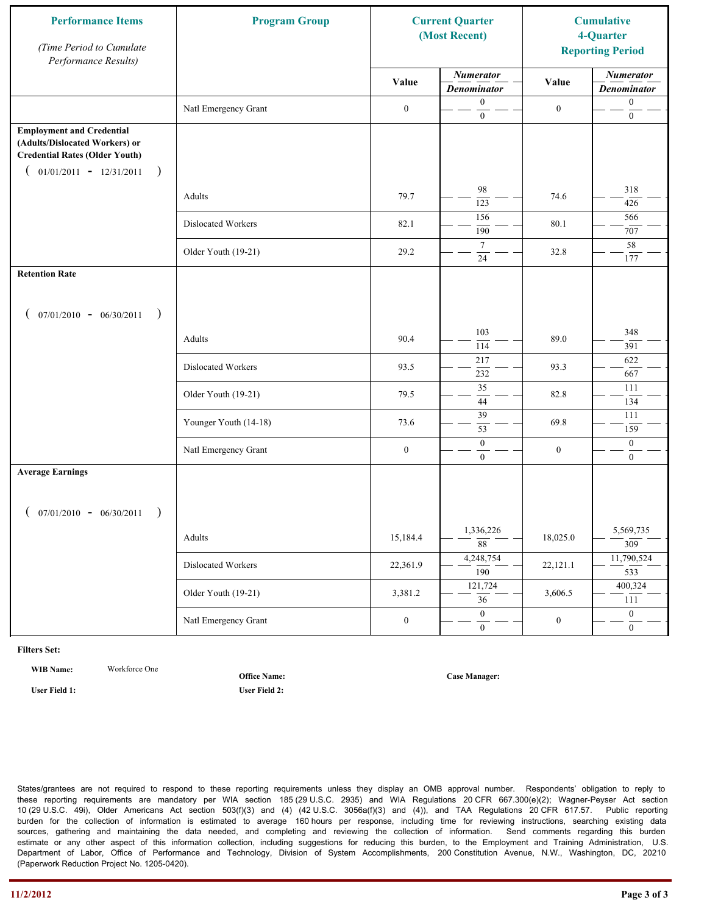| Performance Items *(Time Period to Cumulate Performance Results)* | Program Group | Current Quarter (Most Recent) | | Cumulative 4-Quarter Reporting Period | |
|---|---|---|---|---|---|
| | | Value | *Numerator* / *Denominator* | Value | *Numerator* / *Denominator* |
| | Natl Emergency Grant | 0 | 0 / 0 | 0 | 0 / 0 |
| **Employment and Credential (Adults/Dislocated Workers) or Credential Rates (Older Youth)** ( 01/01/2011 - 12/31/2011 ) | | | | | |
| | Adults | 79.7 | 98 / 123 | 74.6 | 318 / 426 |
| | Dislocated Workers | 82.1 | 156 / 190 | 80.1 | 566 / 707 |
| | Older Youth (19-21) | 29.2 | 7 / 24 | 32.8 | 58 / 177 |
| **Retention Rate** ( 07/01/2010 - 06/30/2011 ) | | | | | |
| | Adults | 90.4 | 103 / 114 | 89.0 | 348 / 391 |
| | Dislocated Workers | 93.5 | 217 / 232 | 93.3 | 622 / 667 |
| | Older Youth (19-21) | 79.5 | 35 / 44 | 82.8 | 111 / 134 |
| | Younger Youth (14-18) | 73.6 | 39 / 53 | 69.8 | 111 / 159 |
| | Natl Emergency Grant | 0 | 0 / 0 | 0 | 0 / 0 |
| **Average Earnings** ( 07/01/2010 - 06/30/2011 ) | | | | | |
| | Adults | 15,184.4 | 1,336,226 / 88 | 18,025.0 | 5,569,735 / 309 |
| | Dislocated Workers | 22,361.9 | 4,248,754 / 190 | 22,121.1 | 11,790,524 / 533 |
| | Older Youth (19-21) | 3,381.2 | 121,724 / 36 | 3,606.5 | 400,324 / 111 |
| | Natl Emergency Grant | 0 | 0 / 0 | 0 | 0 / 0 |

**Filters Set:**

**WIB Name:** Workforce One

**Office Name:**

**Case Manager:**

**User Field 1:**

**User Field 2:**

States/grantees are not required to respond to these reporting requirements unless they display an OMB approval number. Respondents' obligation to reply to these reporting requirements are mandatory per WIA section 185 (29 U.S.C. 2935) and WIA Regulations 20 CFR 667.300(e)(2); Wagner-Peyser Act section 10 (29 U.S.C. 49i), Older Americans Act section 503(f)(3) and (4) (42 U.S.C. 3056a(f)(3) and (4)), and TAA Regulations 20 CFR 617.57. Public reporting burden for the collection of information is estimated to average 160 hours per response, including time for reviewing instructions, searching existing data sources, gathering and maintaining the data needed, and completing and reviewing the collection of information. Send comments regarding this burden estimate or any other aspect of this information collection, including suggestions for reducing this burden, to the Employment and Training Administration, U.S. Department of Labor, Office of Performance and Technology, Division of System Accomplishments, 200 Constitution Avenue, N.W., Washington, DC, 20210 (Paperwork Reduction Project No. 1205-0420).

11/2/2012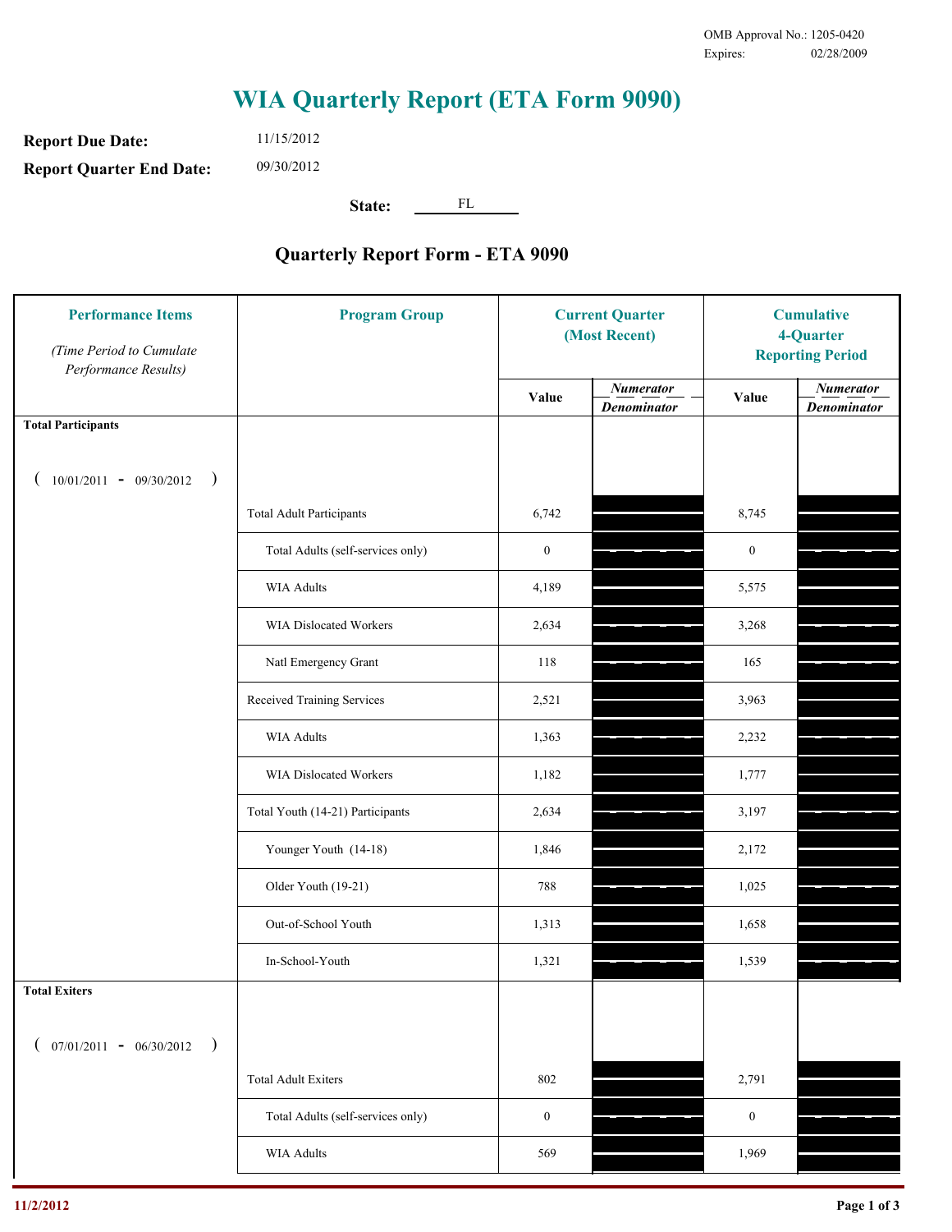OMB Approval No.: 1205-0420
Expires: 02/28/2009

# WIA Quarterly Report (ETA Form 9090)

**Report Due Date:** 11/15/2012

**Report Quarter End Date:** 09/30/2012

**State:** FL

## Quarterly Report Form - ETA 9090

| Performance Items *(Time Period to Cumulate Performance Results)* | Program Group | Current Quarter (Most Recent) Value | Current Quarter *Numerator / Denominator* | Cumulative 4-Quarter Reporting Period Value | Cumulative *Numerator / Denominator* |
|---|---|---|---|---|---|
| **Total Participants** ( 10/01/2011 - 09/30/2012 ) | | | | | |
| | Total Adult Participants | 6,742 | | 8,745 | |
| | Total Adults (self-services only) | 0 | | 0 | |
| | WIA Adults | 4,189 | | 5,575 | |
| | WIA Dislocated Workers | 2,634 | | 3,268 | |
| | Natl Emergency Grant | 118 | | 165 | |
| | Received Training Services | 2,521 | | 3,963 | |
| | WIA Adults | 1,363 | | 2,232 | |
| | WIA Dislocated Workers | 1,182 | | 1,777 | |
| | Total Youth (14-21) Participants | 2,634 | | 3,197 | |
| | Younger Youth (14-18) | 1,846 | | 2,172 | |
| | Older Youth (19-21) | 788 | | 1,025 | |
| | Out-of-School Youth | 1,313 | | 1,658 | |
| | In-School-Youth | 1,321 | | 1,539 | |
| **Total Exiters** ( 07/01/2011 - 06/30/2012 ) | | | | | |
| | Total Adult Exiters | 802 | | 2,791 | |
| | Total Adults (self-services only) | 0 | | 0 | |
| | WIA Adults | 569 | | 1,969 | |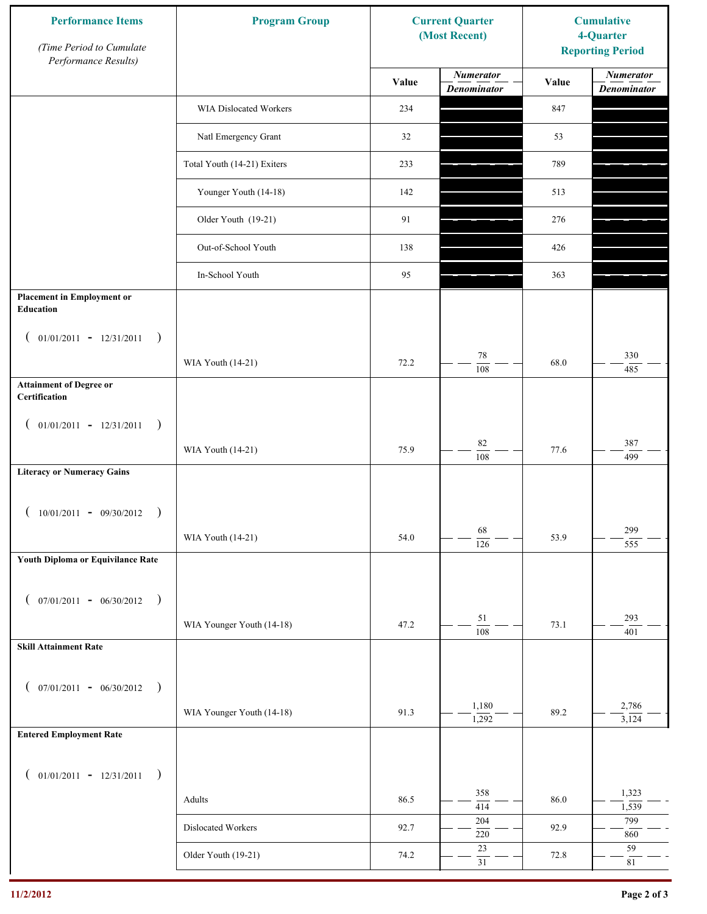| Performance Items (Time Period to Cumulate Performance Results) | Program Group | Current Quarter (Most Recent) Value | Current Quarter Numerator / Denominator | Cumulative 4-Quarter Reporting Period Value | Cumulative Numerator / Denominator |
|---|---|---|---|---|---|
| | WIA Dislocated Workers | 234 | | 847 | |
| | Natl Emergency Grant | 32 | | 53 | |
| | Total Youth (14-21) Exiters | 233 | | 789 | |
| | Younger Youth (14-18) | 142 | | 513 | |
| | Older Youth (19-21) | 91 | | 276 | |
| | Out-of-School Youth | 138 | | 426 | |
| | In-School Youth | 95 | | 363 | |
| **Placement in Employment or Education** ( 01/01/2011 - 12/31/2011 ) | WIA Youth (14-21) | 72.2 | 78 / 108 | 68.0 | 330 / 485 |
| **Attainment of Degree or Certification** ( 01/01/2011 - 12/31/2011 ) | WIA Youth (14-21) | 75.9 | 82 / 108 | 77.6 | 387 / 499 |
| **Literacy or Numeracy Gains** ( 10/01/2011 - 09/30/2012 ) | WIA Youth (14-21) | 54.0 | 68 / 126 | 53.9 | 299 / 555 |
| **Youth Diploma or Equivilance Rate** ( 07/01/2011 - 06/30/2012 ) | WIA Younger Youth (14-18) | 47.2 | 51 / 108 | 73.1 | 293 / 401 |
| **Skill Attainment Rate** ( 07/01/2011 - 06/30/2012 ) | WIA Younger Youth (14-18) | 91.3 | 1,180 / 1,292 | 89.2 | 2,786 / 3,124 |
| **Entered Employment Rate** ( 01/01/2011 - 12/31/2011 ) | Adults | 86.5 | 358 / 414 | 86.0 | 1,323 / 1,539 |
| | Dislocated Workers | 92.7 | 204 / 220 | 92.9 | 799 / 860 |
| | Older Youth (19-21) | 74.2 | 23 / 31 | 72.8 | 59 / 81 |

11/2/2012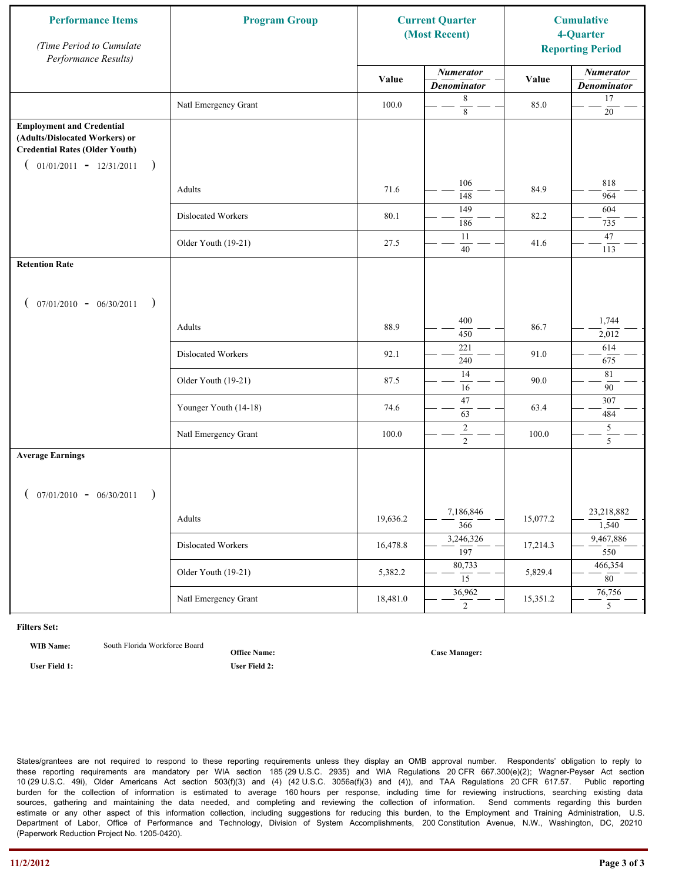| Performance Items<br>*(Time Period to Cumulate Performance Results)* | Program Group | Current Quarter (Most Recent) | | Cumulative 4-Quarter Reporting Period | |
|---|---|---|---|---|---|
| | | Value | *Numerator / Denominator* | Value | *Numerator / Denominator* |
| | Natl Emergency Grant | 100.0 | 8 / 8 | 85.0 | 17 / 20 |
| **Employment and Credential (Adults/Dislocated Workers) or Credential Rates (Older Youth)** ( 01/01/2011 - 12/31/2011 ) | | | | | |
| | Adults | 71.6 | 106 / 148 | 84.9 | 818 / 964 |
| | Dislocated Workers | 80.1 | 149 / 186 | 82.2 | 604 / 735 |
| | Older Youth (19-21) | 27.5 | 11 / 40 | 41.6 | 47 / 113 |
| **Retention Rate** ( 07/01/2010 - 06/30/2011 ) | | | | | |
| | Adults | 88.9 | 400 / 450 | 86.7 | 1,744 / 2,012 |
| | Dislocated Workers | 92.1 | 221 / 240 | 91.0 | 614 / 675 |
| | Older Youth (19-21) | 87.5 | 14 / 16 | 90.0 | 81 / 90 |
| | Younger Youth (14-18) | 74.6 | 47 / 63 | 63.4 | 307 / 484 |
| | Natl Emergency Grant | 100.0 | 2 / 2 | 100.0 | 5 / 5 |
| **Average Earnings** ( 07/01/2010 - 06/30/2011 ) | | | | | |
| | Adults | 19,636.2 | 7,186,846 / 366 | 15,077.2 | 23,218,882 / 1,540 |
| | Dislocated Workers | 16,478.8 | 3,246,326 / 197 | 17,214.3 | 9,467,886 / 550 |
| | Older Youth (19-21) | 5,382.2 | 80,733 / 15 | 5,829.4 | 466,354 / 80 |
| | Natl Emergency Grant | 18,481.0 | 36,962 / 2 | 15,351.2 | 76,756 / 5 |

**Filters Set:**

**WIB Name:** South Florida Workforce Board **Office Name:** **Case Manager:**

**User Field 1:** **User Field 2:**

States/grantees are not required to respond to these reporting requirements unless they display an OMB approval number. Respondents' obligation to reply to these reporting requirements are mandatory per WIA section 185 (29 U.S.C. 2935) and WIA Regulations 20 CFR 667.300(e)(2); Wagner-Peyser Act section 10 (29 U.S.C. 49i), Older Americans Act section 503(f)(3) and (4) (42 U.S.C. 3056a(f)(3) and (4)), and TAA Regulations 20 CFR 617.57. Public reporting burden for the collection of information is estimated to average 160 hours per response, including time for reviewing instructions, searching existing data sources, gathering and maintaining the data needed, and completing and reviewing the collection of information. Send comments regarding this burden estimate or any other aspect of this information collection, including suggestions for reducing this burden, to the Employment and Training Administration, U.S. Department of Labor, Office of Performance and Technology, Division of System Accomplishments, 200 Constitution Avenue, N.W., Washington, DC, 20210 (Paperwork Reduction Project No. 1205-0420).

11/2/2012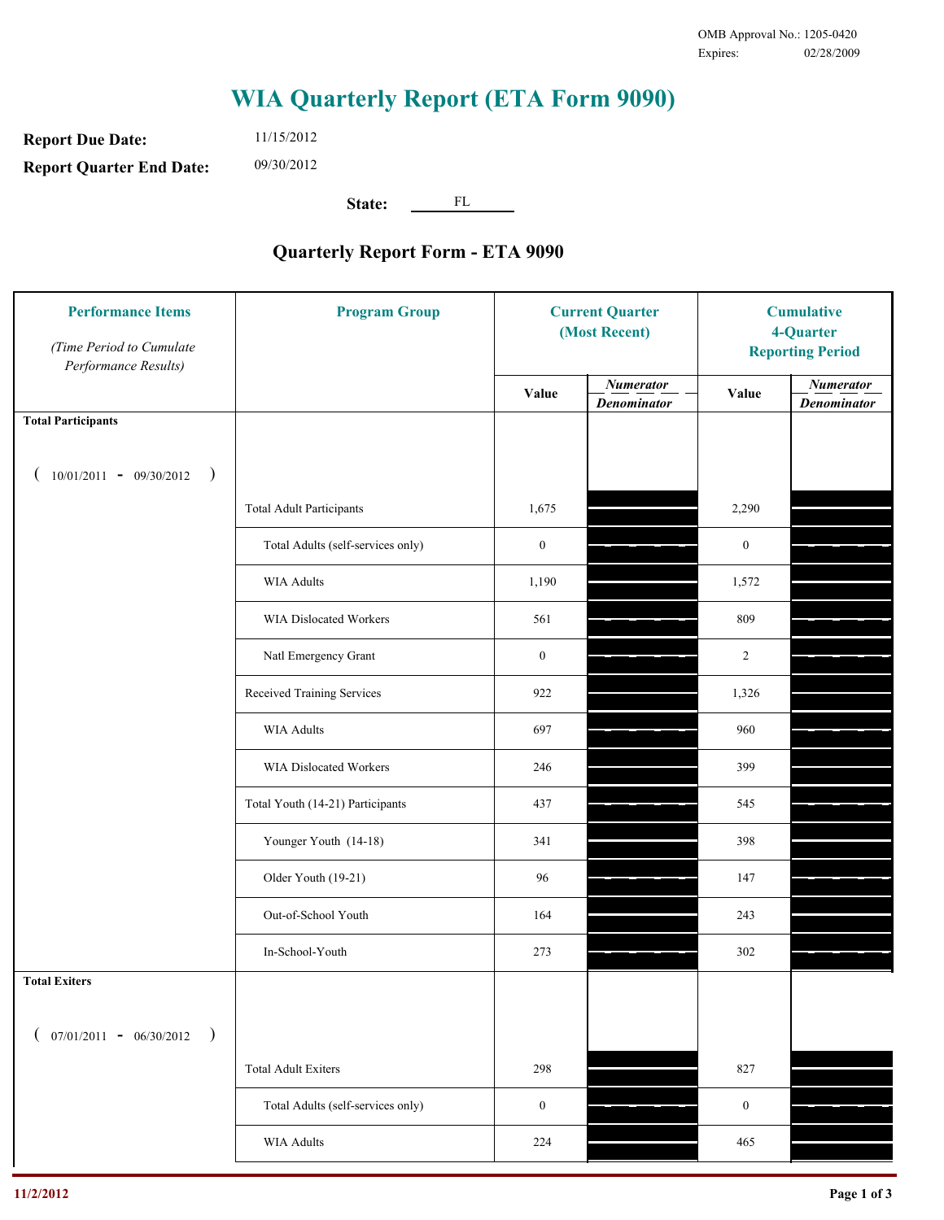OMB Approval No.: 1205-0420
Expires: 02/28/2009

# WIA Quarterly Report (ETA Form 9090)

**Report Due Date:** 11/15/2012

**Report Quarter End Date:** 09/30/2012

**State:** FL

## Quarterly Report Form - ETA 9090

| Performance Items *(Time Period to Cumulate Performance Results)* | Program Group | Current Quarter (Most Recent) Value | Current Quarter *Numerator / Denominator* | Cumulative 4-Quarter Reporting Period Value | Cumulative 4-Quarter *Numerator / Denominator* |
|---|---|---|---|---|---|
| **Total Participants** ( 10/01/2011 - 09/30/2012 ) | | | | | |
| | Total Adult Participants | 1,675 | | 2,290 | |
| | Total Adults (self-services only) | 0 | | 0 | |
| | WIA Adults | 1,190 | | 1,572 | |
| | WIA Dislocated Workers | 561 | | 809 | |
| | Natl Emergency Grant | 0 | | 2 | |
| | Received Training Services | 922 | | 1,326 | |
| | WIA Adults | 697 | | 960 | |
| | WIA Dislocated Workers | 246 | | 399 | |
| | Total Youth (14-21) Participants | 437 | | 545 | |
| | Younger Youth (14-18) | 341 | | 398 | |
| | Older Youth (19-21) | 96 | | 147 | |
| | Out-of-School Youth | 164 | | 243 | |
| | In-School-Youth | 273 | | 302 | |
| **Total Exiters** ( 07/01/2011 - 06/30/2012 ) | | | | | |
| | Total Adult Exiters | 298 | | 827 | |
| | Total Adults (self-services only) | 0 | | 0 | |
| | WIA Adults | 224 | | 465 | |

11/2/2012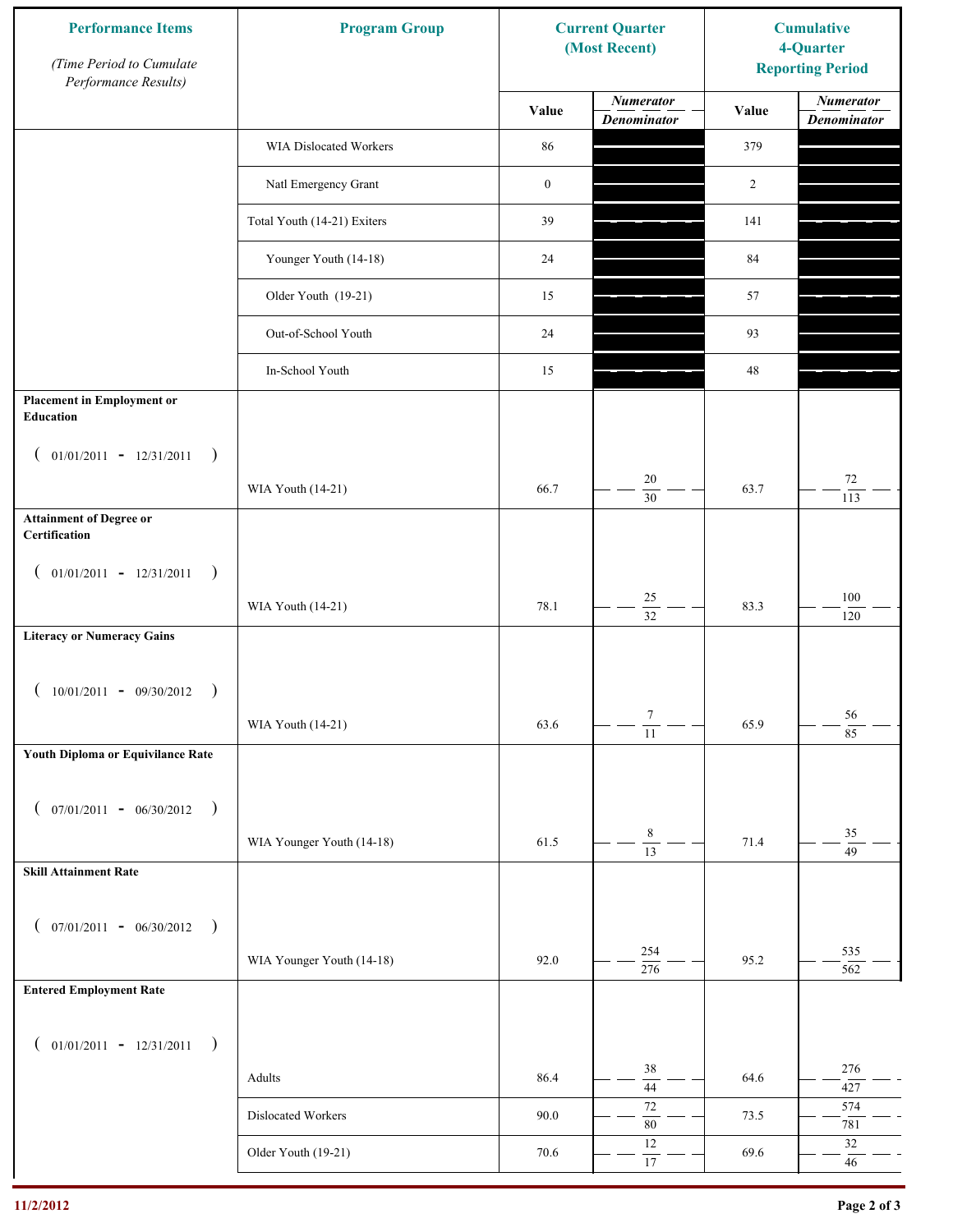| Performance Items *(Time Period to Cumulate Performance Results)* | Program Group | Current Quarter (Most Recent) | | Cumulative 4-Quarter Reporting Period | |
|---|---|---|---|---|---|
| | | Value | *Numerator* / *Denominator* | Value | *Numerator* / *Denominator* |
| | WIA Dislocated Workers | 86 | | 379 | |
| | Natl Emergency Grant | 0 | | 2 | |
| | Total Youth (14-21) Exiters | 39 | | 141 | |
| | Younger Youth (14-18) | 24 | | 84 | |
| | Older Youth (19-21) | 15 | | 57 | |
| | Out-of-School Youth | 24 | | 93 | |
| | In-School Youth | 15 | | 48 | |
| **Placement in Employment or Education** ( 01/01/2011 - 12/31/2011 ) | WIA Youth (14-21) | 66.7 | 20 / 30 | 63.7 | 72 / 113 |
| **Attainment of Degree or Certification** ( 01/01/2011 - 12/31/2011 ) | WIA Youth (14-21) | 78.1 | 25 / 32 | 83.3 | 100 / 120 |
| **Literacy or Numeracy Gains** ( 10/01/2011 - 09/30/2012 ) | WIA Youth (14-21) | 63.6 | 7 / 11 | 65.9 | 56 / 85 |
| **Youth Diploma or Equivilance Rate** ( 07/01/2011 - 06/30/2012 ) | WIA Younger Youth (14-18) | 61.5 | 8 / 13 | 71.4 | 35 / 49 |
| **Skill Attainment Rate** ( 07/01/2011 - 06/30/2012 ) | WIA Younger Youth (14-18) | 92.0 | 254 / 276 | 95.2 | 535 / 562 |
| **Entered Employment Rate** ( 01/01/2011 - 12/31/2011 ) | Adults | 86.4 | 38 / 44 | 64.6 | 276 / 427 |
| | Dislocated Workers | 90.0 | 72 / 80 | 73.5 | 574 / 781 |
| | Older Youth (19-21) | 70.6 | 12 / 17 | 69.6 | 32 / 46 |

11/2/2012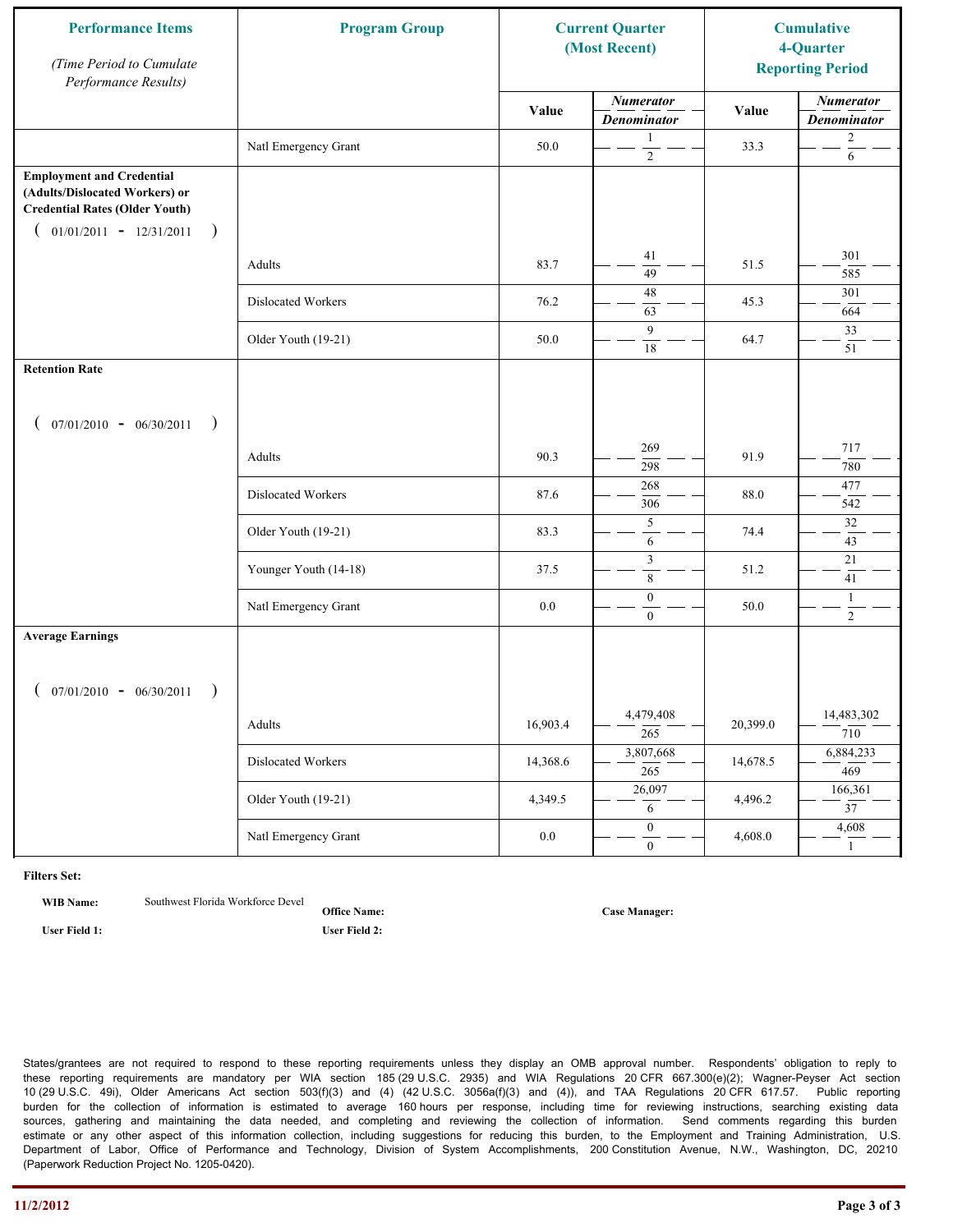| Performance Items *(Time Period to Cumulate Performance Results)* | Program Group | Current Quarter (Most Recent) | | Cumulative 4-Quarter Reporting Period | |
|---|---|---|---|---|---|
| | | Value | *Numerator / Denominator* | Value | *Numerator / Denominator* |
| | Natl Emergency Grant | 50.0 | 1 / 2 | 33.3 | 2 / 6 |
| **Employment and Credential (Adults/Dislocated Workers) or Credential Rates (Older Youth)** ( 01/01/2011 - 12/31/2011 ) | | | | | |
| | Adults | 83.7 | 41 / 49 | 51.5 | 301 / 585 |
| | Dislocated Workers | 76.2 | 48 / 63 | 45.3 | 301 / 664 |
| | Older Youth (19-21) | 50.0 | 9 / 18 | 64.7 | 33 / 51 |
| **Retention Rate** ( 07/01/2010 - 06/30/2011 ) | | | | | |
| | Adults | 90.3 | 269 / 298 | 91.9 | 717 / 780 |
| | Dislocated Workers | 87.6 | 268 / 306 | 88.0 | 477 / 542 |
| | Older Youth (19-21) | 83.3 | 5 / 6 | 74.4 | 32 / 43 |
| | Younger Youth (14-18) | 37.5 | 3 / 8 | 51.2 | 21 / 41 |
| | Natl Emergency Grant | 0.0 | 0 / 0 | 50.0 | 1 / 2 |
| **Average Earnings** ( 07/01/2010 - 06/30/2011 ) | | | | | |
| | Adults | 16,903.4 | 4,479,408 / 265 | 20,399.0 | 14,483,302 / 710 |
| | Dislocated Workers | 14,368.6 | 3,807,668 / 265 | 14,678.5 | 6,884,233 / 469 |
| | Older Youth (19-21) | 4,349.5 | 26,097 / 6 | 4,496.2 | 166,361 / 37 |
| | Natl Emergency Grant | 0.0 | 0 / 0 | 4,608.0 | 4,608 / 1 |

**Filters Set:**

**WIB Name:** Southwest Florida Workforce Devel

**Office Name:**

**Case Manager:**

**User Field 1:**

**User Field 2:**

States/grantees are not required to respond to these reporting requirements unless they display an OMB approval number. Respondents' obligation to reply to these reporting requirements are mandatory per WIA section 185 (29 U.S.C. 2935) and WIA Regulations 20 CFR 667.300(e)(2); Wagner-Peyser Act section 10 (29 U.S.C. 49i), Older Americans Act section 503(f)(3) and (4) (42 U.S.C. 3056a(f)(3) and (4)), and TAA Regulations 20 CFR 617.57. Public reporting burden for the collection of information is estimated to average 160 hours per response, including time for reviewing instructions, searching existing data sources, gathering and maintaining the data needed, and completing and reviewing the collection of information. Send comments regarding this burden estimate or any other aspect of this information collection, including suggestions for reducing this burden, to the Employment and Training Administration, U.S. Department of Labor, Office of Performance and Technology, Division of System Accomplishments, 200 Constitution Avenue, N.W., Washington, DC, 20210 (Paperwork Reduction Project No. 1205-0420).

11/2/2012